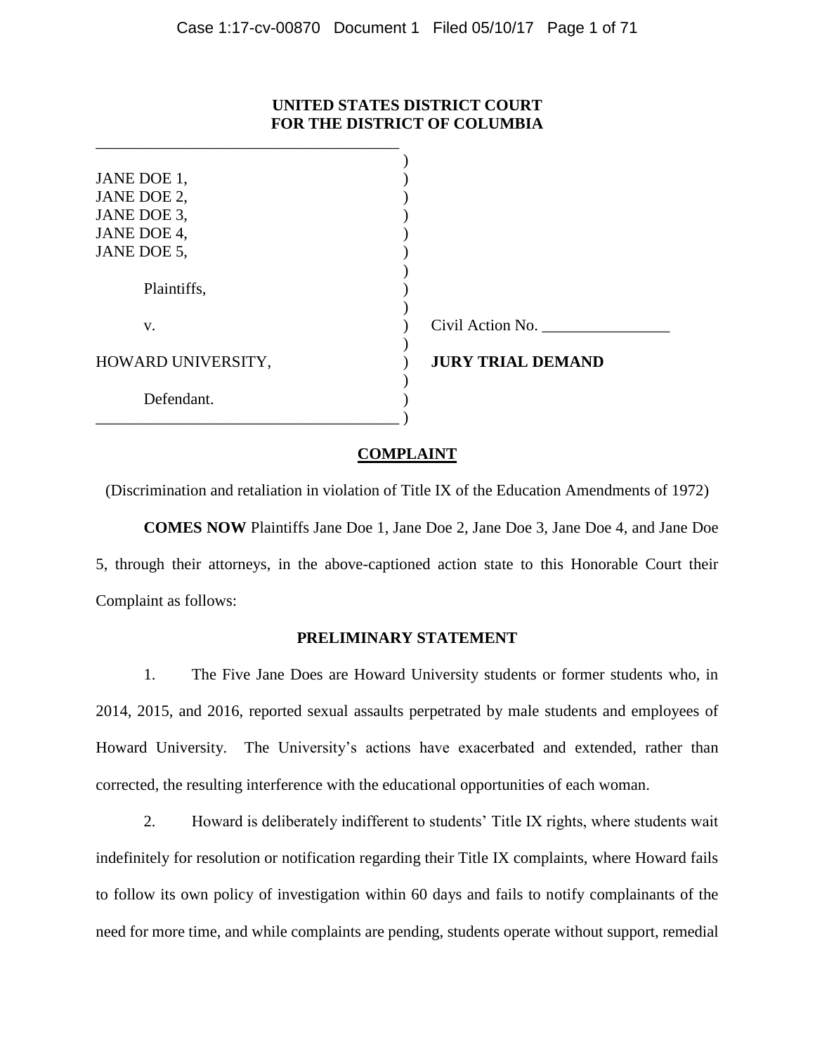**UNITED STATES DISTRICT COURT**
**FOR THE DISTRICT OF COLUMBIA**

| | |
|---|---|
| JANE DOE 1,<br>JANE DOE 2,<br>JANE DOE 3,<br>JANE DOE 4,<br>JANE DOE 5, | |
| Plaintiffs, | |
| v. | Civil Action No. ________________ |
| HOWARD UNIVERSITY, | **JURY TRIAL DEMAND** |
| Defendant. | |

## COMPLAINT

(Discrimination and retaliation in violation of Title IX of the Education Amendments of 1972)

**COMES NOW** Plaintiffs Jane Doe 1, Jane Doe 2, Jane Doe 3, Jane Doe 4, and Jane Doe 5, through their attorneys, in the above-captioned action state to this Honorable Court their Complaint as follows:

### PRELIMINARY STATEMENT

1. The Five Jane Does are Howard University students or former students who, in 2014, 2015, and 2016, reported sexual assaults perpetrated by male students and employees of Howard University. The University's actions have exacerbated and extended, rather than corrected, the resulting interference with the educational opportunities of each woman.

2. Howard is deliberately indifferent to students' Title IX rights, where students wait indefinitely for resolution or notification regarding their Title IX complaints, where Howard fails to follow its own policy of investigation within 60 days and fails to notify complainants of the need for more time, and while complaints are pending, students operate without support, remedial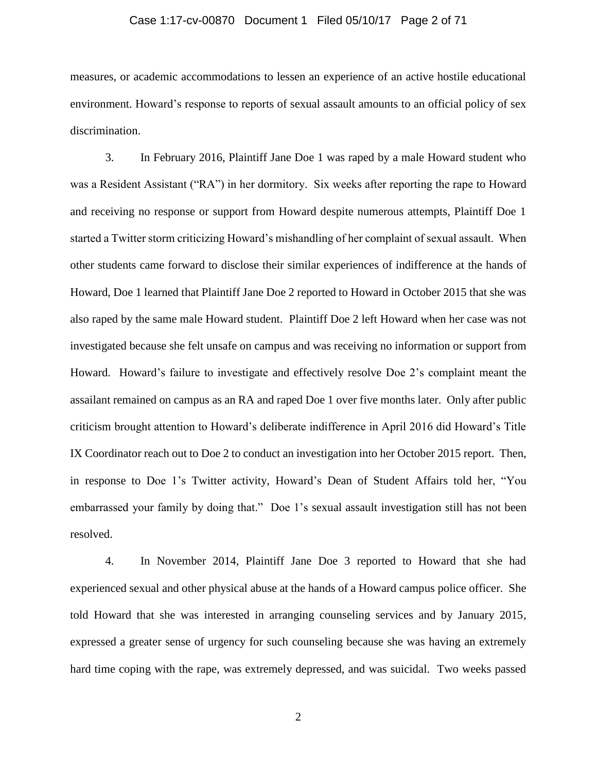measures, or academic accommodations to lessen an experience of an active hostile educational environment. Howard's response to reports of sexual assault amounts to an official policy of sex discrimination.

3. In February 2016, Plaintiff Jane Doe 1 was raped by a male Howard student who was a Resident Assistant ("RA") in her dormitory. Six weeks after reporting the rape to Howard and receiving no response or support from Howard despite numerous attempts, Plaintiff Doe 1 started a Twitter storm criticizing Howard's mishandling of her complaint of sexual assault. When other students came forward to disclose their similar experiences of indifference at the hands of Howard, Doe 1 learned that Plaintiff Jane Doe 2 reported to Howard in October 2015 that she was also raped by the same male Howard student. Plaintiff Doe 2 left Howard when her case was not investigated because she felt unsafe on campus and was receiving no information or support from Howard. Howard's failure to investigate and effectively resolve Doe 2's complaint meant the assailant remained on campus as an RA and raped Doe 1 over five months later. Only after public criticism brought attention to Howard's deliberate indifference in April 2016 did Howard's Title IX Coordinator reach out to Doe 2 to conduct an investigation into her October 2015 report. Then, in response to Doe 1's Twitter activity, Howard's Dean of Student Affairs told her, "You embarrassed your family by doing that." Doe 1's sexual assault investigation still has not been resolved.

4. In November 2014, Plaintiff Jane Doe 3 reported to Howard that she had experienced sexual and other physical abuse at the hands of a Howard campus police officer. She told Howard that she was interested in arranging counseling services and by January 2015, expressed a greater sense of urgency for such counseling because she was having an extremely hard time coping with the rape, was extremely depressed, and was suicidal. Two weeks passed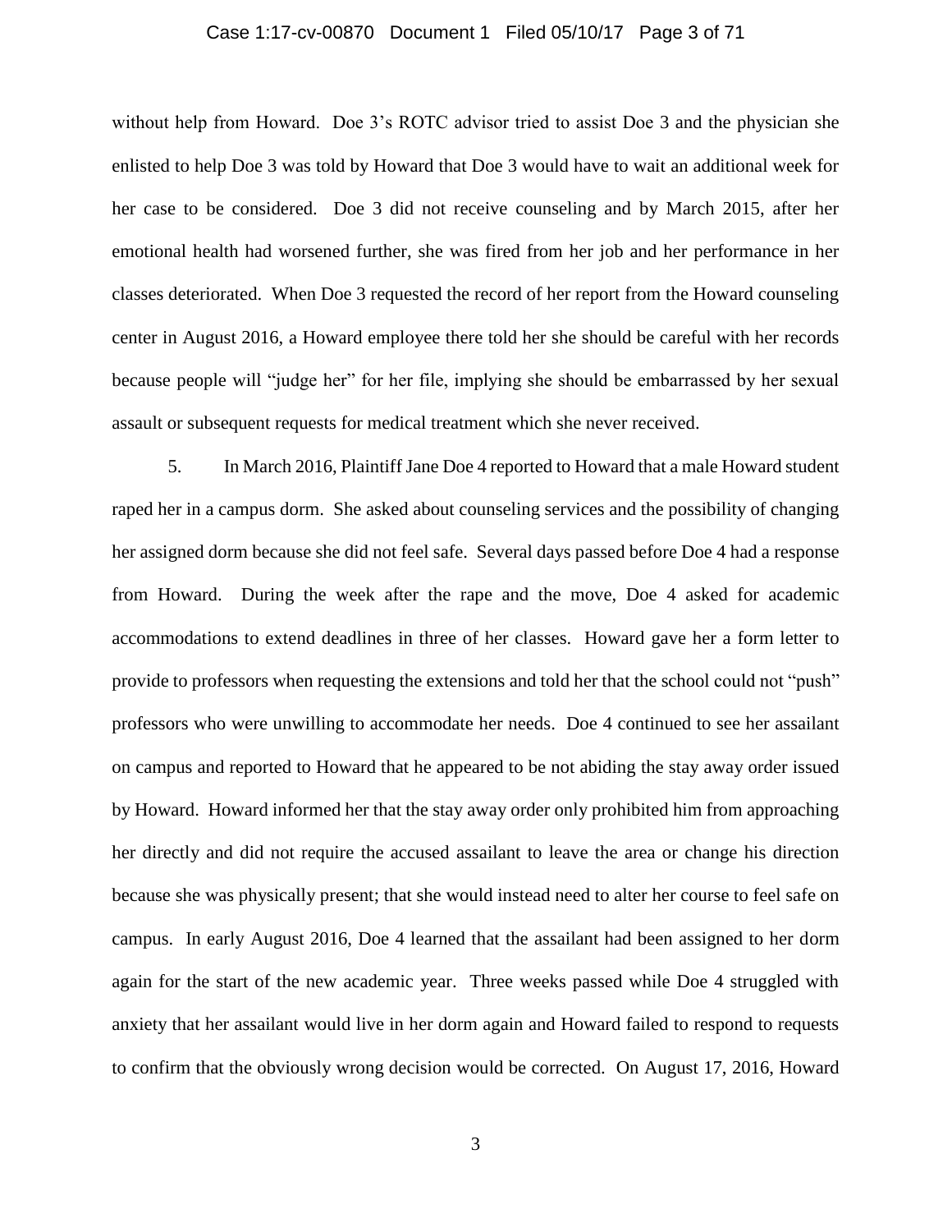without help from Howard. Doe 3's ROTC advisor tried to assist Doe 3 and the physician she enlisted to help Doe 3 was told by Howard that Doe 3 would have to wait an additional week for her case to be considered. Doe 3 did not receive counseling and by March 2015, after her emotional health had worsened further, she was fired from her job and her performance in her classes deteriorated. When Doe 3 requested the record of her report from the Howard counseling center in August 2016, a Howard employee there told her she should be careful with her records because people will "judge her" for her file, implying she should be embarrassed by her sexual assault or subsequent requests for medical treatment which she never received.

5. In March 2016, Plaintiff Jane Doe 4 reported to Howard that a male Howard student raped her in a campus dorm. She asked about counseling services and the possibility of changing her assigned dorm because she did not feel safe. Several days passed before Doe 4 had a response from Howard. During the week after the rape and the move, Doe 4 asked for academic accommodations to extend deadlines in three of her classes. Howard gave her a form letter to provide to professors when requesting the extensions and told her that the school could not "push" professors who were unwilling to accommodate her needs. Doe 4 continued to see her assailant on campus and reported to Howard that he appeared to be not abiding the stay away order issued by Howard. Howard informed her that the stay away order only prohibited him from approaching her directly and did not require the accused assailant to leave the area or change his direction because she was physically present; that she would instead need to alter her course to feel safe on campus. In early August 2016, Doe 4 learned that the assailant had been assigned to her dorm again for the start of the new academic year. Three weeks passed while Doe 4 struggled with anxiety that her assailant would live in her dorm again and Howard failed to respond to requests to confirm that the obviously wrong decision would be corrected. On August 17, 2016, Howard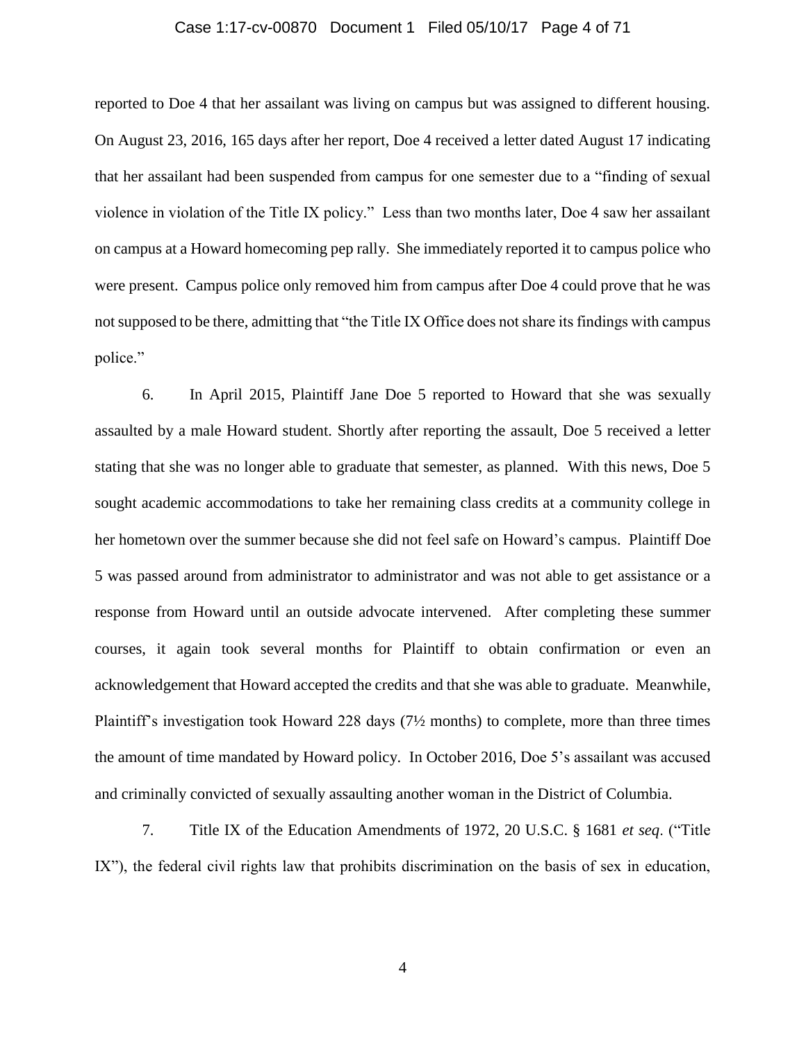reported to Doe 4 that her assailant was living on campus but was assigned to different housing. On August 23, 2016, 165 days after her report, Doe 4 received a letter dated August 17 indicating that her assailant had been suspended from campus for one semester due to a "finding of sexual violence in violation of the Title IX policy." Less than two months later, Doe 4 saw her assailant on campus at a Howard homecoming pep rally. She immediately reported it to campus police who were present. Campus police only removed him from campus after Doe 4 could prove that he was not supposed to be there, admitting that "the Title IX Office does not share its findings with campus police."

6. In April 2015, Plaintiff Jane Doe 5 reported to Howard that she was sexually assaulted by a male Howard student. Shortly after reporting the assault, Doe 5 received a letter stating that she was no longer able to graduate that semester, as planned. With this news, Doe 5 sought academic accommodations to take her remaining class credits at a community college in her hometown over the summer because she did not feel safe on Howard's campus. Plaintiff Doe 5 was passed around from administrator to administrator and was not able to get assistance or a response from Howard until an outside advocate intervened. After completing these summer courses, it again took several months for Plaintiff to obtain confirmation or even an acknowledgement that Howard accepted the credits and that she was able to graduate. Meanwhile, Plaintiff's investigation took Howard 228 days (7½ months) to complete, more than three times the amount of time mandated by Howard policy. In October 2016, Doe 5's assailant was accused and criminally convicted of sexually assaulting another woman in the District of Columbia.

7. Title IX of the Education Amendments of 1972, 20 U.S.C. § 1681 *et seq*. ("Title IX"), the federal civil rights law that prohibits discrimination on the basis of sex in education,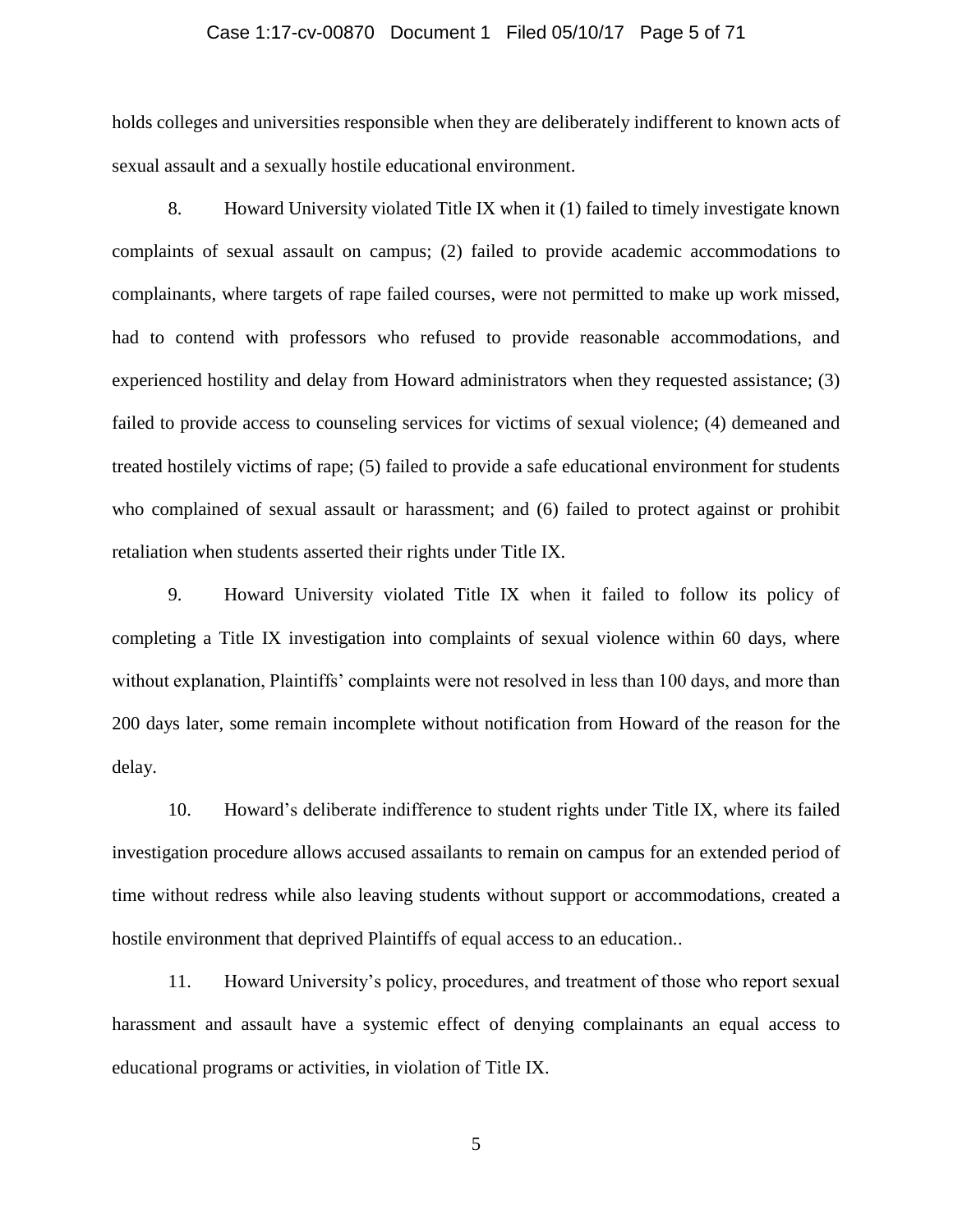holds colleges and universities responsible when they are deliberately indifferent to known acts of sexual assault and a sexually hostile educational environment.

8. Howard University violated Title IX when it (1) failed to timely investigate known complaints of sexual assault on campus; (2) failed to provide academic accommodations to complainants, where targets of rape failed courses, were not permitted to make up work missed, had to contend with professors who refused to provide reasonable accommodations, and experienced hostility and delay from Howard administrators when they requested assistance; (3) failed to provide access to counseling services for victims of sexual violence; (4) demeaned and treated hostilely victims of rape; (5) failed to provide a safe educational environment for students who complained of sexual assault or harassment; and (6) failed to protect against or prohibit retaliation when students asserted their rights under Title IX.

9. Howard University violated Title IX when it failed to follow its policy of completing a Title IX investigation into complaints of sexual violence within 60 days, where without explanation, Plaintiffs' complaints were not resolved in less than 100 days, and more than 200 days later, some remain incomplete without notification from Howard of the reason for the delay.

10. Howard's deliberate indifference to student rights under Title IX, where its failed investigation procedure allows accused assailants to remain on campus for an extended period of time without redress while also leaving students without support or accommodations, created a hostile environment that deprived Plaintiffs of equal access to an education..

11. Howard University's policy, procedures, and treatment of those who report sexual harassment and assault have a systemic effect of denying complainants an equal access to educational programs or activities, in violation of Title IX.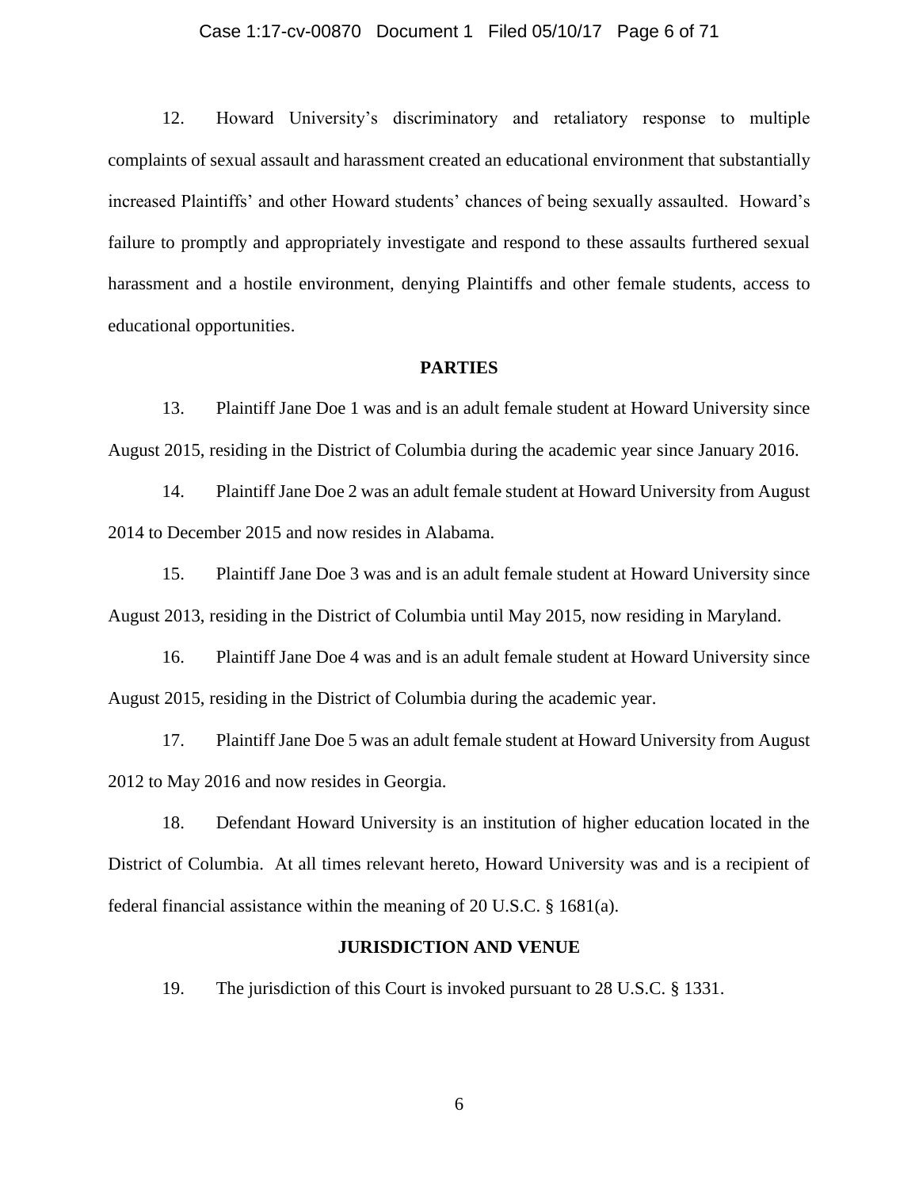12. Howard University's discriminatory and retaliatory response to multiple complaints of sexual assault and harassment created an educational environment that substantially increased Plaintiffs' and other Howard students' chances of being sexually assaulted. Howard's failure to promptly and appropriately investigate and respond to these assaults furthered sexual harassment and a hostile environment, denying Plaintiffs and other female students, access to educational opportunities.

## PARTIES

13. Plaintiff Jane Doe 1 was and is an adult female student at Howard University since August 2015, residing in the District of Columbia during the academic year since January 2016.

14. Plaintiff Jane Doe 2 was an adult female student at Howard University from August 2014 to December 2015 and now resides in Alabama.

15. Plaintiff Jane Doe 3 was and is an adult female student at Howard University since August 2013, residing in the District of Columbia until May 2015, now residing in Maryland.

16. Plaintiff Jane Doe 4 was and is an adult female student at Howard University since August 2015, residing in the District of Columbia during the academic year.

17. Plaintiff Jane Doe 5 was an adult female student at Howard University from August 2012 to May 2016 and now resides in Georgia.

18. Defendant Howard University is an institution of higher education located in the District of Columbia. At all times relevant hereto, Howard University was and is a recipient of federal financial assistance within the meaning of 20 U.S.C. § 1681(a).

## JURISDICTION AND VENUE

19. The jurisdiction of this Court is invoked pursuant to 28 U.S.C. § 1331.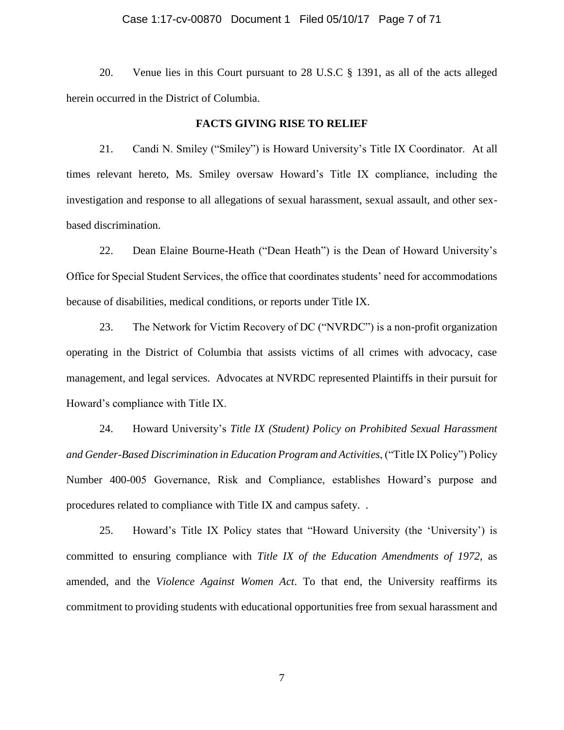20. Venue lies in this Court pursuant to 28 U.S.C § 1391, as all of the acts alleged herein occurred in the District of Columbia.

**FACTS GIVING RISE TO RELIEF**

21. Candi N. Smiley ("Smiley") is Howard University's Title IX Coordinator. At all times relevant hereto, Ms. Smiley oversaw Howard's Title IX compliance, including the investigation and response to all allegations of sexual harassment, sexual assault, and other sex-based discrimination.

22. Dean Elaine Bourne-Heath ("Dean Heath") is the Dean of Howard University's Office for Special Student Services, the office that coordinates students' need for accommodations because of disabilities, medical conditions, or reports under Title IX.

23. The Network for Victim Recovery of DC ("NVRDC") is a non-profit organization operating in the District of Columbia that assists victims of all crimes with advocacy, case management, and legal services. Advocates at NVRDC represented Plaintiffs in their pursuit for Howard's compliance with Title IX.

24. Howard University's *Title IX (Student) Policy on Prohibited Sexual Harassment and Gender-Based Discrimination in Education Program and Activities*, ("Title IX Policy") Policy Number 400-005 Governance, Risk and Compliance, establishes Howard's purpose and procedures related to compliance with Title IX and campus safety. .

25. Howard's Title IX Policy states that "Howard University (the 'University') is committed to ensuring compliance with *Title IX of the Education Amendments of 1972*, as amended, and the *Violence Against Women Act*. To that end, the University reaffirms its commitment to providing students with educational opportunities free from sexual harassment and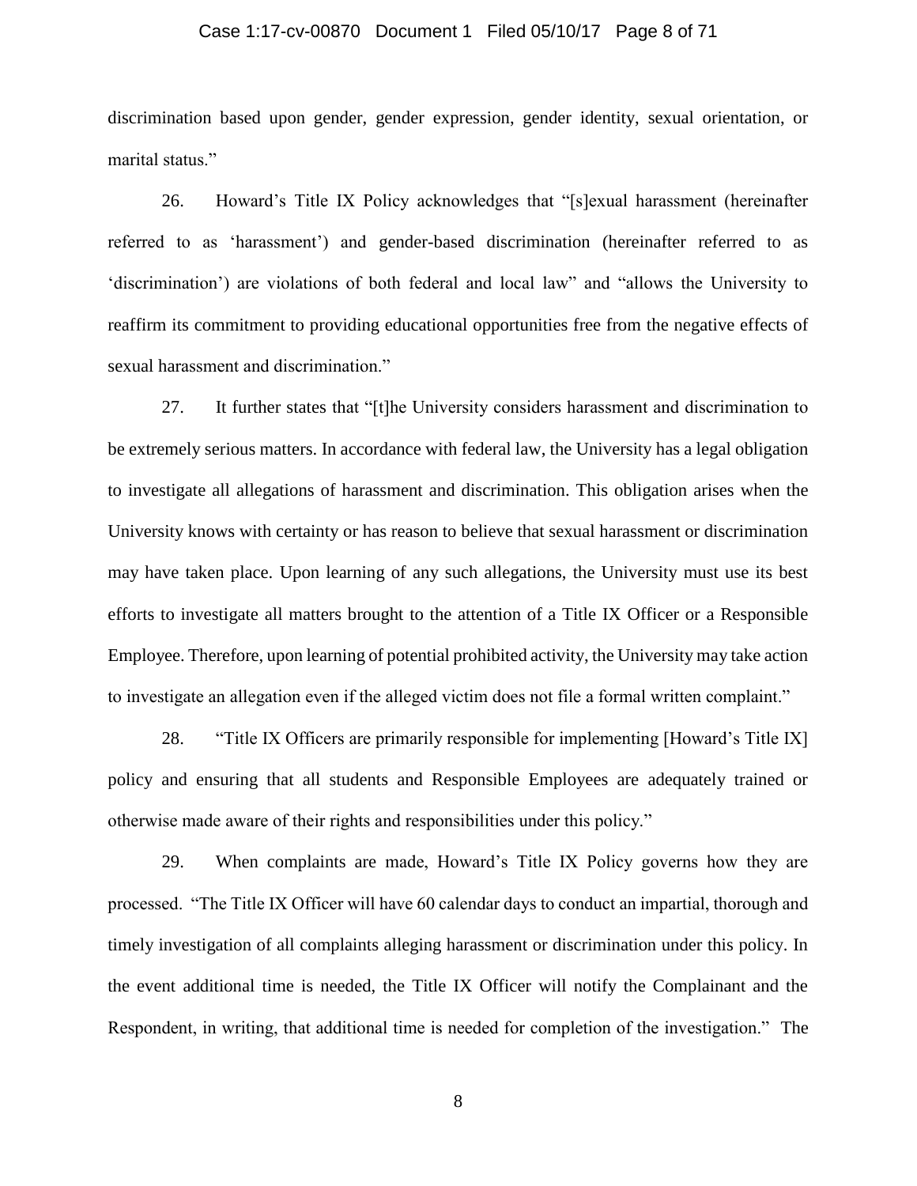discrimination based upon gender, gender expression, gender identity, sexual orientation, or marital status."

26. Howard's Title IX Policy acknowledges that "[s]exual harassment (hereinafter referred to as 'harassment') and gender-based discrimination (hereinafter referred to as 'discrimination') are violations of both federal and local law" and "allows the University to reaffirm its commitment to providing educational opportunities free from the negative effects of sexual harassment and discrimination."

27. It further states that "[t]he University considers harassment and discrimination to be extremely serious matters. In accordance with federal law, the University has a legal obligation to investigate all allegations of harassment and discrimination. This obligation arises when the University knows with certainty or has reason to believe that sexual harassment or discrimination may have taken place. Upon learning of any such allegations, the University must use its best efforts to investigate all matters brought to the attention of a Title IX Officer or a Responsible Employee. Therefore, upon learning of potential prohibited activity, the University may take action to investigate an allegation even if the alleged victim does not file a formal written complaint."

28. "Title IX Officers are primarily responsible for implementing [Howard's Title IX] policy and ensuring that all students and Responsible Employees are adequately trained or otherwise made aware of their rights and responsibilities under this policy."

29. When complaints are made, Howard's Title IX Policy governs how they are processed. "The Title IX Officer will have 60 calendar days to conduct an impartial, thorough and timely investigation of all complaints alleging harassment or discrimination under this policy. In the event additional time is needed, the Title IX Officer will notify the Complainant and the Respondent, in writing, that additional time is needed for completion of the investigation." The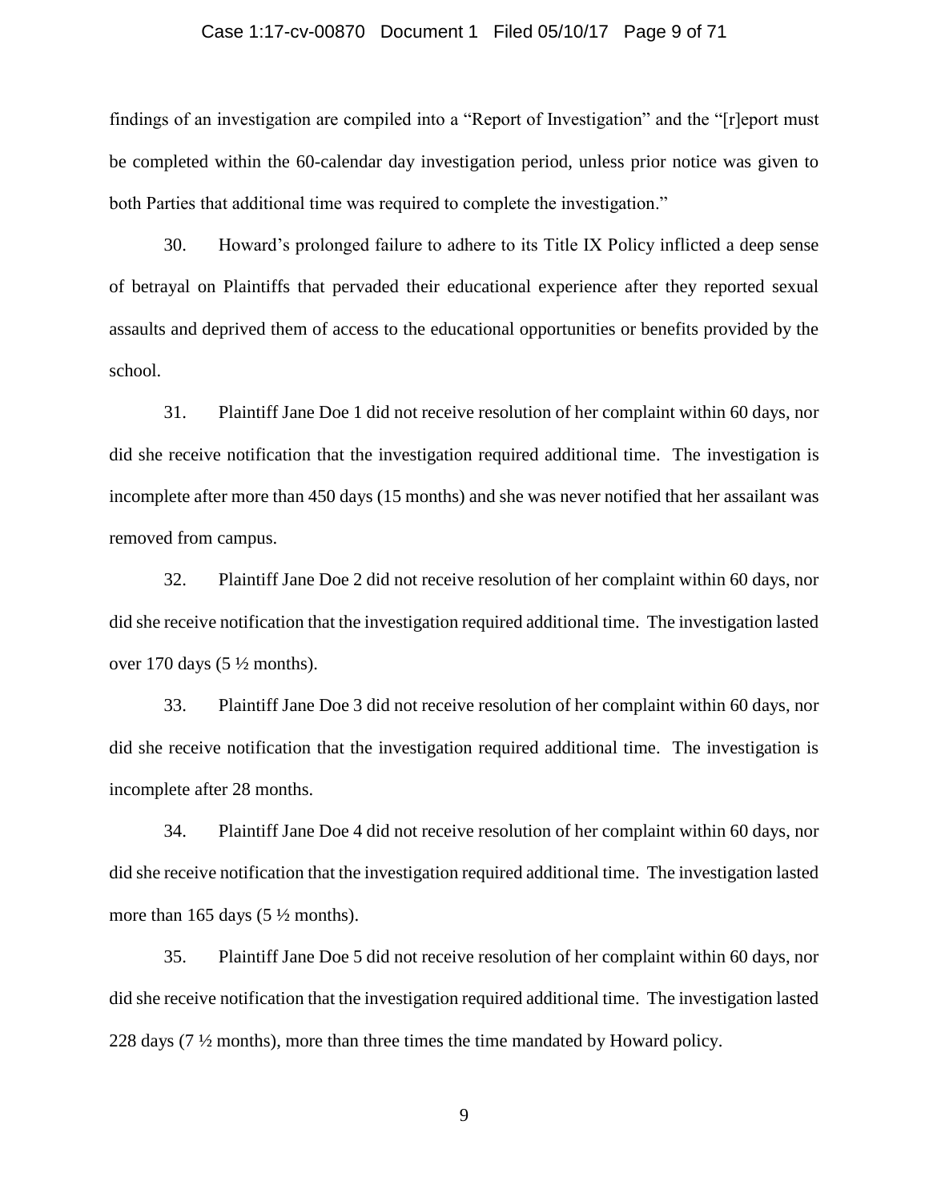findings of an investigation are compiled into a "Report of Investigation" and the "[r]eport must be completed within the 60-calendar day investigation period, unless prior notice was given to both Parties that additional time was required to complete the investigation."

30. Howard's prolonged failure to adhere to its Title IX Policy inflicted a deep sense of betrayal on Plaintiffs that pervaded their educational experience after they reported sexual assaults and deprived them of access to the educational opportunities or benefits provided by the school.

31. Plaintiff Jane Doe 1 did not receive resolution of her complaint within 60 days, nor did she receive notification that the investigation required additional time. The investigation is incomplete after more than 450 days (15 months) and she was never notified that her assailant was removed from campus.

32. Plaintiff Jane Doe 2 did not receive resolution of her complaint within 60 days, nor did she receive notification that the investigation required additional time. The investigation lasted over 170 days (5 ½ months).

33. Plaintiff Jane Doe 3 did not receive resolution of her complaint within 60 days, nor did she receive notification that the investigation required additional time. The investigation is incomplete after 28 months.

34. Plaintiff Jane Doe 4 did not receive resolution of her complaint within 60 days, nor did she receive notification that the investigation required additional time. The investigation lasted more than 165 days (5 ½ months).

35. Plaintiff Jane Doe 5 did not receive resolution of her complaint within 60 days, nor did she receive notification that the investigation required additional time. The investigation lasted 228 days (7 ½ months), more than three times the time mandated by Howard policy.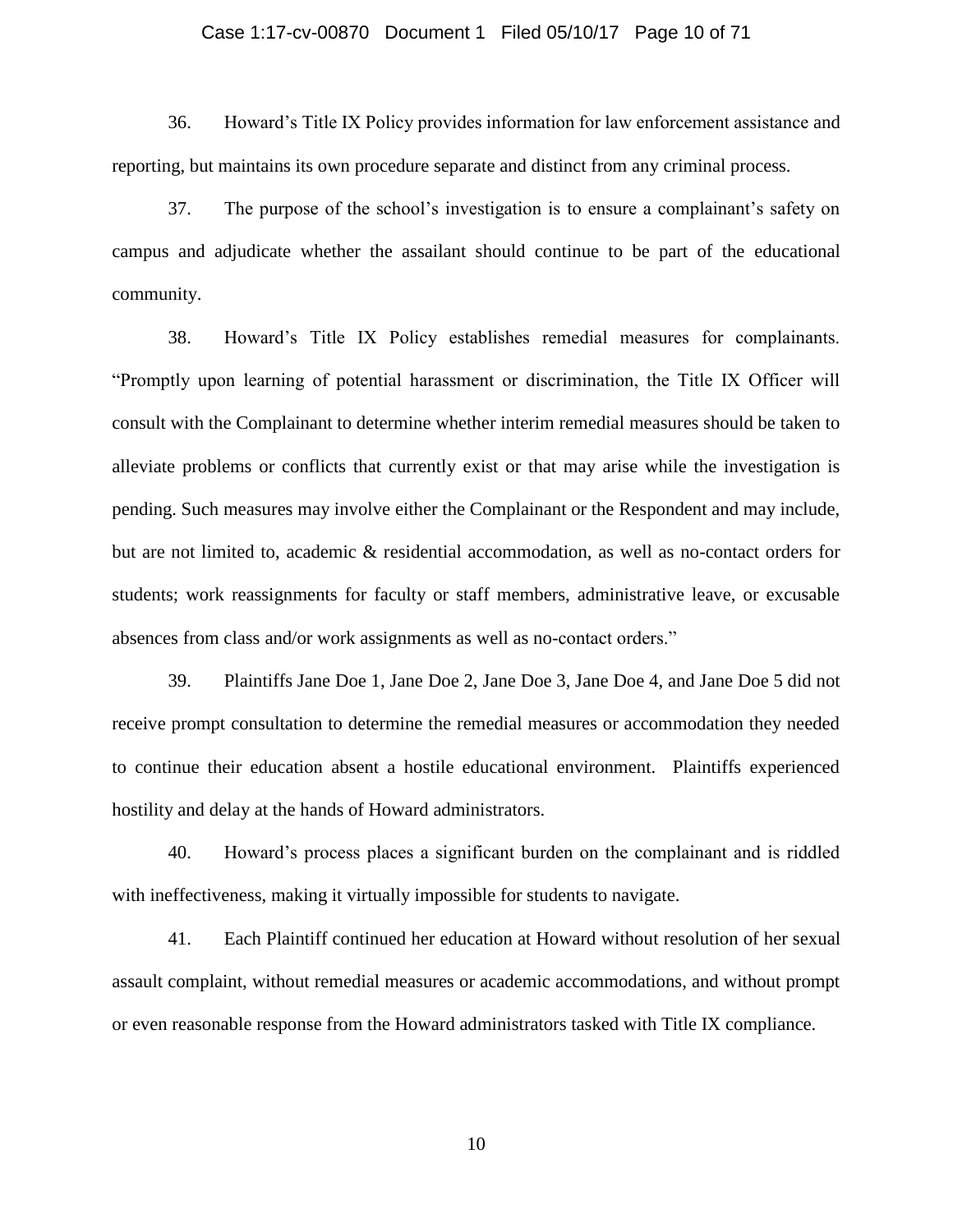36. Howard's Title IX Policy provides information for law enforcement assistance and reporting, but maintains its own procedure separate and distinct from any criminal process.

37. The purpose of the school's investigation is to ensure a complainant's safety on campus and adjudicate whether the assailant should continue to be part of the educational community.

38. Howard's Title IX Policy establishes remedial measures for complainants. "Promptly upon learning of potential harassment or discrimination, the Title IX Officer will consult with the Complainant to determine whether interim remedial measures should be taken to alleviate problems or conflicts that currently exist or that may arise while the investigation is pending. Such measures may involve either the Complainant or the Respondent and may include, but are not limited to, academic & residential accommodation, as well as no-contact orders for students; work reassignments for faculty or staff members, administrative leave, or excusable absences from class and/or work assignments as well as no-contact orders."

39. Plaintiffs Jane Doe 1, Jane Doe 2, Jane Doe 3, Jane Doe 4, and Jane Doe 5 did not receive prompt consultation to determine the remedial measures or accommodation they needed to continue their education absent a hostile educational environment. Plaintiffs experienced hostility and delay at the hands of Howard administrators.

40. Howard's process places a significant burden on the complainant and is riddled with ineffectiveness, making it virtually impossible for students to navigate.

41. Each Plaintiff continued her education at Howard without resolution of her sexual assault complaint, without remedial measures or academic accommodations, and without prompt or even reasonable response from the Howard administrators tasked with Title IX compliance.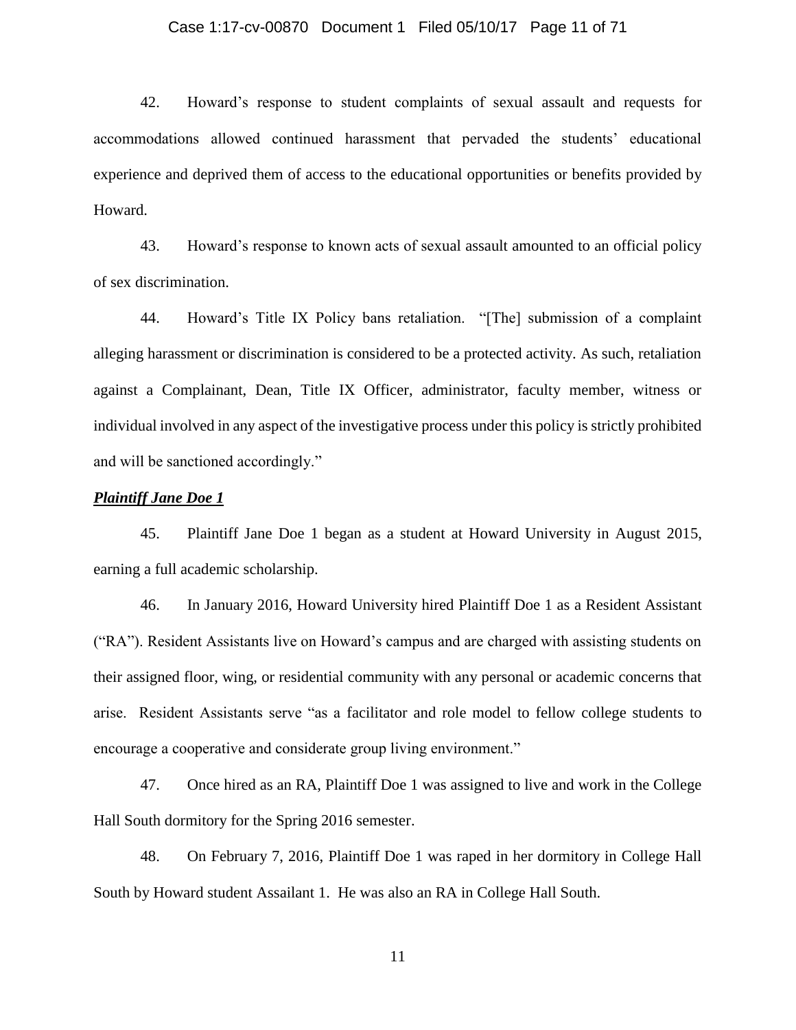42. Howard's response to student complaints of sexual assault and requests for accommodations allowed continued harassment that pervaded the students' educational experience and deprived them of access to the educational opportunities or benefits provided by Howard.

43. Howard's response to known acts of sexual assault amounted to an official policy of sex discrimination.

44. Howard's Title IX Policy bans retaliation. "[The] submission of a complaint alleging harassment or discrimination is considered to be a protected activity. As such, retaliation against a Complainant, Dean, Title IX Officer, administrator, faculty member, witness or individual involved in any aspect of the investigative process under this policy is strictly prohibited and will be sanctioned accordingly."

***Plaintiff Jane Doe 1***

45. Plaintiff Jane Doe 1 began as a student at Howard University in August 2015, earning a full academic scholarship.

46. In January 2016, Howard University hired Plaintiff Doe 1 as a Resident Assistant ("RA"). Resident Assistants live on Howard's campus and are charged with assisting students on their assigned floor, wing, or residential community with any personal or academic concerns that arise. Resident Assistants serve "as a facilitator and role model to fellow college students to encourage a cooperative and considerate group living environment."

47. Once hired as an RA, Plaintiff Doe 1 was assigned to live and work in the College Hall South dormitory for the Spring 2016 semester.

48. On February 7, 2016, Plaintiff Doe 1 was raped in her dormitory in College Hall South by Howard student Assailant 1. He was also an RA in College Hall South.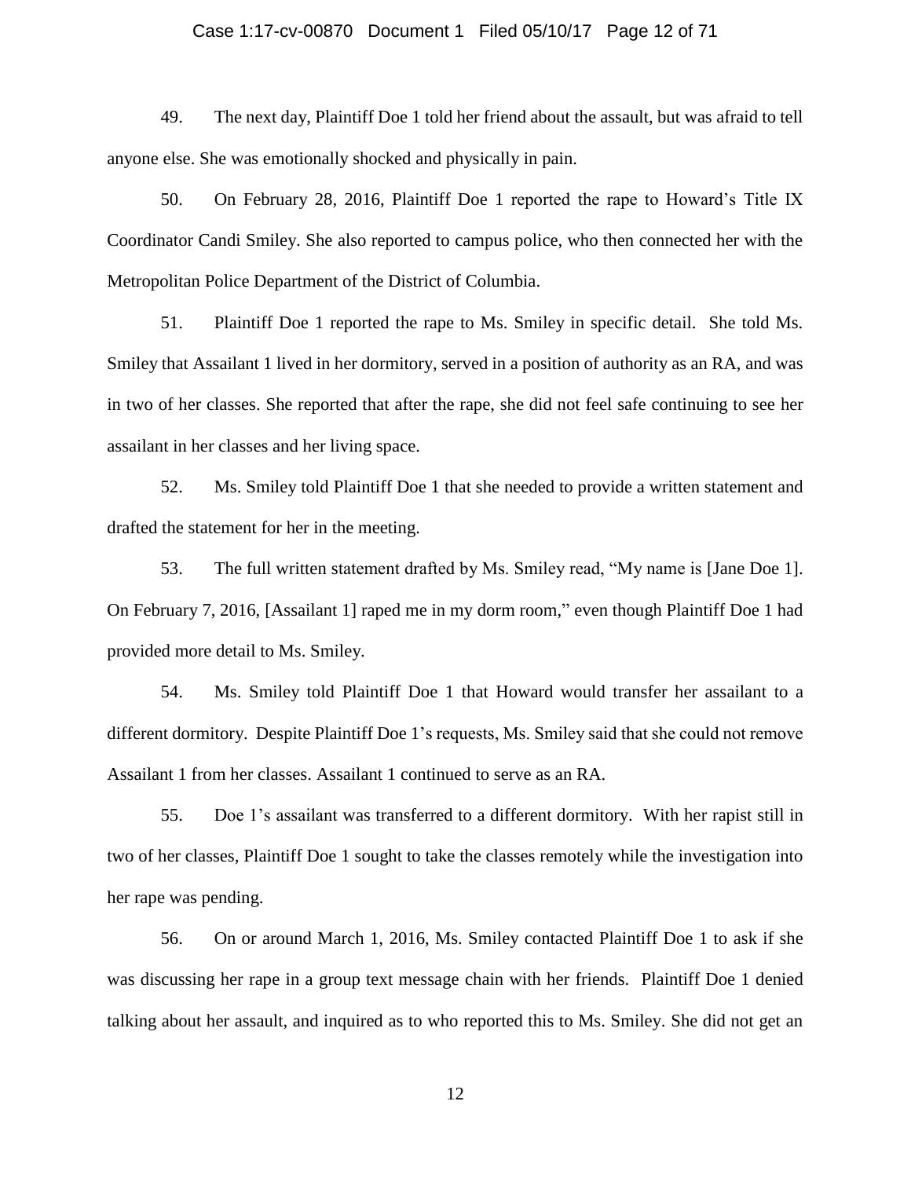49. The next day, Plaintiff Doe 1 told her friend about the assault, but was afraid to tell anyone else. She was emotionally shocked and physically in pain.

50. On February 28, 2016, Plaintiff Doe 1 reported the rape to Howard's Title IX Coordinator Candi Smiley. She also reported to campus police, who then connected her with the Metropolitan Police Department of the District of Columbia.

51. Plaintiff Doe 1 reported the rape to Ms. Smiley in specific detail. She told Ms. Smiley that Assailant 1 lived in her dormitory, served in a position of authority as an RA, and was in two of her classes. She reported that after the rape, she did not feel safe continuing to see her assailant in her classes and her living space.

52. Ms. Smiley told Plaintiff Doe 1 that she needed to provide a written statement and drafted the statement for her in the meeting.

53. The full written statement drafted by Ms. Smiley read, "My name is [Jane Doe 1]. On February 7, 2016, [Assailant 1] raped me in my dorm room," even though Plaintiff Doe 1 had provided more detail to Ms. Smiley.

54. Ms. Smiley told Plaintiff Doe 1 that Howard would transfer her assailant to a different dormitory. Despite Plaintiff Doe 1's requests, Ms. Smiley said that she could not remove Assailant 1 from her classes. Assailant 1 continued to serve as an RA.

55. Doe 1's assailant was transferred to a different dormitory. With her rapist still in two of her classes, Plaintiff Doe 1 sought to take the classes remotely while the investigation into her rape was pending.

56. On or around March 1, 2016, Ms. Smiley contacted Plaintiff Doe 1 to ask if she was discussing her rape in a group text message chain with her friends. Plaintiff Doe 1 denied talking about her assault, and inquired as to who reported this to Ms. Smiley. She did not get an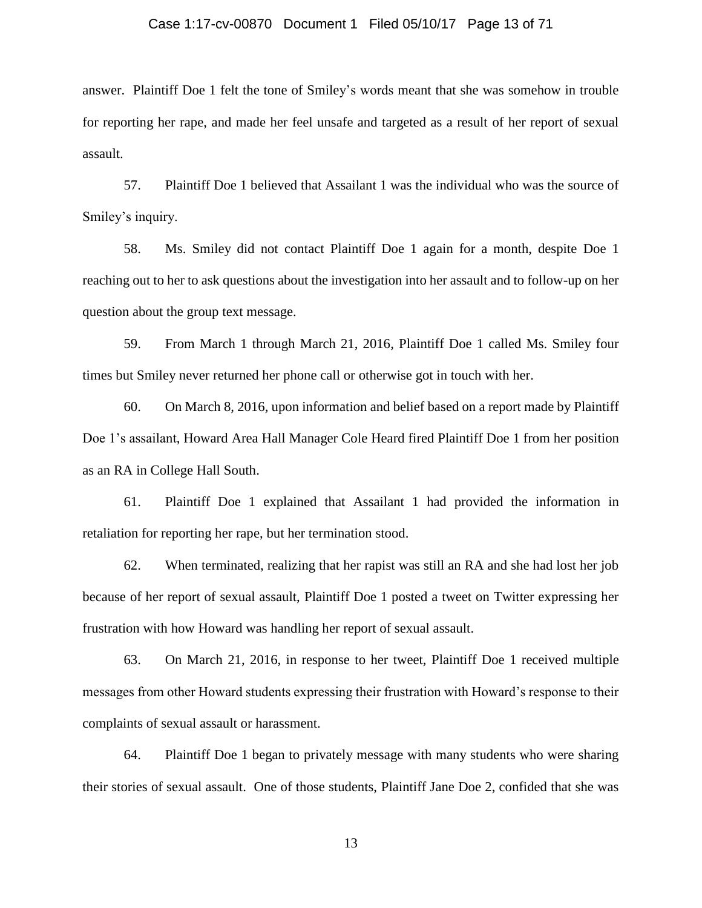answer. Plaintiff Doe 1 felt the tone of Smiley's words meant that she was somehow in trouble for reporting her rape, and made her feel unsafe and targeted as a result of her report of sexual assault.

57. Plaintiff Doe 1 believed that Assailant 1 was the individual who was the source of Smiley's inquiry.

58. Ms. Smiley did not contact Plaintiff Doe 1 again for a month, despite Doe 1 reaching out to her to ask questions about the investigation into her assault and to follow-up on her question about the group text message.

59. From March 1 through March 21, 2016, Plaintiff Doe 1 called Ms. Smiley four times but Smiley never returned her phone call or otherwise got in touch with her.

60. On March 8, 2016, upon information and belief based on a report made by Plaintiff Doe 1's assailant, Howard Area Hall Manager Cole Heard fired Plaintiff Doe 1 from her position as an RA in College Hall South.

61. Plaintiff Doe 1 explained that Assailant 1 had provided the information in retaliation for reporting her rape, but her termination stood.

62. When terminated, realizing that her rapist was still an RA and she had lost her job because of her report of sexual assault, Plaintiff Doe 1 posted a tweet on Twitter expressing her frustration with how Howard was handling her report of sexual assault.

63. On March 21, 2016, in response to her tweet, Plaintiff Doe 1 received multiple messages from other Howard students expressing their frustration with Howard's response to their complaints of sexual assault or harassment.

64. Plaintiff Doe 1 began to privately message with many students who were sharing their stories of sexual assault. One of those students, Plaintiff Jane Doe 2, confided that she was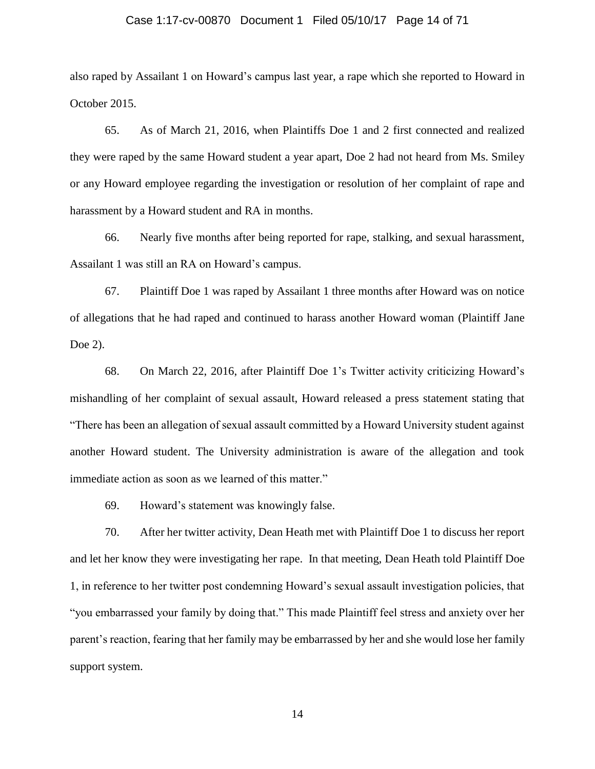also raped by Assailant 1 on Howard's campus last year, a rape which she reported to Howard in October 2015.

65. As of March 21, 2016, when Plaintiffs Doe 1 and 2 first connected and realized they were raped by the same Howard student a year apart, Doe 2 had not heard from Ms. Smiley or any Howard employee regarding the investigation or resolution of her complaint of rape and harassment by a Howard student and RA in months.

66. Nearly five months after being reported for rape, stalking, and sexual harassment, Assailant 1 was still an RA on Howard's campus.

67. Plaintiff Doe 1 was raped by Assailant 1 three months after Howard was on notice of allegations that he had raped and continued to harass another Howard woman (Plaintiff Jane Doe 2).

68. On March 22, 2016, after Plaintiff Doe 1's Twitter activity criticizing Howard's mishandling of her complaint of sexual assault, Howard released a press statement stating that "There has been an allegation of sexual assault committed by a Howard University student against another Howard student. The University administration is aware of the allegation and took immediate action as soon as we learned of this matter."

69. Howard's statement was knowingly false.

70. After her twitter activity, Dean Heath met with Plaintiff Doe 1 to discuss her report and let her know they were investigating her rape. In that meeting, Dean Heath told Plaintiff Doe 1, in reference to her twitter post condemning Howard's sexual assault investigation policies, that "you embarrassed your family by doing that." This made Plaintiff feel stress and anxiety over her parent's reaction, fearing that her family may be embarrassed by her and she would lose her family support system.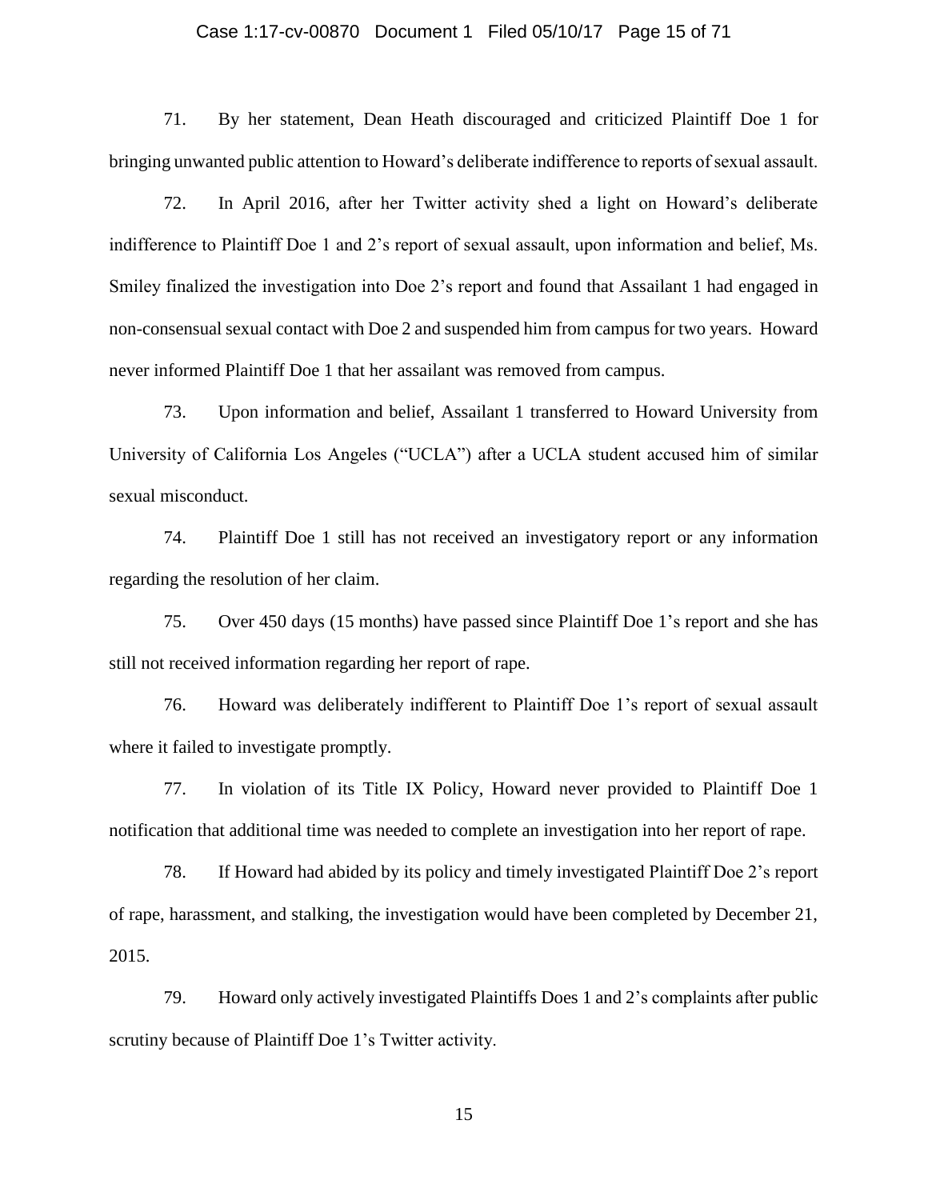71. By her statement, Dean Heath discouraged and criticized Plaintiff Doe 1 for bringing unwanted public attention to Howard's deliberate indifference to reports of sexual assault.

72. In April 2016, after her Twitter activity shed a light on Howard's deliberate indifference to Plaintiff Doe 1 and 2's report of sexual assault, upon information and belief, Ms. Smiley finalized the investigation into Doe 2's report and found that Assailant 1 had engaged in non-consensual sexual contact with Doe 2 and suspended him from campus for two years. Howard never informed Plaintiff Doe 1 that her assailant was removed from campus.

73. Upon information and belief, Assailant 1 transferred to Howard University from University of California Los Angeles ("UCLA") after a UCLA student accused him of similar sexual misconduct.

74. Plaintiff Doe 1 still has not received an investigatory report or any information regarding the resolution of her claim.

75. Over 450 days (15 months) have passed since Plaintiff Doe 1's report and she has still not received information regarding her report of rape.

76. Howard was deliberately indifferent to Plaintiff Doe 1's report of sexual assault where it failed to investigate promptly.

77. In violation of its Title IX Policy, Howard never provided to Plaintiff Doe 1 notification that additional time was needed to complete an investigation into her report of rape.

78. If Howard had abided by its policy and timely investigated Plaintiff Doe 2's report of rape, harassment, and stalking, the investigation would have been completed by December 21, 2015.

79. Howard only actively investigated Plaintiffs Does 1 and 2's complaints after public scrutiny because of Plaintiff Doe 1's Twitter activity.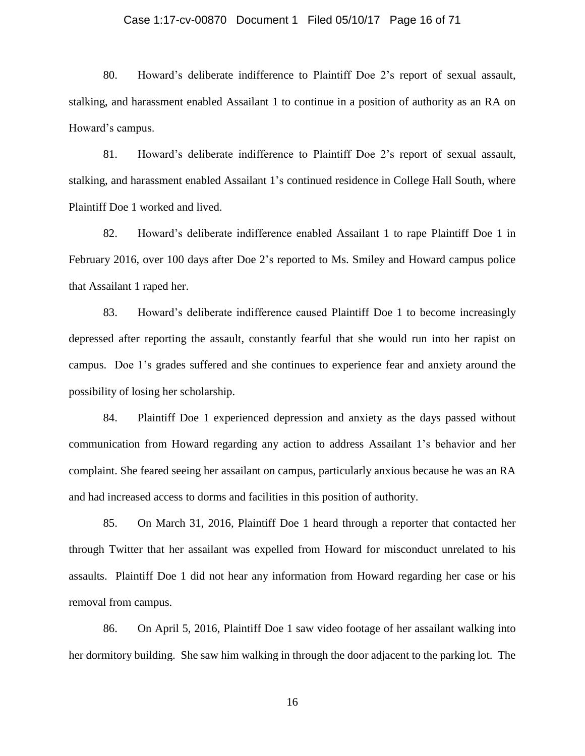80. Howard's deliberate indifference to Plaintiff Doe 2's report of sexual assault, stalking, and harassment enabled Assailant 1 to continue in a position of authority as an RA on Howard's campus.

81. Howard's deliberate indifference to Plaintiff Doe 2's report of sexual assault, stalking, and harassment enabled Assailant 1's continued residence in College Hall South, where Plaintiff Doe 1 worked and lived.

82. Howard's deliberate indifference enabled Assailant 1 to rape Plaintiff Doe 1 in February 2016, over 100 days after Doe 2's reported to Ms. Smiley and Howard campus police that Assailant 1 raped her.

83. Howard's deliberate indifference caused Plaintiff Doe 1 to become increasingly depressed after reporting the assault, constantly fearful that she would run into her rapist on campus. Doe 1's grades suffered and she continues to experience fear and anxiety around the possibility of losing her scholarship.

84. Plaintiff Doe 1 experienced depression and anxiety as the days passed without communication from Howard regarding any action to address Assailant 1's behavior and her complaint. She feared seeing her assailant on campus, particularly anxious because he was an RA and had increased access to dorms and facilities in this position of authority.

85. On March 31, 2016, Plaintiff Doe 1 heard through a reporter that contacted her through Twitter that her assailant was expelled from Howard for misconduct unrelated to his assaults. Plaintiff Doe 1 did not hear any information from Howard regarding her case or his removal from campus.

86. On April 5, 2016, Plaintiff Doe 1 saw video footage of her assailant walking into her dormitory building. She saw him walking in through the door adjacent to the parking lot. The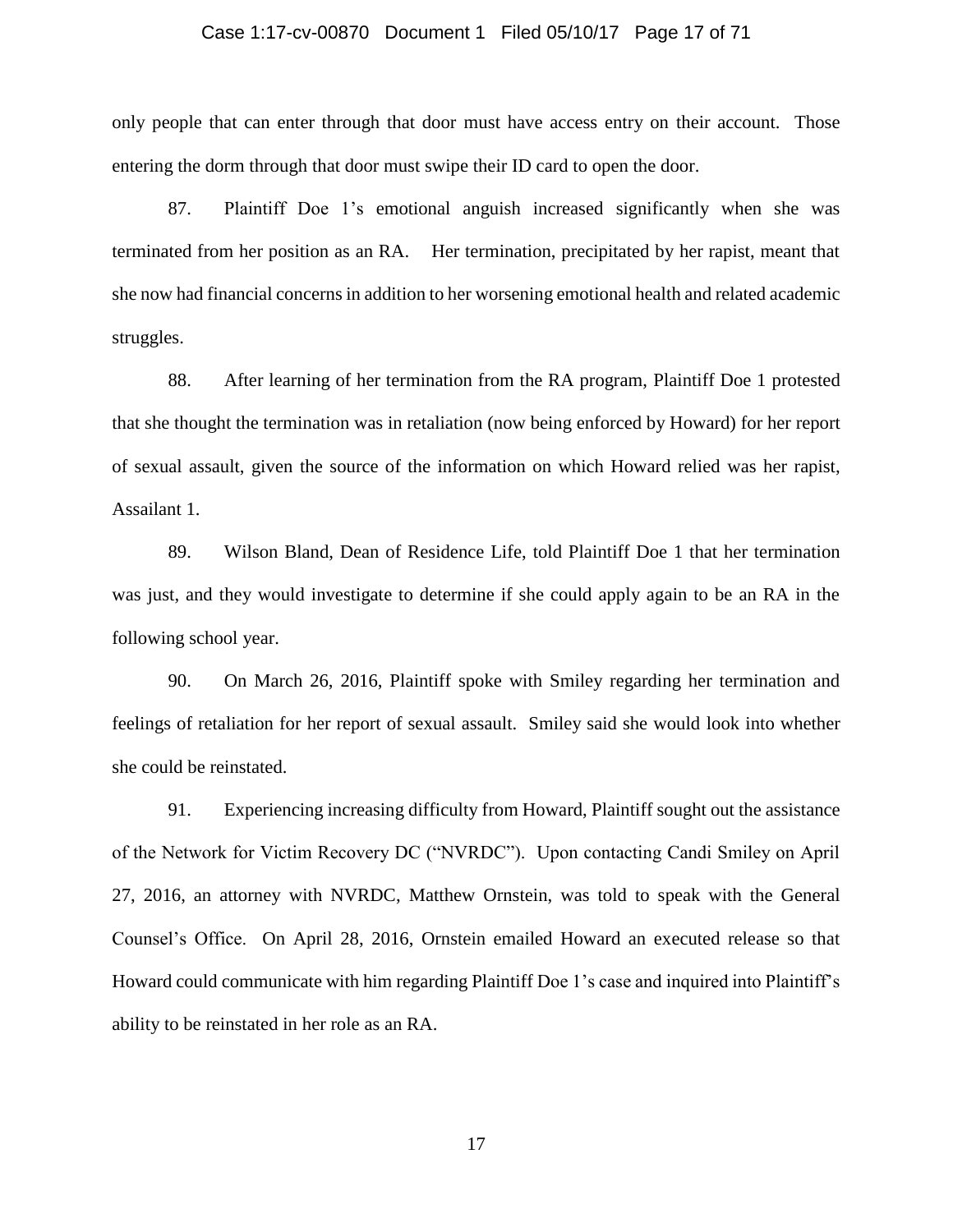only people that can enter through that door must have access entry on their account. Those entering the dorm through that door must swipe their ID card to open the door.

87. Plaintiff Doe 1's emotional anguish increased significantly when she was terminated from her position as an RA. Her termination, precipitated by her rapist, meant that she now had financial concerns in addition to her worsening emotional health and related academic struggles.

88. After learning of her termination from the RA program, Plaintiff Doe 1 protested that she thought the termination was in retaliation (now being enforced by Howard) for her report of sexual assault, given the source of the information on which Howard relied was her rapist, Assailant 1.

89. Wilson Bland, Dean of Residence Life, told Plaintiff Doe 1 that her termination was just, and they would investigate to determine if she could apply again to be an RA in the following school year.

90. On March 26, 2016, Plaintiff spoke with Smiley regarding her termination and feelings of retaliation for her report of sexual assault. Smiley said she would look into whether she could be reinstated.

91. Experiencing increasing difficulty from Howard, Plaintiff sought out the assistance of the Network for Victim Recovery DC ("NVRDC"). Upon contacting Candi Smiley on April 27, 2016, an attorney with NVRDC, Matthew Ornstein, was told to speak with the General Counsel's Office. On April 28, 2016, Ornstein emailed Howard an executed release so that Howard could communicate with him regarding Plaintiff Doe 1's case and inquired into Plaintiff's ability to be reinstated in her role as an RA.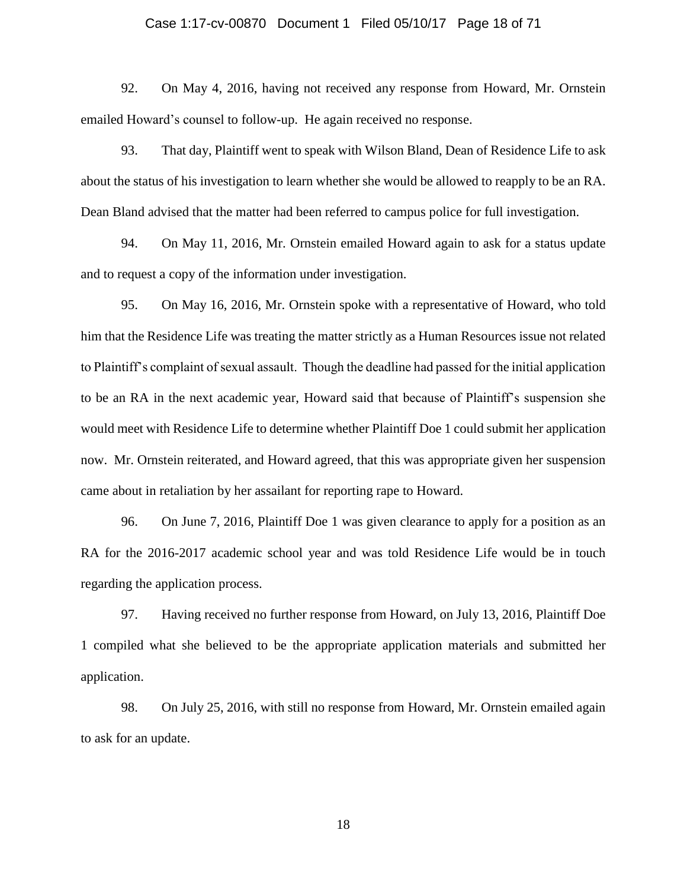92. On May 4, 2016, having not received any response from Howard, Mr. Ornstein emailed Howard's counsel to follow-up. He again received no response.

93. That day, Plaintiff went to speak with Wilson Bland, Dean of Residence Life to ask about the status of his investigation to learn whether she would be allowed to reapply to be an RA. Dean Bland advised that the matter had been referred to campus police for full investigation.

94. On May 11, 2016, Mr. Ornstein emailed Howard again to ask for a status update and to request a copy of the information under investigation.

95. On May 16, 2016, Mr. Ornstein spoke with a representative of Howard, who told him that the Residence Life was treating the matter strictly as a Human Resources issue not related to Plaintiff's complaint of sexual assault. Though the deadline had passed for the initial application to be an RA in the next academic year, Howard said that because of Plaintiff's suspension she would meet with Residence Life to determine whether Plaintiff Doe 1 could submit her application now. Mr. Ornstein reiterated, and Howard agreed, that this was appropriate given her suspension came about in retaliation by her assailant for reporting rape to Howard.

96. On June 7, 2016, Plaintiff Doe 1 was given clearance to apply for a position as an RA for the 2016-2017 academic school year and was told Residence Life would be in touch regarding the application process.

97. Having received no further response from Howard, on July 13, 2016, Plaintiff Doe 1 compiled what she believed to be the appropriate application materials and submitted her application.

98. On July 25, 2016, with still no response from Howard, Mr. Ornstein emailed again to ask for an update.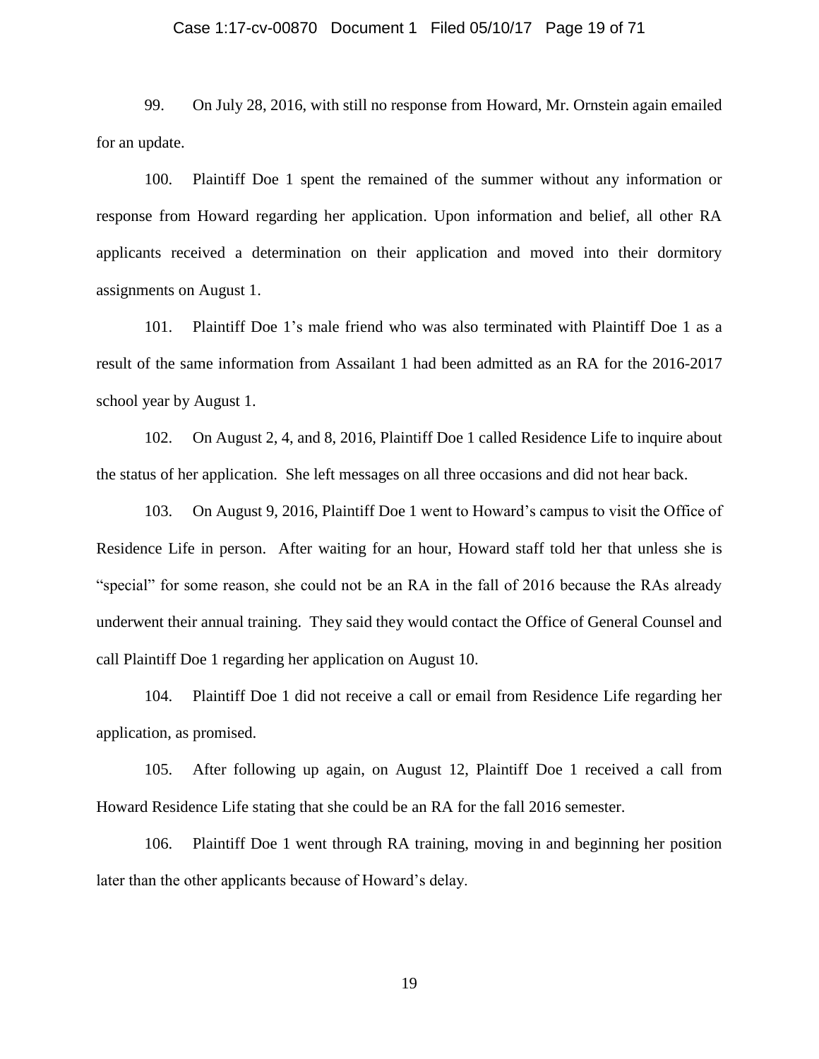99. On July 28, 2016, with still no response from Howard, Mr. Ornstein again emailed for an update.

100. Plaintiff Doe 1 spent the remained of the summer without any information or response from Howard regarding her application. Upon information and belief, all other RA applicants received a determination on their application and moved into their dormitory assignments on August 1.

101. Plaintiff Doe 1's male friend who was also terminated with Plaintiff Doe 1 as a result of the same information from Assailant 1 had been admitted as an RA for the 2016-2017 school year by August 1.

102. On August 2, 4, and 8, 2016, Plaintiff Doe 1 called Residence Life to inquire about the status of her application. She left messages on all three occasions and did not hear back.

103. On August 9, 2016, Plaintiff Doe 1 went to Howard's campus to visit the Office of Residence Life in person. After waiting for an hour, Howard staff told her that unless she is "special" for some reason, she could not be an RA in the fall of 2016 because the RAs already underwent their annual training. They said they would contact the Office of General Counsel and call Plaintiff Doe 1 regarding her application on August 10.

104. Plaintiff Doe 1 did not receive a call or email from Residence Life regarding her application, as promised.

105. After following up again, on August 12, Plaintiff Doe 1 received a call from Howard Residence Life stating that she could be an RA for the fall 2016 semester.

106. Plaintiff Doe 1 went through RA training, moving in and beginning her position later than the other applicants because of Howard's delay.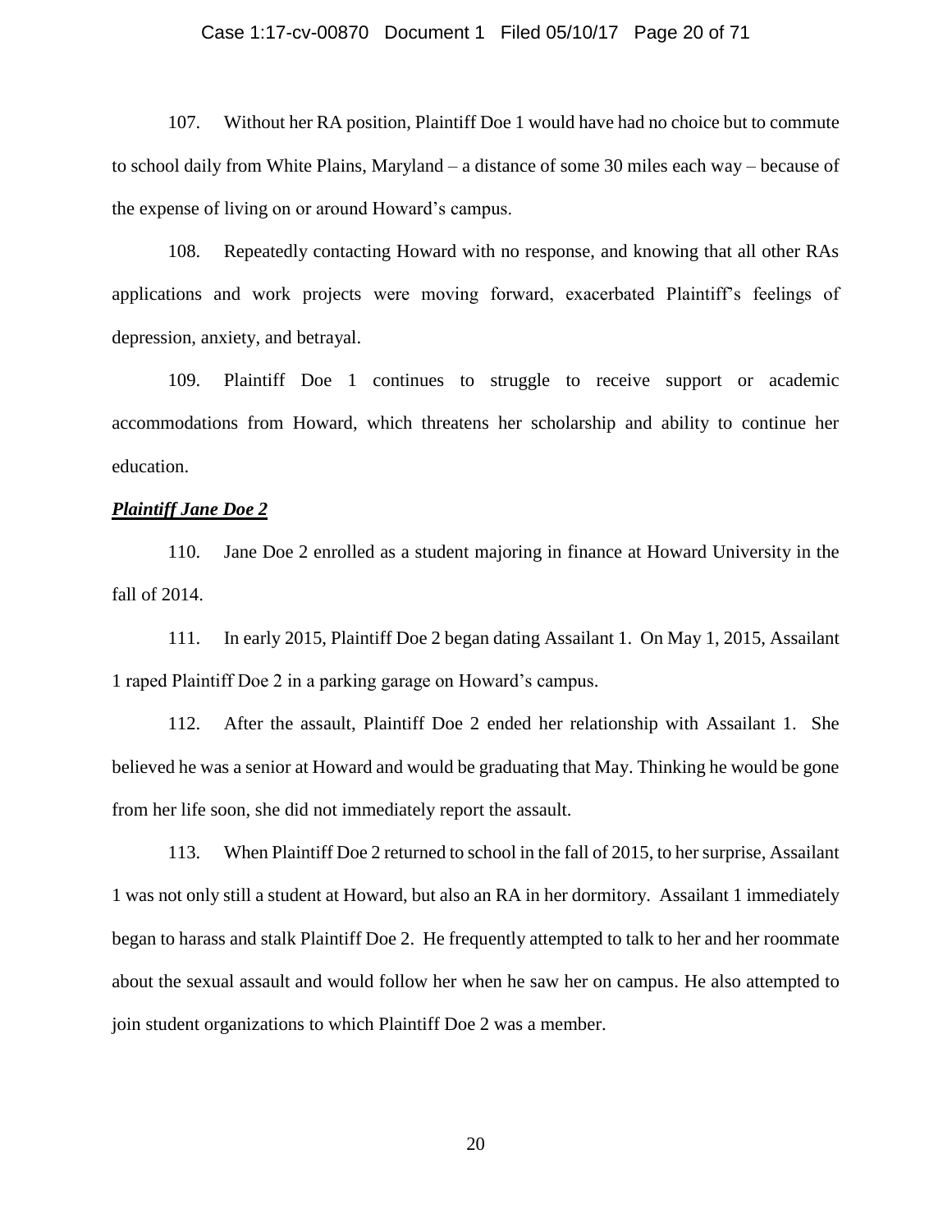107. Without her RA position, Plaintiff Doe 1 would have had no choice but to commute to school daily from White Plains, Maryland – a distance of some 30 miles each way – because of the expense of living on or around Howard's campus.

108. Repeatedly contacting Howard with no response, and knowing that all other RAs applications and work projects were moving forward, exacerbated Plaintiff's feelings of depression, anxiety, and betrayal.

109. Plaintiff Doe 1 continues to struggle to receive support or academic accommodations from Howard, which threatens her scholarship and ability to continue her education.

***Plaintiff Jane Doe 2***

110. Jane Doe 2 enrolled as a student majoring in finance at Howard University in the fall of 2014.

111. In early 2015, Plaintiff Doe 2 began dating Assailant 1. On May 1, 2015, Assailant 1 raped Plaintiff Doe 2 in a parking garage on Howard's campus.

112. After the assault, Plaintiff Doe 2 ended her relationship with Assailant 1. She believed he was a senior at Howard and would be graduating that May. Thinking he would be gone from her life soon, she did not immediately report the assault.

113. When Plaintiff Doe 2 returned to school in the fall of 2015, to her surprise, Assailant 1 was not only still a student at Howard, but also an RA in her dormitory. Assailant 1 immediately began to harass and stalk Plaintiff Doe 2. He frequently attempted to talk to her and her roommate about the sexual assault and would follow her when he saw her on campus. He also attempted to join student organizations to which Plaintiff Doe 2 was a member.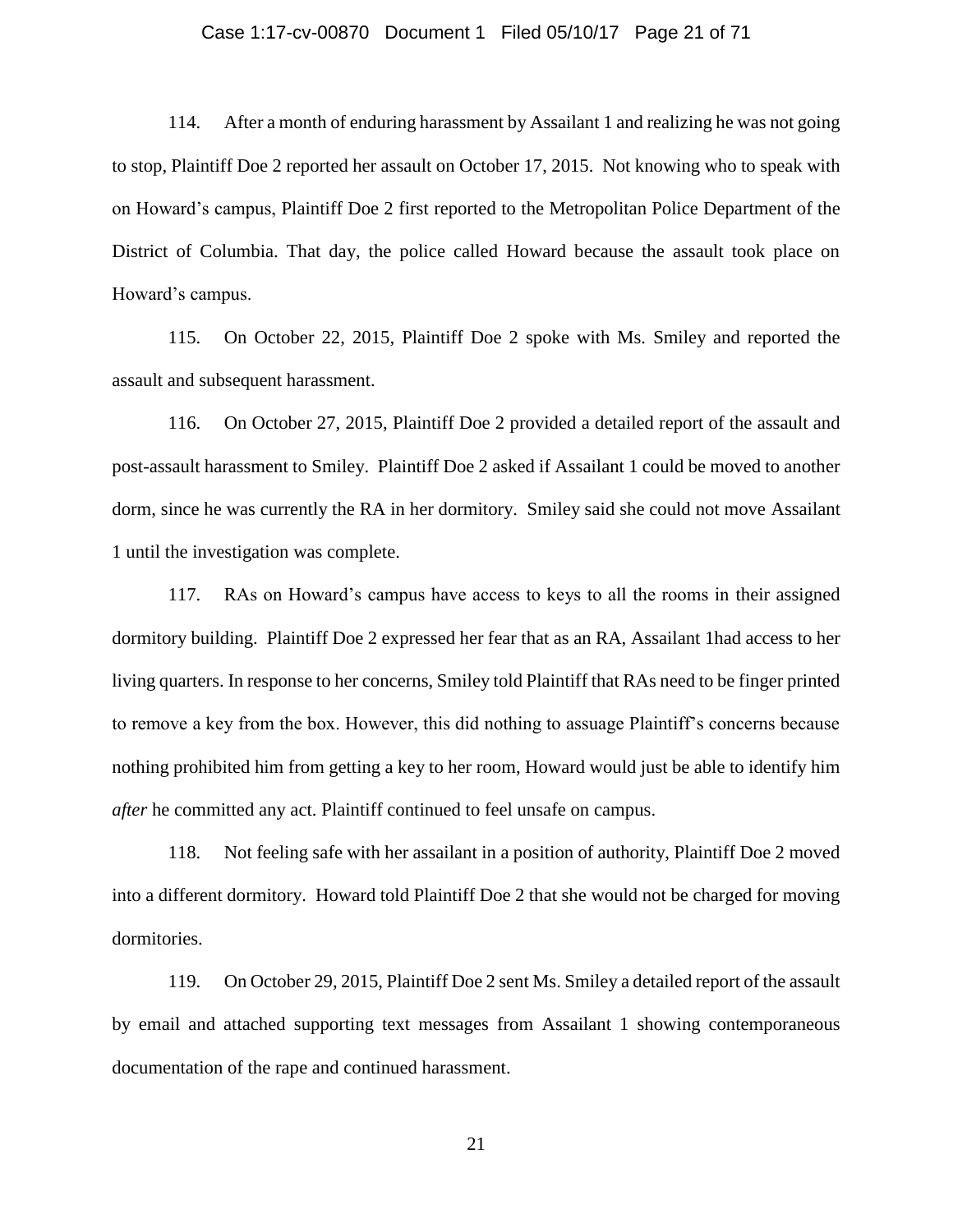114. After a month of enduring harassment by Assailant 1 and realizing he was not going to stop, Plaintiff Doe 2 reported her assault on October 17, 2015. Not knowing who to speak with on Howard's campus, Plaintiff Doe 2 first reported to the Metropolitan Police Department of the District of Columbia. That day, the police called Howard because the assault took place on Howard's campus.

115. On October 22, 2015, Plaintiff Doe 2 spoke with Ms. Smiley and reported the assault and subsequent harassment.

116. On October 27, 2015, Plaintiff Doe 2 provided a detailed report of the assault and post-assault harassment to Smiley. Plaintiff Doe 2 asked if Assailant 1 could be moved to another dorm, since he was currently the RA in her dormitory. Smiley said she could not move Assailant 1 until the investigation was complete.

117. RAs on Howard's campus have access to keys to all the rooms in their assigned dormitory building. Plaintiff Doe 2 expressed her fear that as an RA, Assailant 1had access to her living quarters. In response to her concerns, Smiley told Plaintiff that RAs need to be finger printed to remove a key from the box. However, this did nothing to assuage Plaintiff's concerns because nothing prohibited him from getting a key to her room, Howard would just be able to identify him *after* he committed any act. Plaintiff continued to feel unsafe on campus.

118. Not feeling safe with her assailant in a position of authority, Plaintiff Doe 2 moved into a different dormitory. Howard told Plaintiff Doe 2 that she would not be charged for moving dormitories.

119. On October 29, 2015, Plaintiff Doe 2 sent Ms. Smiley a detailed report of the assault by email and attached supporting text messages from Assailant 1 showing contemporaneous documentation of the rape and continued harassment.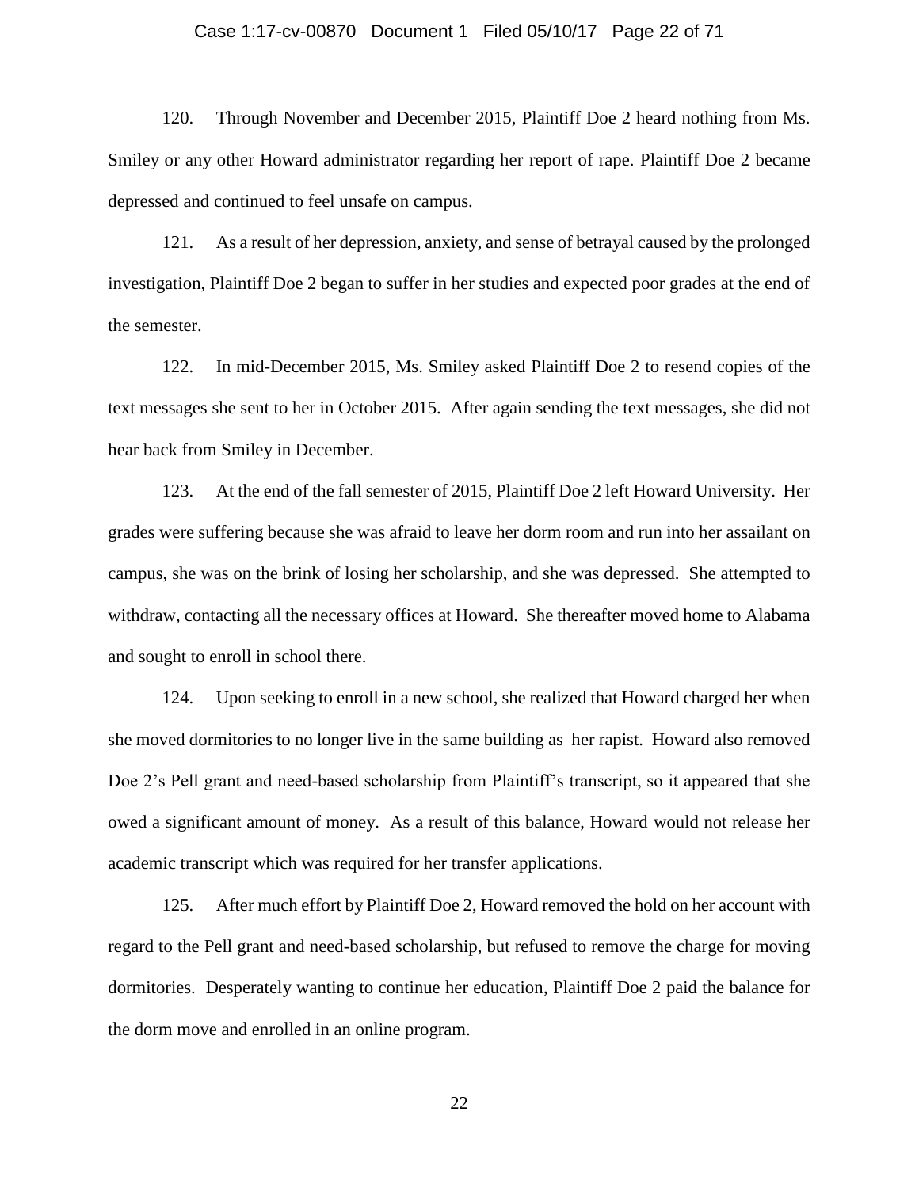120. Through November and December 2015, Plaintiff Doe 2 heard nothing from Ms. Smiley or any other Howard administrator regarding her report of rape. Plaintiff Doe 2 became depressed and continued to feel unsafe on campus.

121. As a result of her depression, anxiety, and sense of betrayal caused by the prolonged investigation, Plaintiff Doe 2 began to suffer in her studies and expected poor grades at the end of the semester.

122. In mid-December 2015, Ms. Smiley asked Plaintiff Doe 2 to resend copies of the text messages she sent to her in October 2015. After again sending the text messages, she did not hear back from Smiley in December.

123. At the end of the fall semester of 2015, Plaintiff Doe 2 left Howard University. Her grades were suffering because she was afraid to leave her dorm room and run into her assailant on campus, she was on the brink of losing her scholarship, and she was depressed. She attempted to withdraw, contacting all the necessary offices at Howard. She thereafter moved home to Alabama and sought to enroll in school there.

124. Upon seeking to enroll in a new school, she realized that Howard charged her when she moved dormitories to no longer live in the same building as her rapist. Howard also removed Doe 2's Pell grant and need-based scholarship from Plaintiff's transcript, so it appeared that she owed a significant amount of money. As a result of this balance, Howard would not release her academic transcript which was required for her transfer applications.

125. After much effort by Plaintiff Doe 2, Howard removed the hold on her account with regard to the Pell grant and need-based scholarship, but refused to remove the charge for moving dormitories. Desperately wanting to continue her education, Plaintiff Doe 2 paid the balance for the dorm move and enrolled in an online program.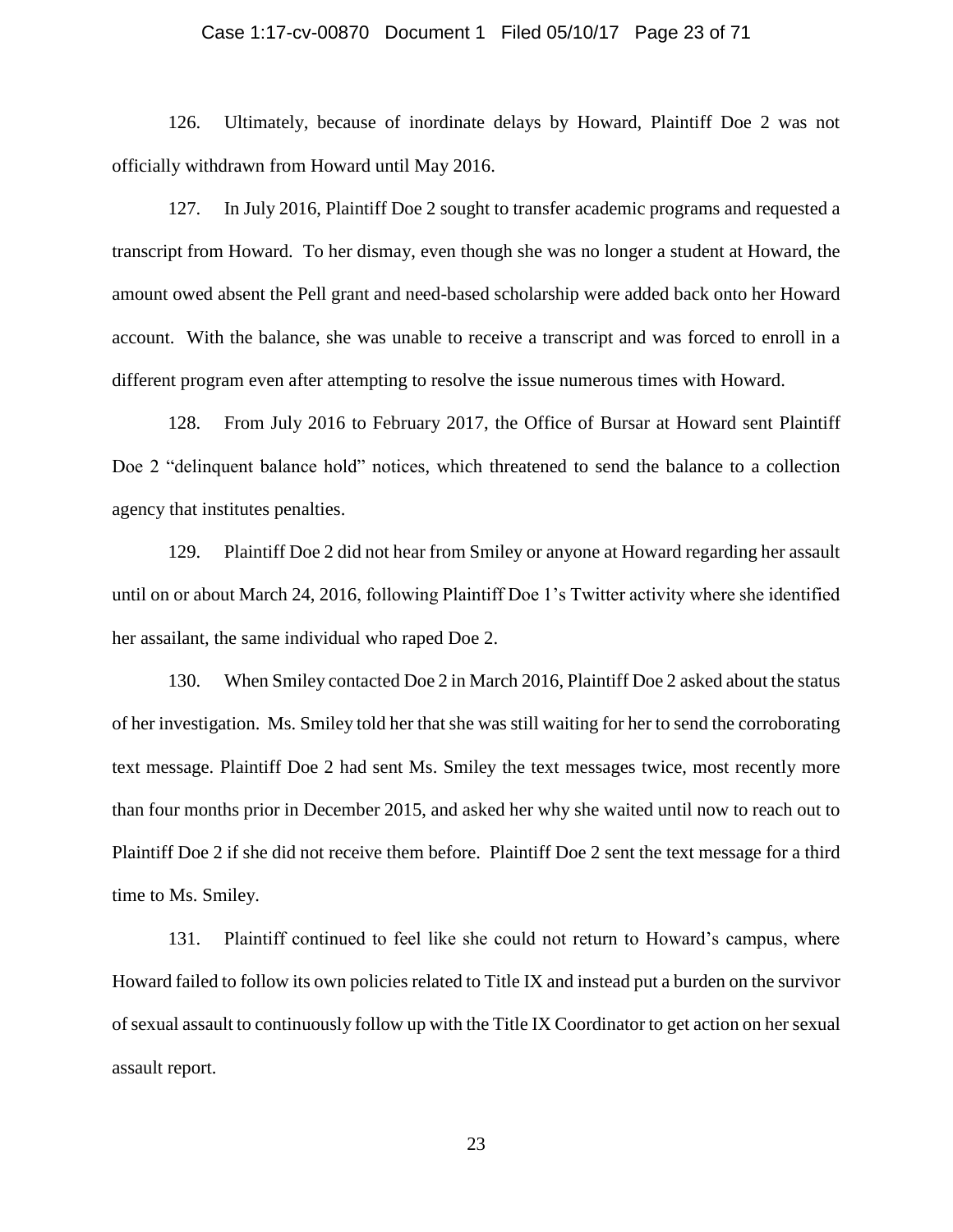126. Ultimately, because of inordinate delays by Howard, Plaintiff Doe 2 was not officially withdrawn from Howard until May 2016.

127. In July 2016, Plaintiff Doe 2 sought to transfer academic programs and requested a transcript from Howard. To her dismay, even though she was no longer a student at Howard, the amount owed absent the Pell grant and need-based scholarship were added back onto her Howard account. With the balance, she was unable to receive a transcript and was forced to enroll in a different program even after attempting to resolve the issue numerous times with Howard.

128. From July 2016 to February 2017, the Office of Bursar at Howard sent Plaintiff Doe 2 "delinquent balance hold" notices, which threatened to send the balance to a collection agency that institutes penalties.

129. Plaintiff Doe 2 did not hear from Smiley or anyone at Howard regarding her assault until on or about March 24, 2016, following Plaintiff Doe 1's Twitter activity where she identified her assailant, the same individual who raped Doe 2.

130. When Smiley contacted Doe 2 in March 2016, Plaintiff Doe 2 asked about the status of her investigation. Ms. Smiley told her that she was still waiting for her to send the corroborating text message. Plaintiff Doe 2 had sent Ms. Smiley the text messages twice, most recently more than four months prior in December 2015, and asked her why she waited until now to reach out to Plaintiff Doe 2 if she did not receive them before. Plaintiff Doe 2 sent the text message for a third time to Ms. Smiley.

131. Plaintiff continued to feel like she could not return to Howard's campus, where Howard failed to follow its own policies related to Title IX and instead put a burden on the survivor of sexual assault to continuously follow up with the Title IX Coordinator to get action on her sexual assault report.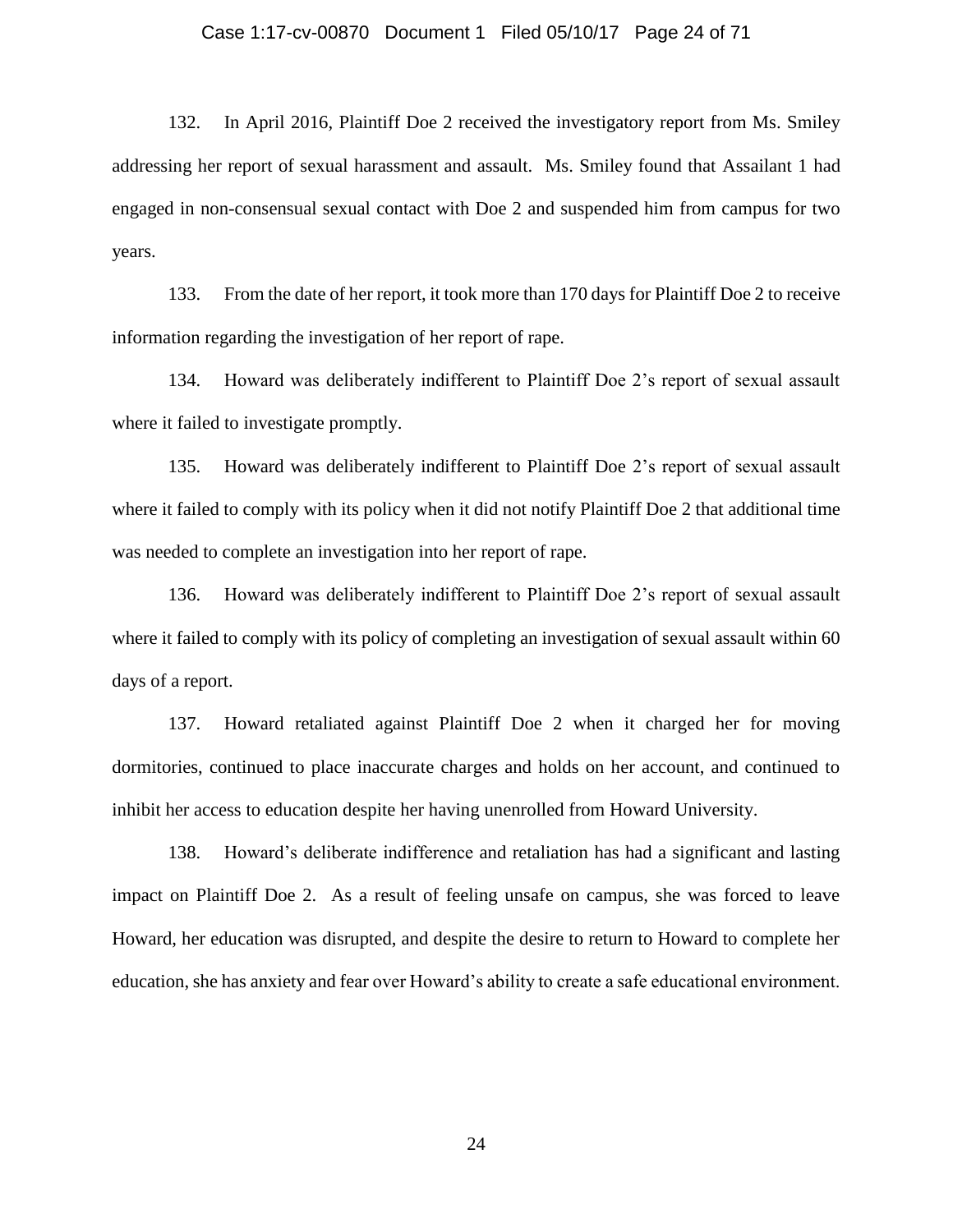132. In April 2016, Plaintiff Doe 2 received the investigatory report from Ms. Smiley addressing her report of sexual harassment and assault. Ms. Smiley found that Assailant 1 had engaged in non-consensual sexual contact with Doe 2 and suspended him from campus for two years.

133. From the date of her report, it took more than 170 days for Plaintiff Doe 2 to receive information regarding the investigation of her report of rape.

134. Howard was deliberately indifferent to Plaintiff Doe 2's report of sexual assault where it failed to investigate promptly.

135. Howard was deliberately indifferent to Plaintiff Doe 2's report of sexual assault where it failed to comply with its policy when it did not notify Plaintiff Doe 2 that additional time was needed to complete an investigation into her report of rape.

136. Howard was deliberately indifferent to Plaintiff Doe 2's report of sexual assault where it failed to comply with its policy of completing an investigation of sexual assault within 60 days of a report.

137. Howard retaliated against Plaintiff Doe 2 when it charged her for moving dormitories, continued to place inaccurate charges and holds on her account, and continued to inhibit her access to education despite her having unenrolled from Howard University.

138. Howard's deliberate indifference and retaliation has had a significant and lasting impact on Plaintiff Doe 2. As a result of feeling unsafe on campus, she was forced to leave Howard, her education was disrupted, and despite the desire to return to Howard to complete her education, she has anxiety and fear over Howard's ability to create a safe educational environment.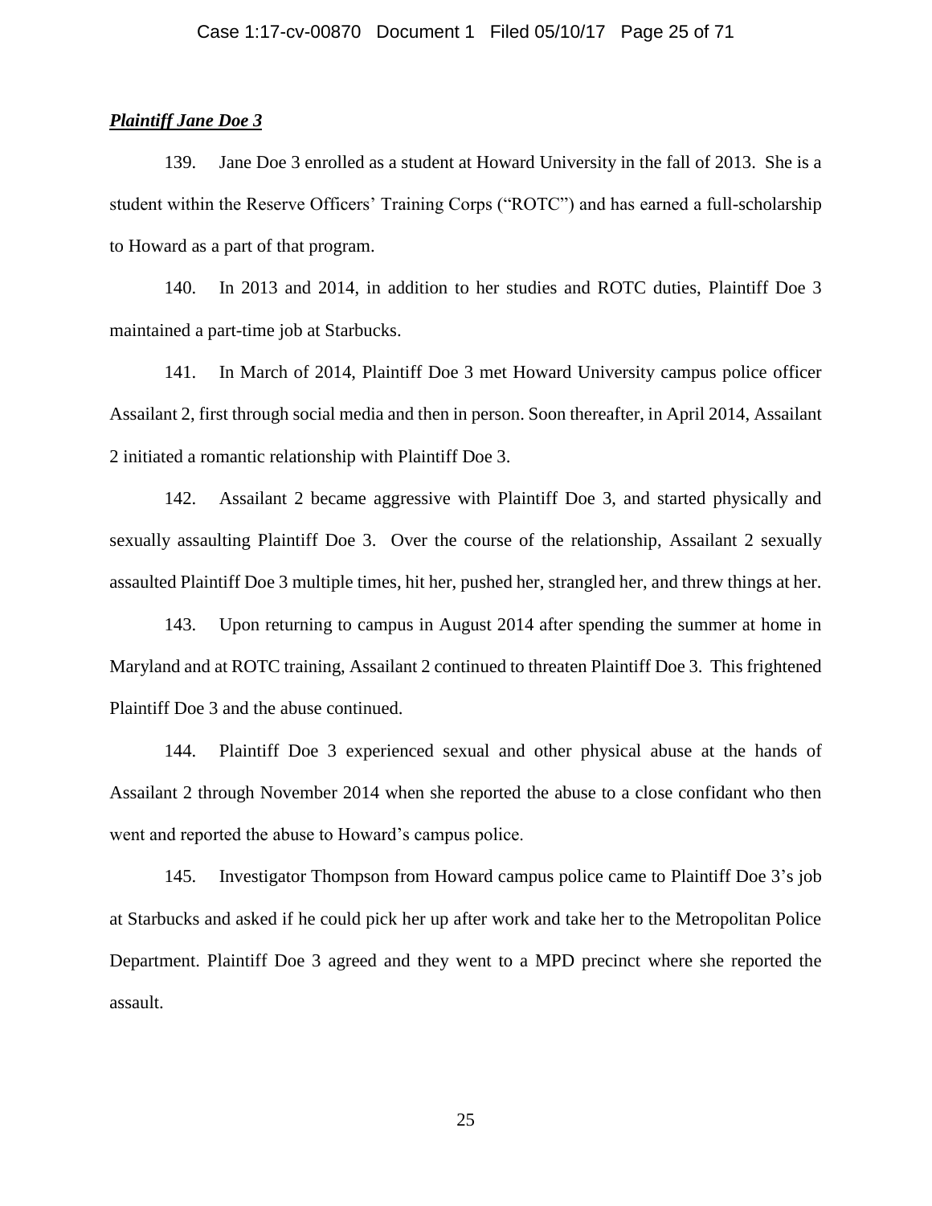***Plaintiff Jane Doe 3***

139. Jane Doe 3 enrolled as a student at Howard University in the fall of 2013. She is a student within the Reserve Officers' Training Corps ("ROTC") and has earned a full-scholarship to Howard as a part of that program.

140. In 2013 and 2014, in addition to her studies and ROTC duties, Plaintiff Doe 3 maintained a part-time job at Starbucks.

141. In March of 2014, Plaintiff Doe 3 met Howard University campus police officer Assailant 2, first through social media and then in person. Soon thereafter, in April 2014, Assailant 2 initiated a romantic relationship with Plaintiff Doe 3.

142. Assailant 2 became aggressive with Plaintiff Doe 3, and started physically and sexually assaulting Plaintiff Doe 3. Over the course of the relationship, Assailant 2 sexually assaulted Plaintiff Doe 3 multiple times, hit her, pushed her, strangled her, and threw things at her.

143. Upon returning to campus in August 2014 after spending the summer at home in Maryland and at ROTC training, Assailant 2 continued to threaten Plaintiff Doe 3. This frightened Plaintiff Doe 3 and the abuse continued.

144. Plaintiff Doe 3 experienced sexual and other physical abuse at the hands of Assailant 2 through November 2014 when she reported the abuse to a close confidant who then went and reported the abuse to Howard's campus police.

145. Investigator Thompson from Howard campus police came to Plaintiff Doe 3's job at Starbucks and asked if he could pick her up after work and take her to the Metropolitan Police Department. Plaintiff Doe 3 agreed and they went to a MPD precinct where she reported the assault.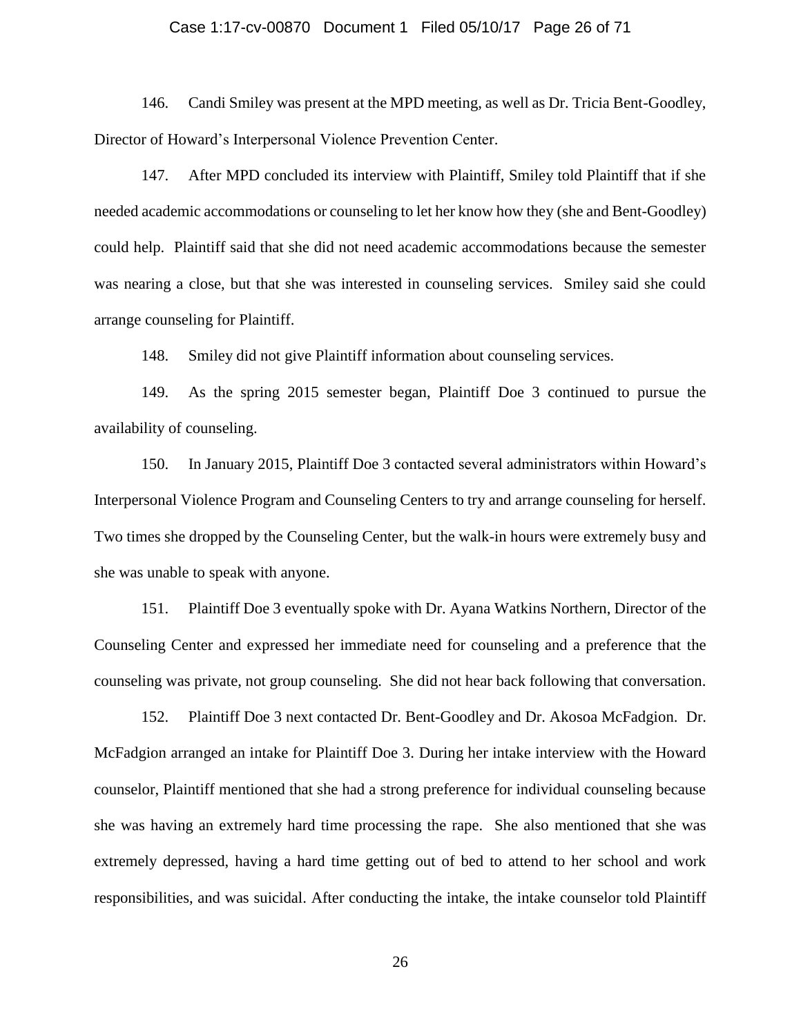146. Candi Smiley was present at the MPD meeting, as well as Dr. Tricia Bent-Goodley, Director of Howard's Interpersonal Violence Prevention Center.

147. After MPD concluded its interview with Plaintiff, Smiley told Plaintiff that if she needed academic accommodations or counseling to let her know how they (she and Bent-Goodley) could help. Plaintiff said that she did not need academic accommodations because the semester was nearing a close, but that she was interested in counseling services. Smiley said she could arrange counseling for Plaintiff.

148. Smiley did not give Plaintiff information about counseling services.

149. As the spring 2015 semester began, Plaintiff Doe 3 continued to pursue the availability of counseling.

150. In January 2015, Plaintiff Doe 3 contacted several administrators within Howard's Interpersonal Violence Program and Counseling Centers to try and arrange counseling for herself. Two times she dropped by the Counseling Center, but the walk-in hours were extremely busy and she was unable to speak with anyone.

151. Plaintiff Doe 3 eventually spoke with Dr. Ayana Watkins Northern, Director of the Counseling Center and expressed her immediate need for counseling and a preference that the counseling was private, not group counseling. She did not hear back following that conversation.

152. Plaintiff Doe 3 next contacted Dr. Bent-Goodley and Dr. Akosoa McFadgion. Dr. McFadgion arranged an intake for Plaintiff Doe 3. During her intake interview with the Howard counselor, Plaintiff mentioned that she had a strong preference for individual counseling because she was having an extremely hard time processing the rape. She also mentioned that she was extremely depressed, having a hard time getting out of bed to attend to her school and work responsibilities, and was suicidal. After conducting the intake, the intake counselor told Plaintiff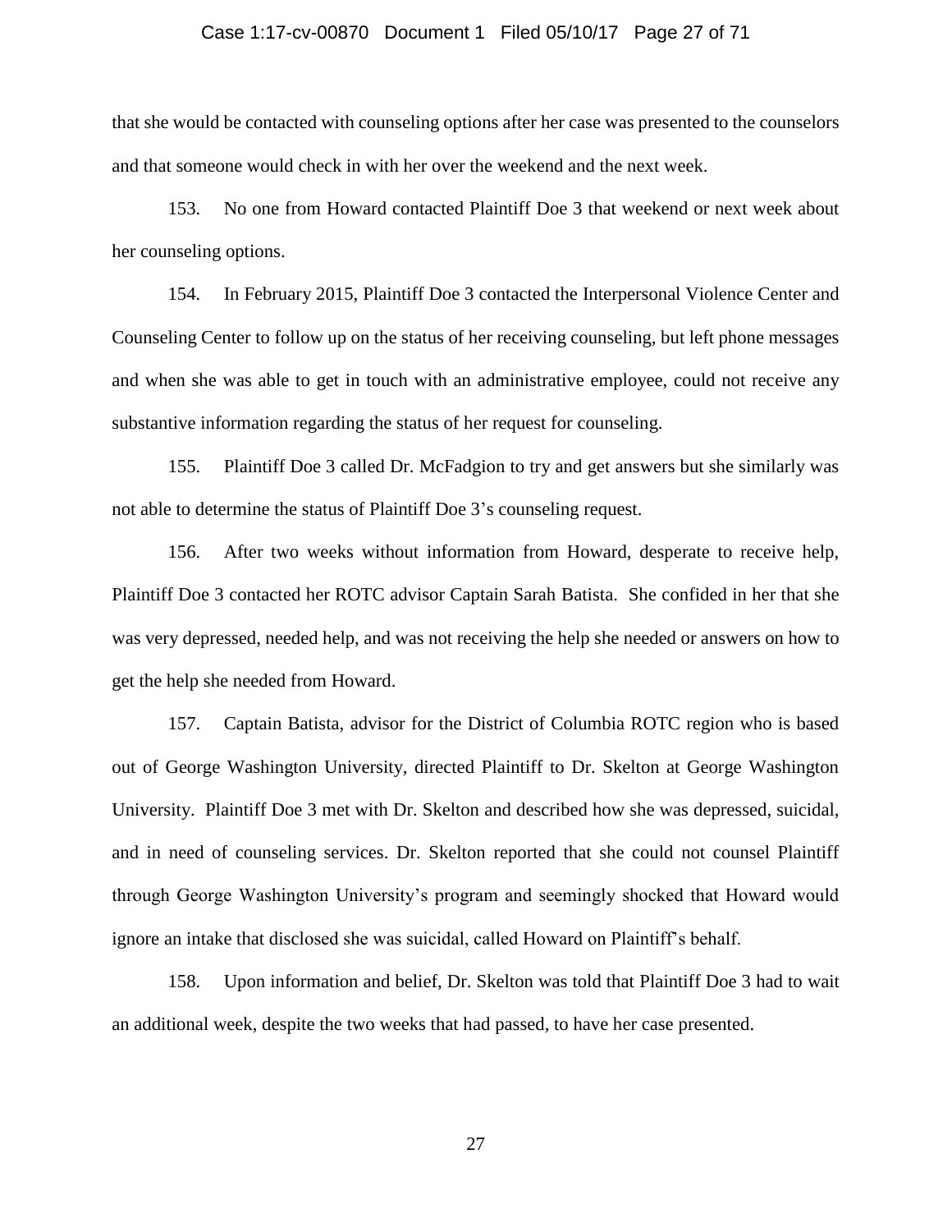that she would be contacted with counseling options after her case was presented to the counselors and that someone would check in with her over the weekend and the next week.

153. No one from Howard contacted Plaintiff Doe 3 that weekend or next week about her counseling options.

154. In February 2015, Plaintiff Doe 3 contacted the Interpersonal Violence Center and Counseling Center to follow up on the status of her receiving counseling, but left phone messages and when she was able to get in touch with an administrative employee, could not receive any substantive information regarding the status of her request for counseling.

155. Plaintiff Doe 3 called Dr. McFadgion to try and get answers but she similarly was not able to determine the status of Plaintiff Doe 3's counseling request.

156. After two weeks without information from Howard, desperate to receive help, Plaintiff Doe 3 contacted her ROTC advisor Captain Sarah Batista. She confided in her that she was very depressed, needed help, and was not receiving the help she needed or answers on how to get the help she needed from Howard.

157. Captain Batista, advisor for the District of Columbia ROTC region who is based out of George Washington University, directed Plaintiff to Dr. Skelton at George Washington University. Plaintiff Doe 3 met with Dr. Skelton and described how she was depressed, suicidal, and in need of counseling services. Dr. Skelton reported that she could not counsel Plaintiff through George Washington University's program and seemingly shocked that Howard would ignore an intake that disclosed she was suicidal, called Howard on Plaintiff's behalf.

158. Upon information and belief, Dr. Skelton was told that Plaintiff Doe 3 had to wait an additional week, despite the two weeks that had passed, to have her case presented.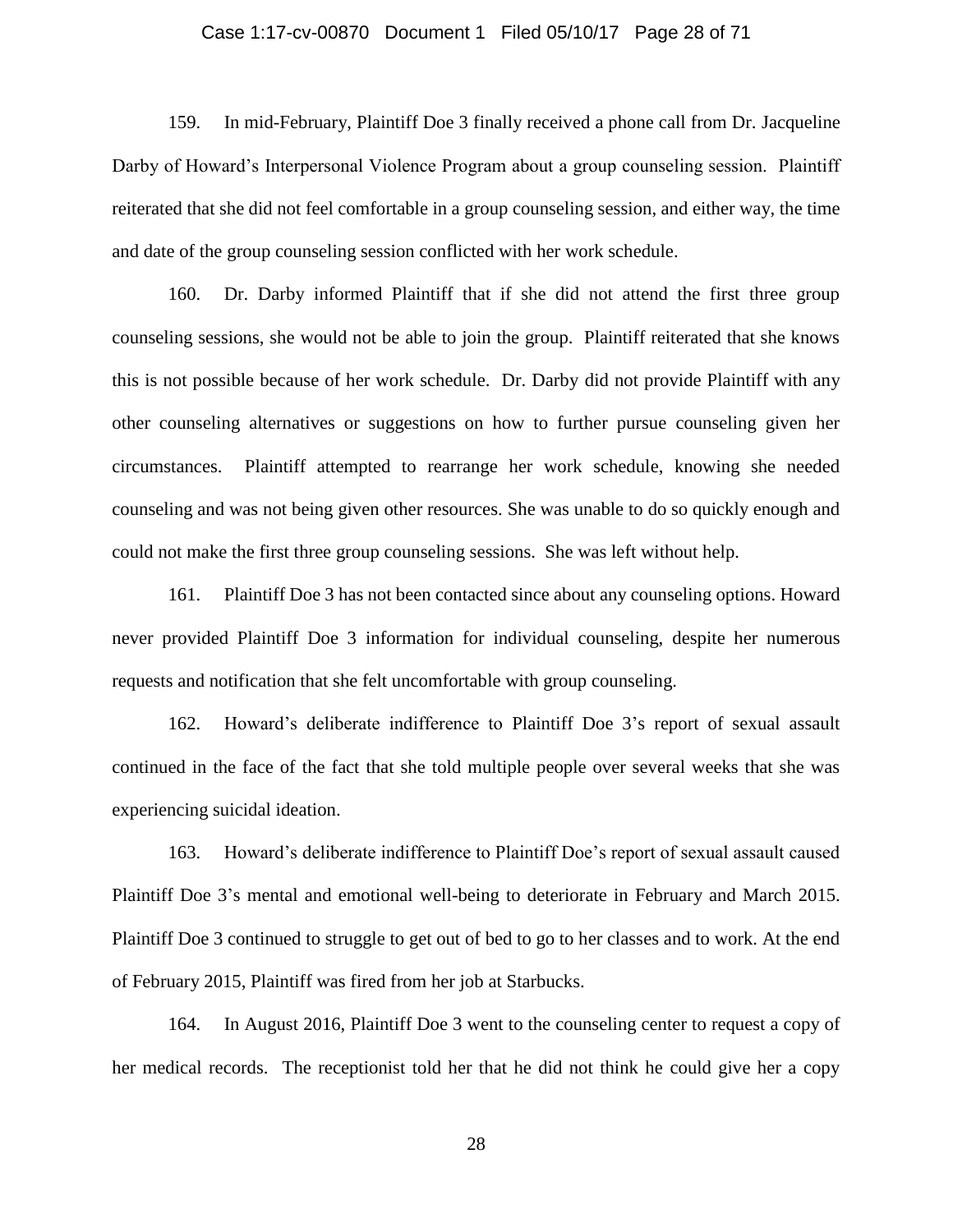159. In mid-February, Plaintiff Doe 3 finally received a phone call from Dr. Jacqueline Darby of Howard's Interpersonal Violence Program about a group counseling session. Plaintiff reiterated that she did not feel comfortable in a group counseling session, and either way, the time and date of the group counseling session conflicted with her work schedule.

160. Dr. Darby informed Plaintiff that if she did not attend the first three group counseling sessions, she would not be able to join the group. Plaintiff reiterated that she knows this is not possible because of her work schedule. Dr. Darby did not provide Plaintiff with any other counseling alternatives or suggestions on how to further pursue counseling given her circumstances. Plaintiff attempted to rearrange her work schedule, knowing she needed counseling and was not being given other resources. She was unable to do so quickly enough and could not make the first three group counseling sessions. She was left without help.

161. Plaintiff Doe 3 has not been contacted since about any counseling options. Howard never provided Plaintiff Doe 3 information for individual counseling, despite her numerous requests and notification that she felt uncomfortable with group counseling.

162. Howard's deliberate indifference to Plaintiff Doe 3's report of sexual assault continued in the face of the fact that she told multiple people over several weeks that she was experiencing suicidal ideation.

163. Howard's deliberate indifference to Plaintiff Doe's report of sexual assault caused Plaintiff Doe 3's mental and emotional well-being to deteriorate in February and March 2015. Plaintiff Doe 3 continued to struggle to get out of bed to go to her classes and to work. At the end of February 2015, Plaintiff was fired from her job at Starbucks.

164. In August 2016, Plaintiff Doe 3 went to the counseling center to request a copy of her medical records. The receptionist told her that he did not think he could give her a copy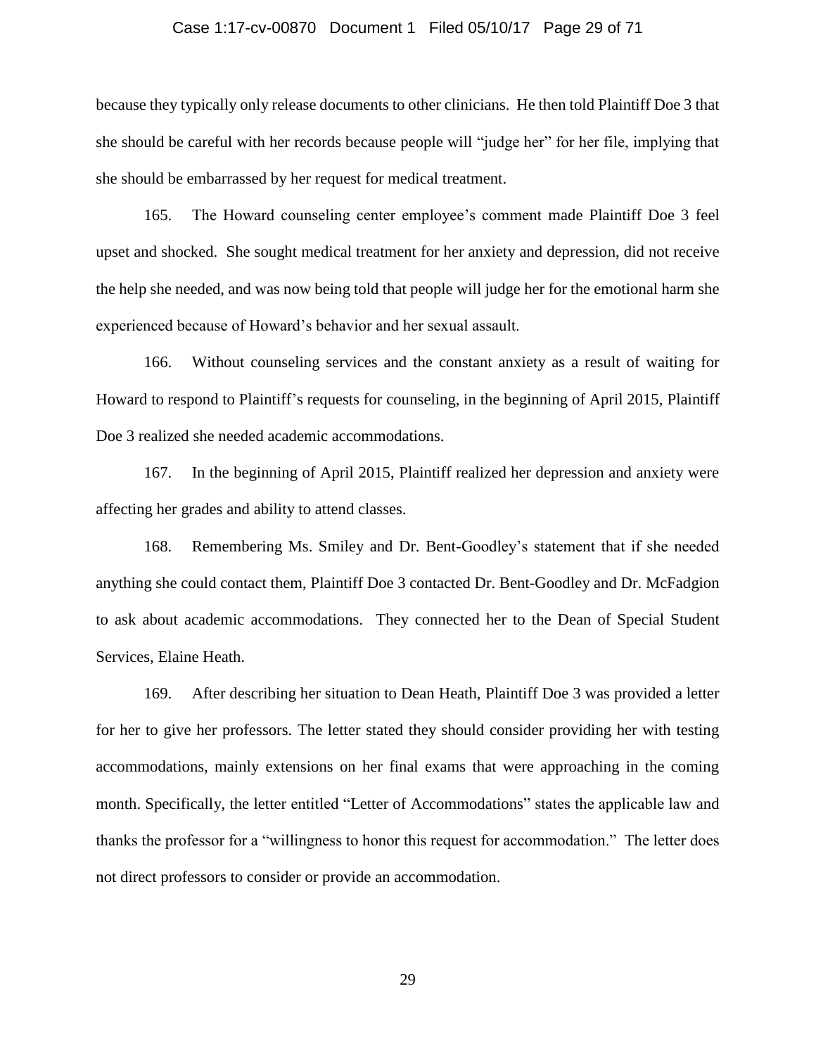because they typically only release documents to other clinicians. He then told Plaintiff Doe 3 that she should be careful with her records because people will "judge her" for her file, implying that she should be embarrassed by her request for medical treatment.

165. The Howard counseling center employee's comment made Plaintiff Doe 3 feel upset and shocked. She sought medical treatment for her anxiety and depression, did not receive the help she needed, and was now being told that people will judge her for the emotional harm she experienced because of Howard's behavior and her sexual assault.

166. Without counseling services and the constant anxiety as a result of waiting for Howard to respond to Plaintiff's requests for counseling, in the beginning of April 2015, Plaintiff Doe 3 realized she needed academic accommodations.

167. In the beginning of April 2015, Plaintiff realized her depression and anxiety were affecting her grades and ability to attend classes.

168. Remembering Ms. Smiley and Dr. Bent-Goodley's statement that if she needed anything she could contact them, Plaintiff Doe 3 contacted Dr. Bent-Goodley and Dr. McFadgion to ask about academic accommodations. They connected her to the Dean of Special Student Services, Elaine Heath.

169. After describing her situation to Dean Heath, Plaintiff Doe 3 was provided a letter for her to give her professors. The letter stated they should consider providing her with testing accommodations, mainly extensions on her final exams that were approaching in the coming month. Specifically, the letter entitled "Letter of Accommodations" states the applicable law and thanks the professor for a "willingness to honor this request for accommodation." The letter does not direct professors to consider or provide an accommodation.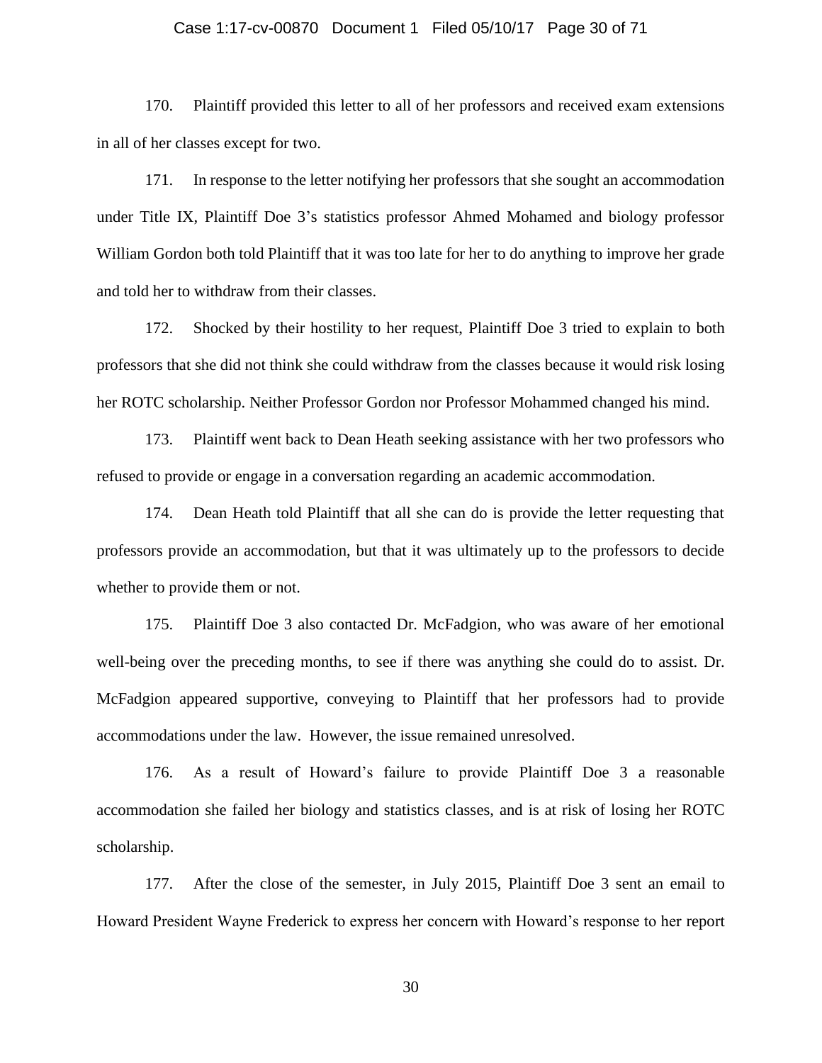170. Plaintiff provided this letter to all of her professors and received exam extensions in all of her classes except for two.

171. In response to the letter notifying her professors that she sought an accommodation under Title IX, Plaintiff Doe 3's statistics professor Ahmed Mohamed and biology professor William Gordon both told Plaintiff that it was too late for her to do anything to improve her grade and told her to withdraw from their classes.

172. Shocked by their hostility to her request, Plaintiff Doe 3 tried to explain to both professors that she did not think she could withdraw from the classes because it would risk losing her ROTC scholarship. Neither Professor Gordon nor Professor Mohammed changed his mind.

173. Plaintiff went back to Dean Heath seeking assistance with her two professors who refused to provide or engage in a conversation regarding an academic accommodation.

174. Dean Heath told Plaintiff that all she can do is provide the letter requesting that professors provide an accommodation, but that it was ultimately up to the professors to decide whether to provide them or not.

175. Plaintiff Doe 3 also contacted Dr. McFadgion, who was aware of her emotional well-being over the preceding months, to see if there was anything she could do to assist. Dr. McFadgion appeared supportive, conveying to Plaintiff that her professors had to provide accommodations under the law. However, the issue remained unresolved.

176. As a result of Howard's failure to provide Plaintiff Doe 3 a reasonable accommodation she failed her biology and statistics classes, and is at risk of losing her ROTC scholarship.

177. After the close of the semester, in July 2015, Plaintiff Doe 3 sent an email to Howard President Wayne Frederick to express her concern with Howard's response to her report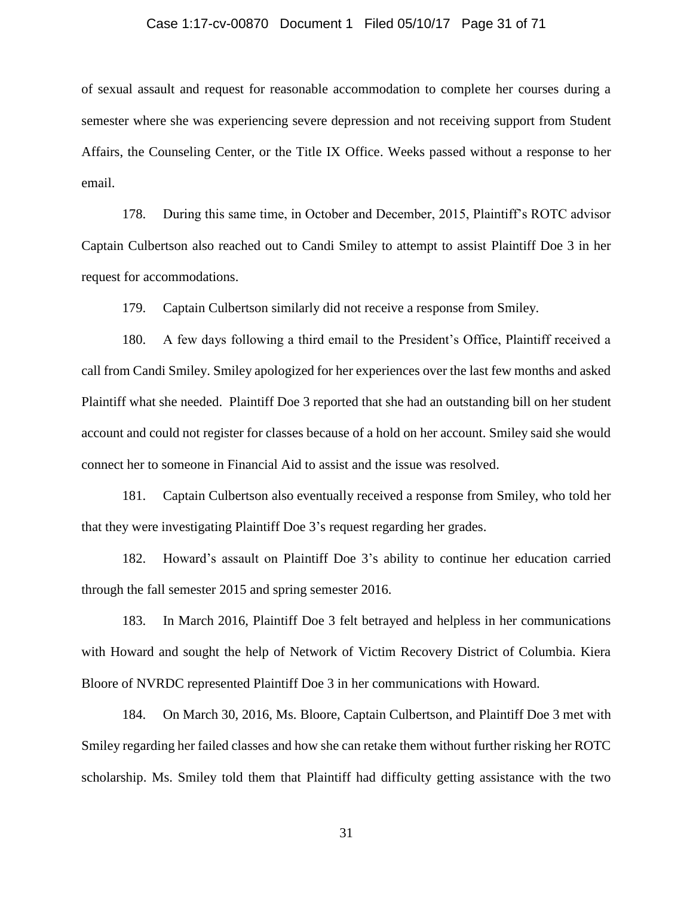of sexual assault and request for reasonable accommodation to complete her courses during a semester where she was experiencing severe depression and not receiving support from Student Affairs, the Counseling Center, or the Title IX Office. Weeks passed without a response to her email.

178. During this same time, in October and December, 2015, Plaintiff's ROTC advisor Captain Culbertson also reached out to Candi Smiley to attempt to assist Plaintiff Doe 3 in her request for accommodations.

179. Captain Culbertson similarly did not receive a response from Smiley.

180. A few days following a third email to the President's Office, Plaintiff received a call from Candi Smiley. Smiley apologized for her experiences over the last few months and asked Plaintiff what she needed. Plaintiff Doe 3 reported that she had an outstanding bill on her student account and could not register for classes because of a hold on her account. Smiley said she would connect her to someone in Financial Aid to assist and the issue was resolved.

181. Captain Culbertson also eventually received a response from Smiley, who told her that they were investigating Plaintiff Doe 3's request regarding her grades.

182. Howard's assault on Plaintiff Doe 3's ability to continue her education carried through the fall semester 2015 and spring semester 2016.

183. In March 2016, Plaintiff Doe 3 felt betrayed and helpless in her communications with Howard and sought the help of Network of Victim Recovery District of Columbia. Kiera Bloore of NVRDC represented Plaintiff Doe 3 in her communications with Howard.

184. On March 30, 2016, Ms. Bloore, Captain Culbertson, and Plaintiff Doe 3 met with Smiley regarding her failed classes and how she can retake them without further risking her ROTC scholarship. Ms. Smiley told them that Plaintiff had difficulty getting assistance with the two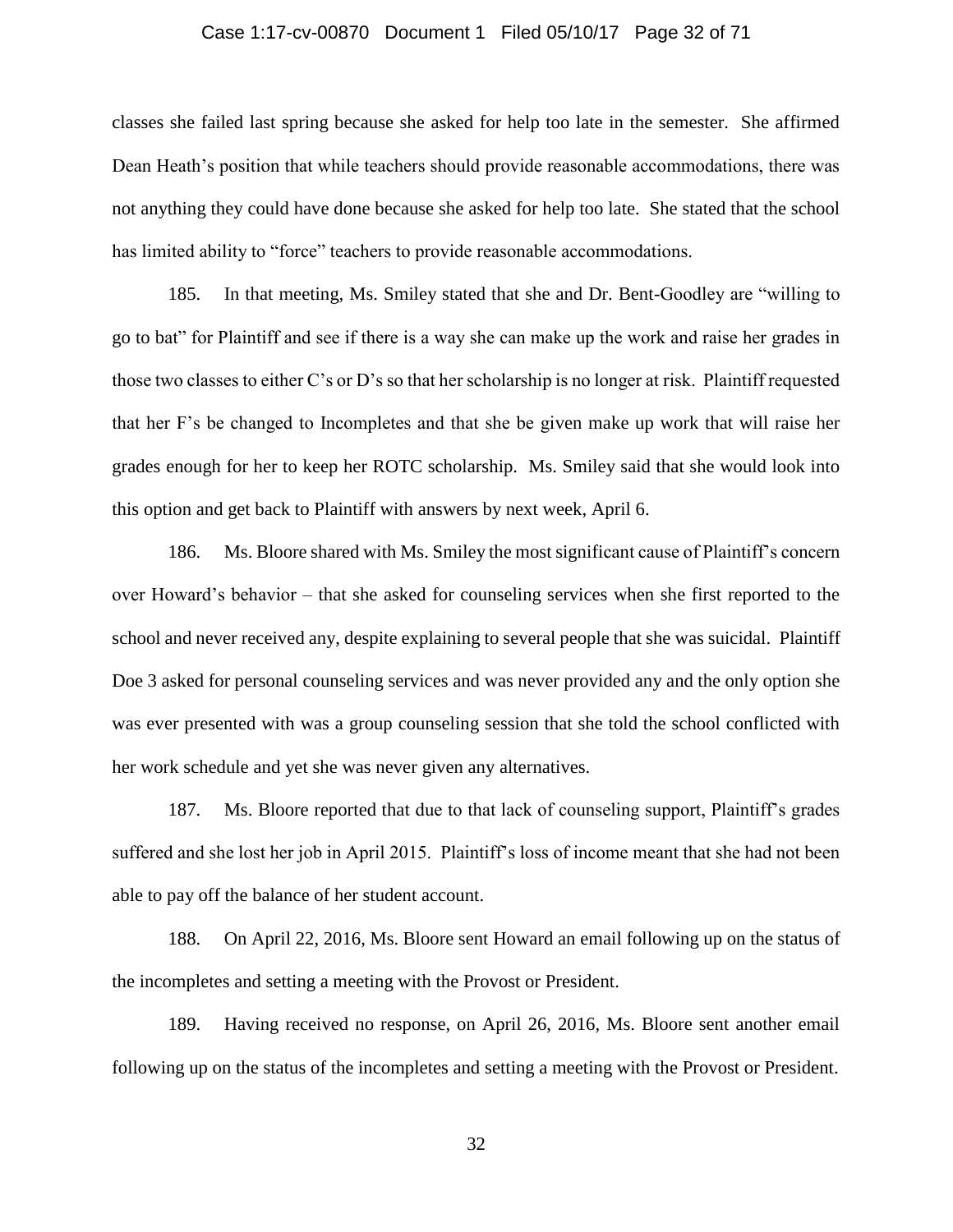classes she failed last spring because she asked for help too late in the semester. She affirmed Dean Heath's position that while teachers should provide reasonable accommodations, there was not anything they could have done because she asked for help too late. She stated that the school has limited ability to "force" teachers to provide reasonable accommodations.

185. In that meeting, Ms. Smiley stated that she and Dr. Bent-Goodley are "willing to go to bat" for Plaintiff and see if there is a way she can make up the work and raise her grades in those two classes to either C's or D's so that her scholarship is no longer at risk. Plaintiff requested that her F's be changed to Incompletes and that she be given make up work that will raise her grades enough for her to keep her ROTC scholarship. Ms. Smiley said that she would look into this option and get back to Plaintiff with answers by next week, April 6.

186. Ms. Bloore shared with Ms. Smiley the most significant cause of Plaintiff's concern over Howard's behavior – that she asked for counseling services when she first reported to the school and never received any, despite explaining to several people that she was suicidal. Plaintiff Doe 3 asked for personal counseling services and was never provided any and the only option she was ever presented with was a group counseling session that she told the school conflicted with her work schedule and yet she was never given any alternatives.

187. Ms. Bloore reported that due to that lack of counseling support, Plaintiff's grades suffered and she lost her job in April 2015. Plaintiff's loss of income meant that she had not been able to pay off the balance of her student account.

188. On April 22, 2016, Ms. Bloore sent Howard an email following up on the status of the incompletes and setting a meeting with the Provost or President.

189. Having received no response, on April 26, 2016, Ms. Bloore sent another email following up on the status of the incompletes and setting a meeting with the Provost or President.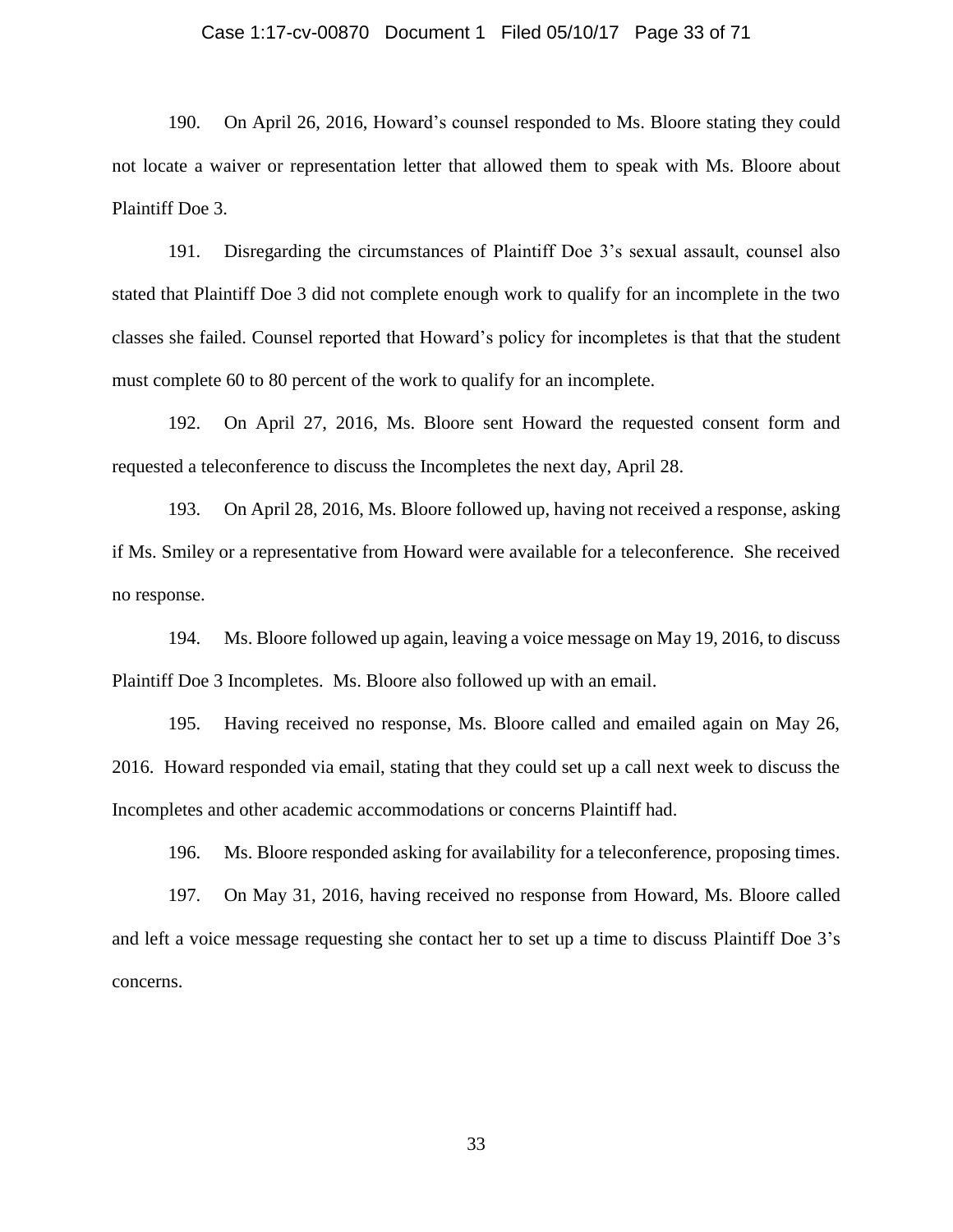190. On April 26, 2016, Howard's counsel responded to Ms. Bloore stating they could not locate a waiver or representation letter that allowed them to speak with Ms. Bloore about Plaintiff Doe 3.

191. Disregarding the circumstances of Plaintiff Doe 3's sexual assault, counsel also stated that Plaintiff Doe 3 did not complete enough work to qualify for an incomplete in the two classes she failed. Counsel reported that Howard's policy for incompletes is that that the student must complete 60 to 80 percent of the work to qualify for an incomplete.

192. On April 27, 2016, Ms. Bloore sent Howard the requested consent form and requested a teleconference to discuss the Incompletes the next day, April 28.

193. On April 28, 2016, Ms. Bloore followed up, having not received a response, asking if Ms. Smiley or a representative from Howard were available for a teleconference. She received no response.

194. Ms. Bloore followed up again, leaving a voice message on May 19, 2016, to discuss Plaintiff Doe 3 Incompletes. Ms. Bloore also followed up with an email.

195. Having received no response, Ms. Bloore called and emailed again on May 26, 2016. Howard responded via email, stating that they could set up a call next week to discuss the Incompletes and other academic accommodations or concerns Plaintiff had.

196. Ms. Bloore responded asking for availability for a teleconference, proposing times.

197. On May 31, 2016, having received no response from Howard, Ms. Bloore called and left a voice message requesting she contact her to set up a time to discuss Plaintiff Doe 3's concerns.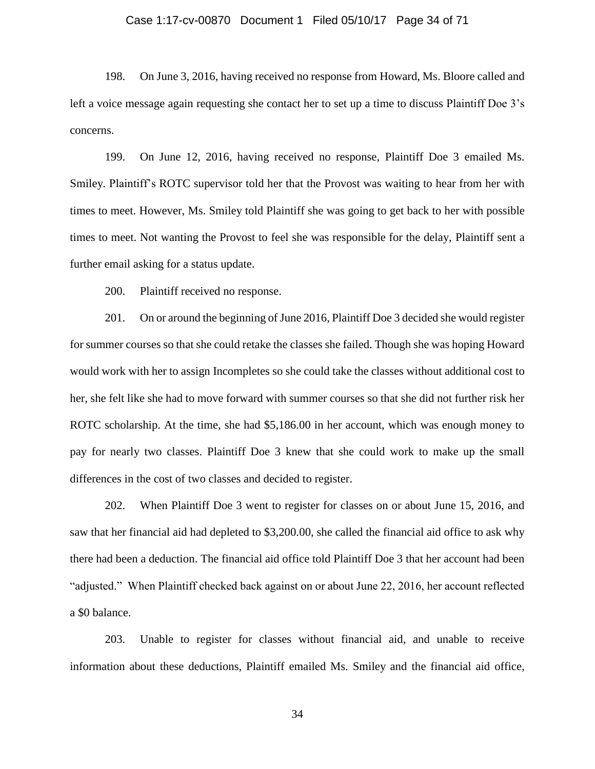198. On June 3, 2016, having received no response from Howard, Ms. Bloore called and left a voice message again requesting she contact her to set up a time to discuss Plaintiff Doe 3's concerns.

199. On June 12, 2016, having received no response, Plaintiff Doe 3 emailed Ms. Smiley. Plaintiff's ROTC supervisor told her that the Provost was waiting to hear from her with times to meet. However, Ms. Smiley told Plaintiff she was going to get back to her with possible times to meet. Not wanting the Provost to feel she was responsible for the delay, Plaintiff sent a further email asking for a status update.

200. Plaintiff received no response.

201. On or around the beginning of June 2016, Plaintiff Doe 3 decided she would register for summer courses so that she could retake the classes she failed. Though she was hoping Howard would work with her to assign Incompletes so she could take the classes without additional cost to her, she felt like she had to move forward with summer courses so that she did not further risk her ROTC scholarship. At the time, she had $5,186.00 in her account, which was enough money to pay for nearly two classes. Plaintiff Doe 3 knew that she could work to make up the small differences in the cost of two classes and decided to register.

202. When Plaintiff Doe 3 went to register for classes on or about June 15, 2016, and saw that her financial aid had depleted to $3,200.00, she called the financial aid office to ask why there had been a deduction. The financial aid office told Plaintiff Doe 3 that her account had been "adjusted." When Plaintiff checked back against on or about June 22, 2016, her account reflected a $0 balance.

203. Unable to register for classes without financial aid, and unable to receive information about these deductions, Plaintiff emailed Ms. Smiley and the financial aid office,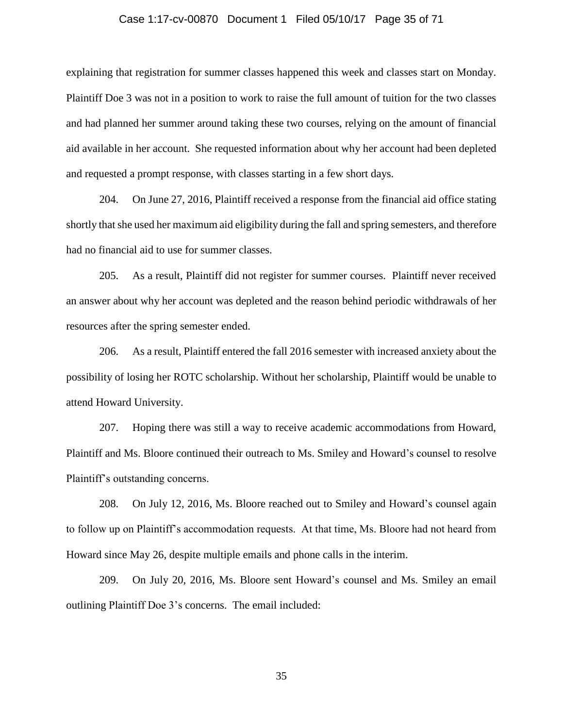explaining that registration for summer classes happened this week and classes start on Monday. Plaintiff Doe 3 was not in a position to work to raise the full amount of tuition for the two classes and had planned her summer around taking these two courses, relying on the amount of financial aid available in her account. She requested information about why her account had been depleted and requested a prompt response, with classes starting in a few short days.

204. On June 27, 2016, Plaintiff received a response from the financial aid office stating shortly that she used her maximum aid eligibility during the fall and spring semesters, and therefore had no financial aid to use for summer classes.

205. As a result, Plaintiff did not register for summer courses. Plaintiff never received an answer about why her account was depleted and the reason behind periodic withdrawals of her resources after the spring semester ended.

206. As a result, Plaintiff entered the fall 2016 semester with increased anxiety about the possibility of losing her ROTC scholarship. Without her scholarship, Plaintiff would be unable to attend Howard University.

207. Hoping there was still a way to receive academic accommodations from Howard, Plaintiff and Ms. Bloore continued their outreach to Ms. Smiley and Howard's counsel to resolve Plaintiff's outstanding concerns.

208. On July 12, 2016, Ms. Bloore reached out to Smiley and Howard's counsel again to follow up on Plaintiff's accommodation requests. At that time, Ms. Bloore had not heard from Howard since May 26, despite multiple emails and phone calls in the interim.

209. On July 20, 2016, Ms. Bloore sent Howard's counsel and Ms. Smiley an email outlining Plaintiff Doe 3's concerns. The email included: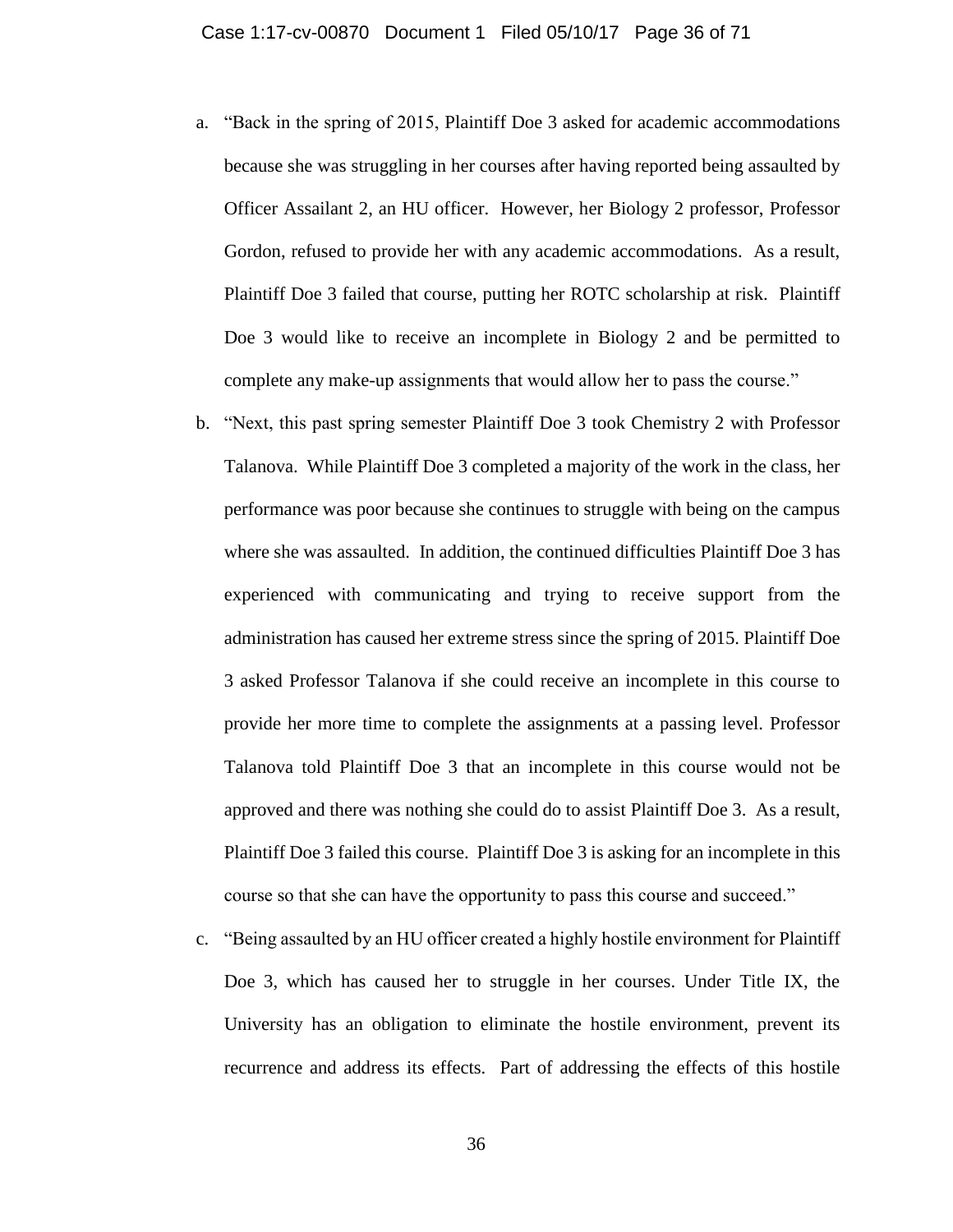a. "Back in the spring of 2015, Plaintiff Doe 3 asked for academic accommodations because she was struggling in her courses after having reported being assaulted by Officer Assailant 2, an HU officer. However, her Biology 2 professor, Professor Gordon, refused to provide her with any academic accommodations. As a result, Plaintiff Doe 3 failed that course, putting her ROTC scholarship at risk. Plaintiff Doe 3 would like to receive an incomplete in Biology 2 and be permitted to complete any make-up assignments that would allow her to pass the course."

b. "Next, this past spring semester Plaintiff Doe 3 took Chemistry 2 with Professor Talanova. While Plaintiff Doe 3 completed a majority of the work in the class, her performance was poor because she continues to struggle with being on the campus where she was assaulted. In addition, the continued difficulties Plaintiff Doe 3 has experienced with communicating and trying to receive support from the administration has caused her extreme stress since the spring of 2015. Plaintiff Doe 3 asked Professor Talanova if she could receive an incomplete in this course to provide her more time to complete the assignments at a passing level. Professor Talanova told Plaintiff Doe 3 that an incomplete in this course would not be approved and there was nothing she could do to assist Plaintiff Doe 3. As a result, Plaintiff Doe 3 failed this course. Plaintiff Doe 3 is asking for an incomplete in this course so that she can have the opportunity to pass this course and succeed."

c. "Being assaulted by an HU officer created a highly hostile environment for Plaintiff Doe 3, which has caused her to struggle in her courses. Under Title IX, the University has an obligation to eliminate the hostile environment, prevent its recurrence and address its effects. Part of addressing the effects of this hostile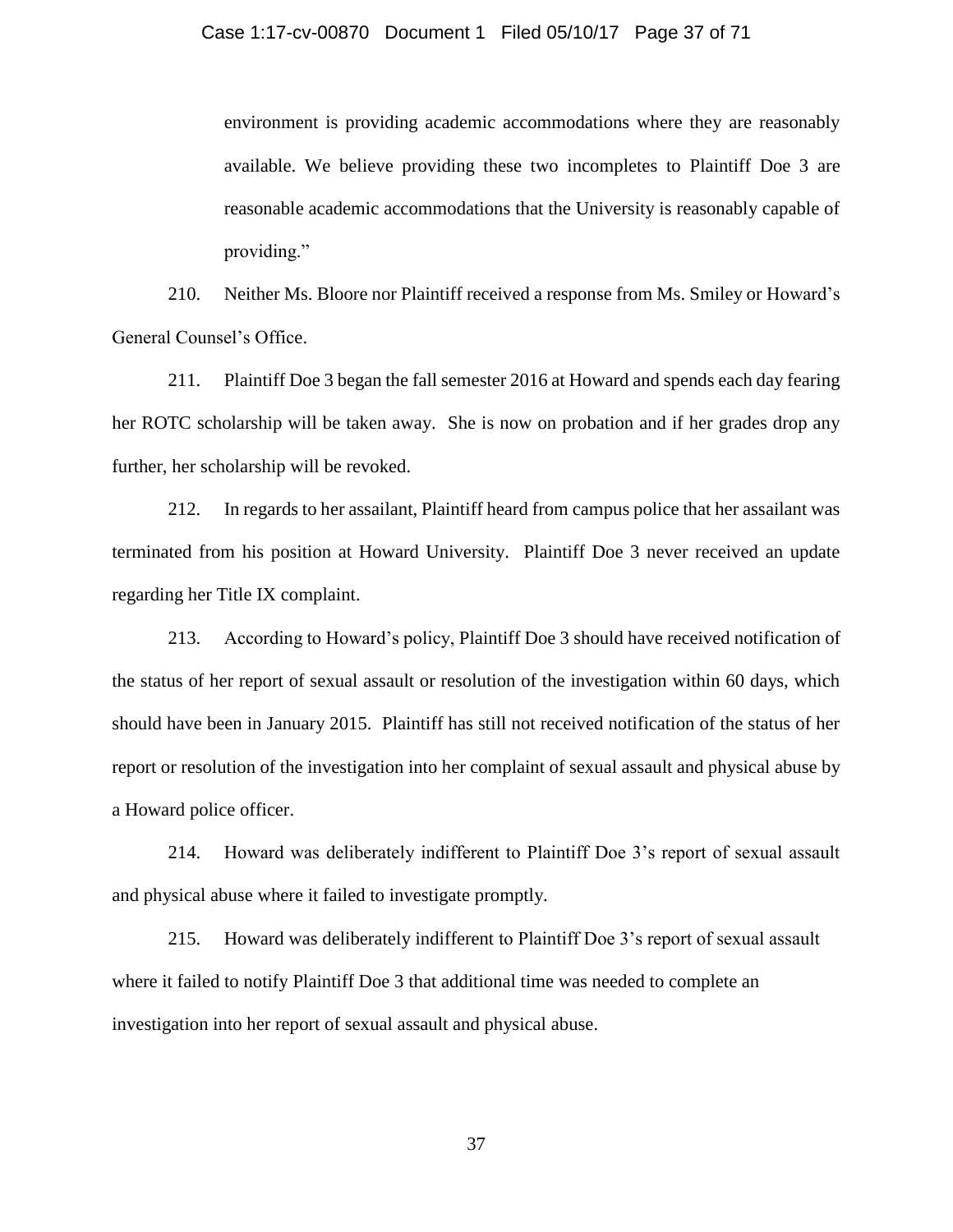> environment is providing academic accommodations where they are reasonably available. We believe providing these two incompletes to Plaintiff Doe 3 are reasonable academic accommodations that the University is reasonably capable of providing."

210. Neither Ms. Bloore nor Plaintiff received a response from Ms. Smiley or Howard's General Counsel's Office.

211. Plaintiff Doe 3 began the fall semester 2016 at Howard and spends each day fearing her ROTC scholarship will be taken away. She is now on probation and if her grades drop any further, her scholarship will be revoked.

212. In regards to her assailant, Plaintiff heard from campus police that her assailant was terminated from his position at Howard University. Plaintiff Doe 3 never received an update regarding her Title IX complaint.

213. According to Howard's policy, Plaintiff Doe 3 should have received notification of the status of her report of sexual assault or resolution of the investigation within 60 days, which should have been in January 2015. Plaintiff has still not received notification of the status of her report or resolution of the investigation into her complaint of sexual assault and physical abuse by a Howard police officer.

214. Howard was deliberately indifferent to Plaintiff Doe 3's report of sexual assault and physical abuse where it failed to investigate promptly.

215. Howard was deliberately indifferent to Plaintiff Doe 3's report of sexual assault where it failed to notify Plaintiff Doe 3 that additional time was needed to complete an investigation into her report of sexual assault and physical abuse.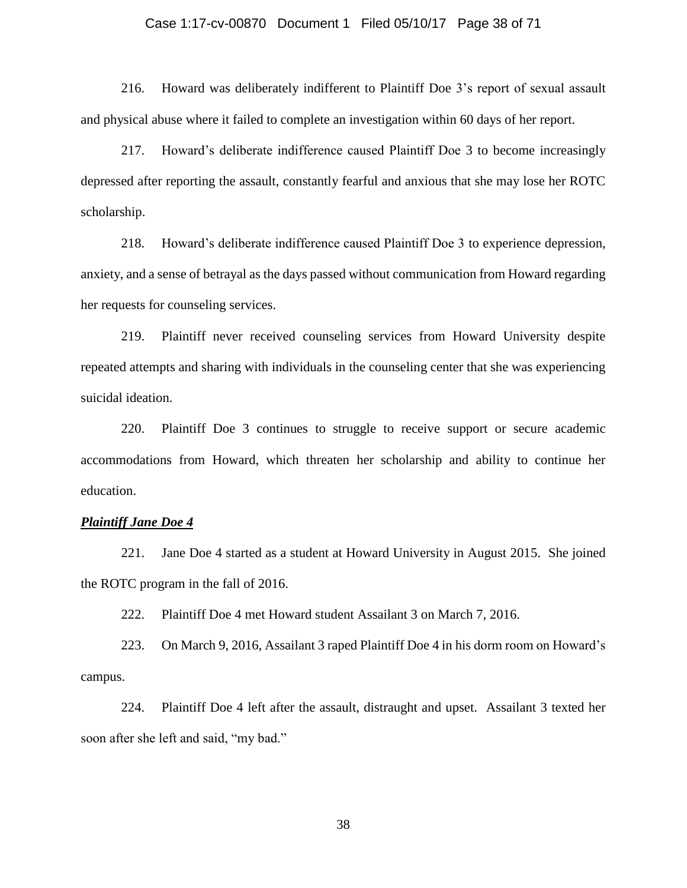216. Howard was deliberately indifferent to Plaintiff Doe 3's report of sexual assault and physical abuse where it failed to complete an investigation within 60 days of her report.

217. Howard's deliberate indifference caused Plaintiff Doe 3 to become increasingly depressed after reporting the assault, constantly fearful and anxious that she may lose her ROTC scholarship.

218. Howard's deliberate indifference caused Plaintiff Doe 3 to experience depression, anxiety, and a sense of betrayal as the days passed without communication from Howard regarding her requests for counseling services.

219. Plaintiff never received counseling services from Howard University despite repeated attempts and sharing with individuals in the counseling center that she was experiencing suicidal ideation.

220. Plaintiff Doe 3 continues to struggle to receive support or secure academic accommodations from Howard, which threaten her scholarship and ability to continue her education.

***Plaintiff Jane Doe 4***

221. Jane Doe 4 started as a student at Howard University in August 2015. She joined the ROTC program in the fall of 2016.

222. Plaintiff Doe 4 met Howard student Assailant 3 on March 7, 2016.

223. On March 9, 2016, Assailant 3 raped Plaintiff Doe 4 in his dorm room on Howard's campus.

224. Plaintiff Doe 4 left after the assault, distraught and upset. Assailant 3 texted her soon after she left and said, "my bad."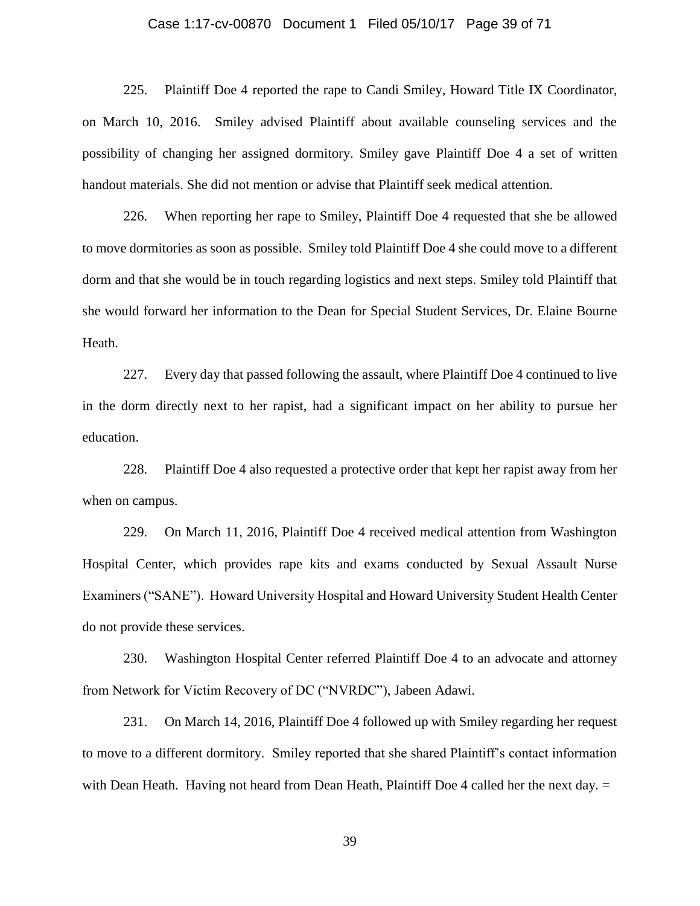225. Plaintiff Doe 4 reported the rape to Candi Smiley, Howard Title IX Coordinator, on March 10, 2016. Smiley advised Plaintiff about available counseling services and the possibility of changing her assigned dormitory. Smiley gave Plaintiff Doe 4 a set of written handout materials. She did not mention or advise that Plaintiff seek medical attention.

226. When reporting her rape to Smiley, Plaintiff Doe 4 requested that she be allowed to move dormitories as soon as possible. Smiley told Plaintiff Doe 4 she could move to a different dorm and that she would be in touch regarding logistics and next steps. Smiley told Plaintiff that she would forward her information to the Dean for Special Student Services, Dr. Elaine Bourne Heath.

227. Every day that passed following the assault, where Plaintiff Doe 4 continued to live in the dorm directly next to her rapist, had a significant impact on her ability to pursue her education.

228. Plaintiff Doe 4 also requested a protective order that kept her rapist away from her when on campus.

229. On March 11, 2016, Plaintiff Doe 4 received medical attention from Washington Hospital Center, which provides rape kits and exams conducted by Sexual Assault Nurse Examiners ("SANE"). Howard University Hospital and Howard University Student Health Center do not provide these services.

230. Washington Hospital Center referred Plaintiff Doe 4 to an advocate and attorney from Network for Victim Recovery of DC ("NVRDC"), Jabeen Adawi.

231. On March 14, 2016, Plaintiff Doe 4 followed up with Smiley regarding her request to move to a different dormitory. Smiley reported that she shared Plaintiff's contact information with Dean Heath. Having not heard from Dean Heath, Plaintiff Doe 4 called her the next day. =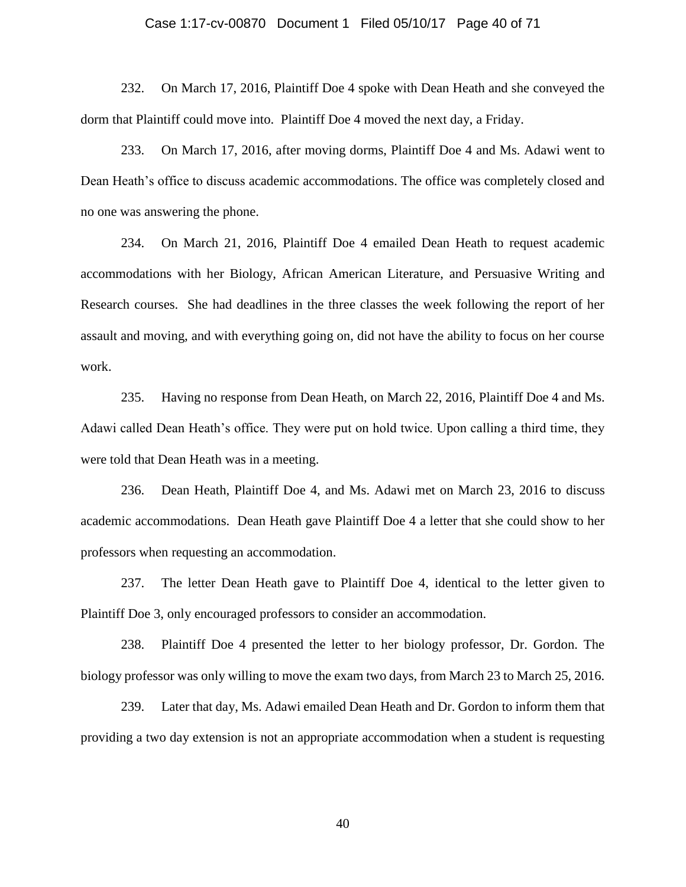232. On March 17, 2016, Plaintiff Doe 4 spoke with Dean Heath and she conveyed the dorm that Plaintiff could move into. Plaintiff Doe 4 moved the next day, a Friday.

233. On March 17, 2016, after moving dorms, Plaintiff Doe 4 and Ms. Adawi went to Dean Heath's office to discuss academic accommodations. The office was completely closed and no one was answering the phone.

234. On March 21, 2016, Plaintiff Doe 4 emailed Dean Heath to request academic accommodations with her Biology, African American Literature, and Persuasive Writing and Research courses. She had deadlines in the three classes the week following the report of her assault and moving, and with everything going on, did not have the ability to focus on her course work.

235. Having no response from Dean Heath, on March 22, 2016, Plaintiff Doe 4 and Ms. Adawi called Dean Heath's office. They were put on hold twice. Upon calling a third time, they were told that Dean Heath was in a meeting.

236. Dean Heath, Plaintiff Doe 4, and Ms. Adawi met on March 23, 2016 to discuss academic accommodations. Dean Heath gave Plaintiff Doe 4 a letter that she could show to her professors when requesting an accommodation.

237. The letter Dean Heath gave to Plaintiff Doe 4, identical to the letter given to Plaintiff Doe 3, only encouraged professors to consider an accommodation.

238. Plaintiff Doe 4 presented the letter to her biology professor, Dr. Gordon. The biology professor was only willing to move the exam two days, from March 23 to March 25, 2016.

239. Later that day, Ms. Adawi emailed Dean Heath and Dr. Gordon to inform them that providing a two day extension is not an appropriate accommodation when a student is requesting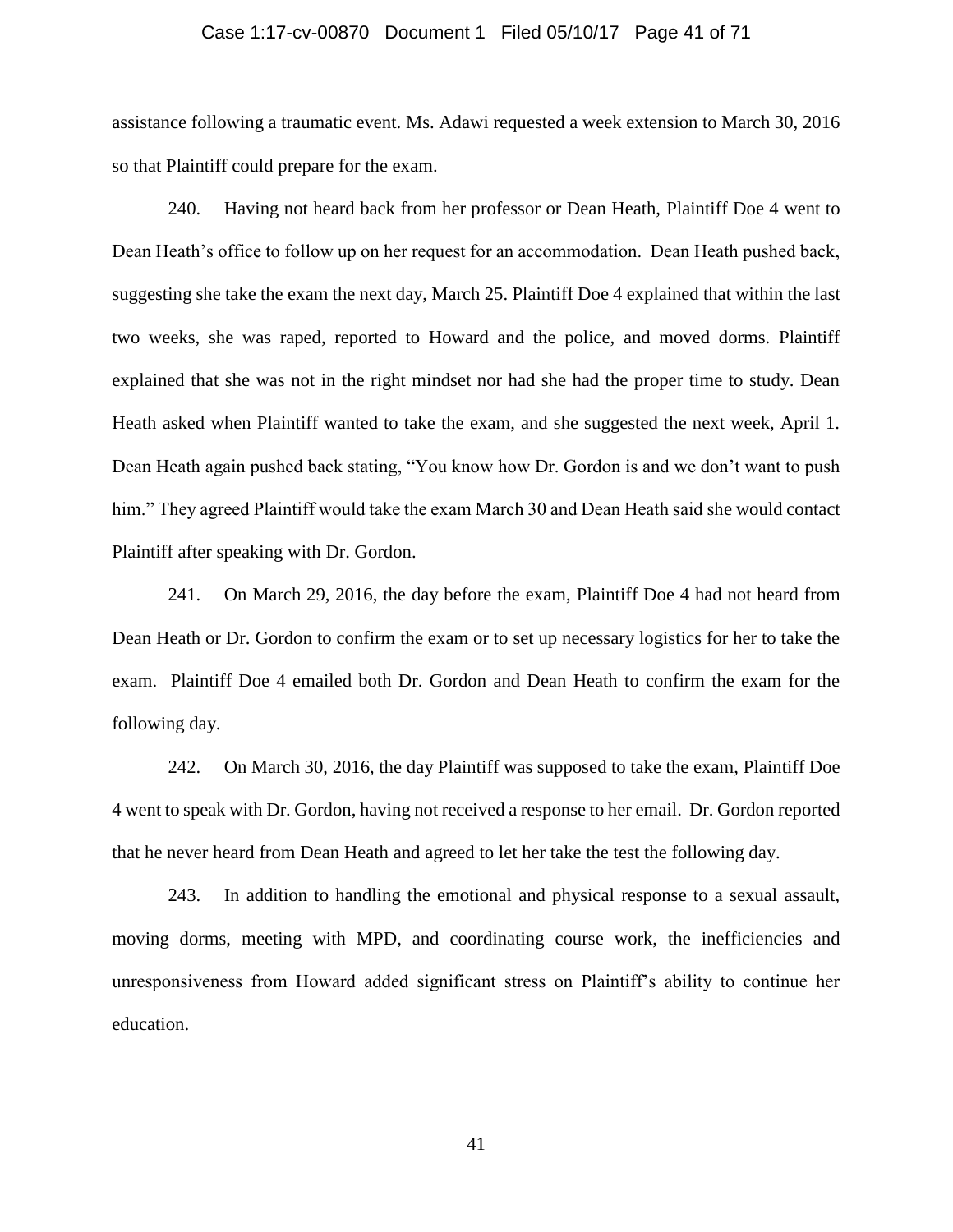assistance following a traumatic event. Ms. Adawi requested a week extension to March 30, 2016 so that Plaintiff could prepare for the exam.

240. Having not heard back from her professor or Dean Heath, Plaintiff Doe 4 went to Dean Heath's office to follow up on her request for an accommodation. Dean Heath pushed back, suggesting she take the exam the next day, March 25. Plaintiff Doe 4 explained that within the last two weeks, she was raped, reported to Howard and the police, and moved dorms. Plaintiff explained that she was not in the right mindset nor had she had the proper time to study. Dean Heath asked when Plaintiff wanted to take the exam, and she suggested the next week, April 1. Dean Heath again pushed back stating, "You know how Dr. Gordon is and we don't want to push him." They agreed Plaintiff would take the exam March 30 and Dean Heath said she would contact Plaintiff after speaking with Dr. Gordon.

241. On March 29, 2016, the day before the exam, Plaintiff Doe 4 had not heard from Dean Heath or Dr. Gordon to confirm the exam or to set up necessary logistics for her to take the exam. Plaintiff Doe 4 emailed both Dr. Gordon and Dean Heath to confirm the exam for the following day.

242. On March 30, 2016, the day Plaintiff was supposed to take the exam, Plaintiff Doe 4 went to speak with Dr. Gordon, having not received a response to her email. Dr. Gordon reported that he never heard from Dean Heath and agreed to let her take the test the following day.

243. In addition to handling the emotional and physical response to a sexual assault, moving dorms, meeting with MPD, and coordinating course work, the inefficiencies and unresponsiveness from Howard added significant stress on Plaintiff's ability to continue her education.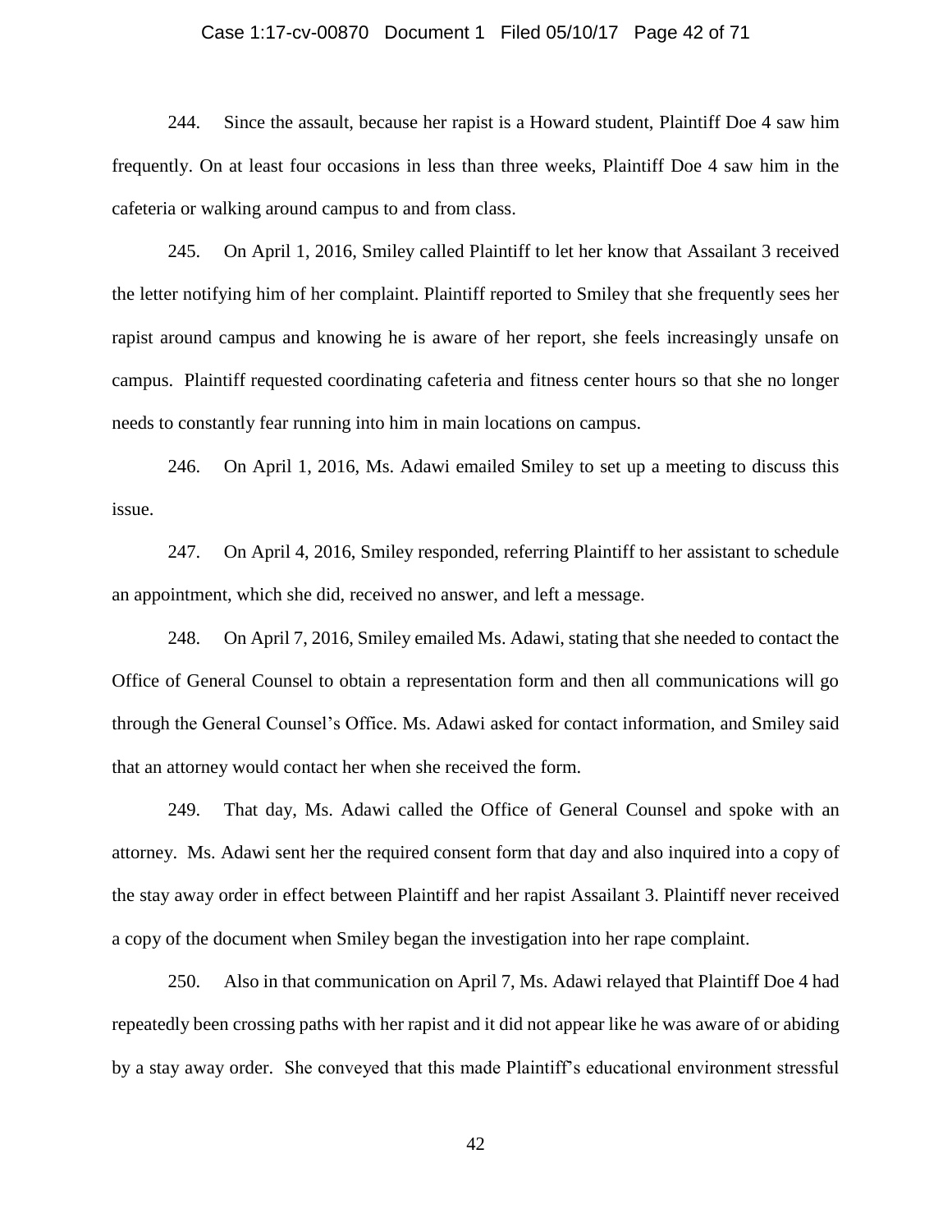244. Since the assault, because her rapist is a Howard student, Plaintiff Doe 4 saw him frequently. On at least four occasions in less than three weeks, Plaintiff Doe 4 saw him in the cafeteria or walking around campus to and from class.

245. On April 1, 2016, Smiley called Plaintiff to let her know that Assailant 3 received the letter notifying him of her complaint. Plaintiff reported to Smiley that she frequently sees her rapist around campus and knowing he is aware of her report, she feels increasingly unsafe on campus. Plaintiff requested coordinating cafeteria and fitness center hours so that she no longer needs to constantly fear running into him in main locations on campus.

246. On April 1, 2016, Ms. Adawi emailed Smiley to set up a meeting to discuss this issue.

247. On April 4, 2016, Smiley responded, referring Plaintiff to her assistant to schedule an appointment, which she did, received no answer, and left a message.

248. On April 7, 2016, Smiley emailed Ms. Adawi, stating that she needed to contact the Office of General Counsel to obtain a representation form and then all communications will go through the General Counsel's Office. Ms. Adawi asked for contact information, and Smiley said that an attorney would contact her when she received the form.

249. That day, Ms. Adawi called the Office of General Counsel and spoke with an attorney. Ms. Adawi sent her the required consent form that day and also inquired into a copy of the stay away order in effect between Plaintiff and her rapist Assailant 3. Plaintiff never received a copy of the document when Smiley began the investigation into her rape complaint.

250. Also in that communication on April 7, Ms. Adawi relayed that Plaintiff Doe 4 had repeatedly been crossing paths with her rapist and it did not appear like he was aware of or abiding by a stay away order. She conveyed that this made Plaintiff's educational environment stressful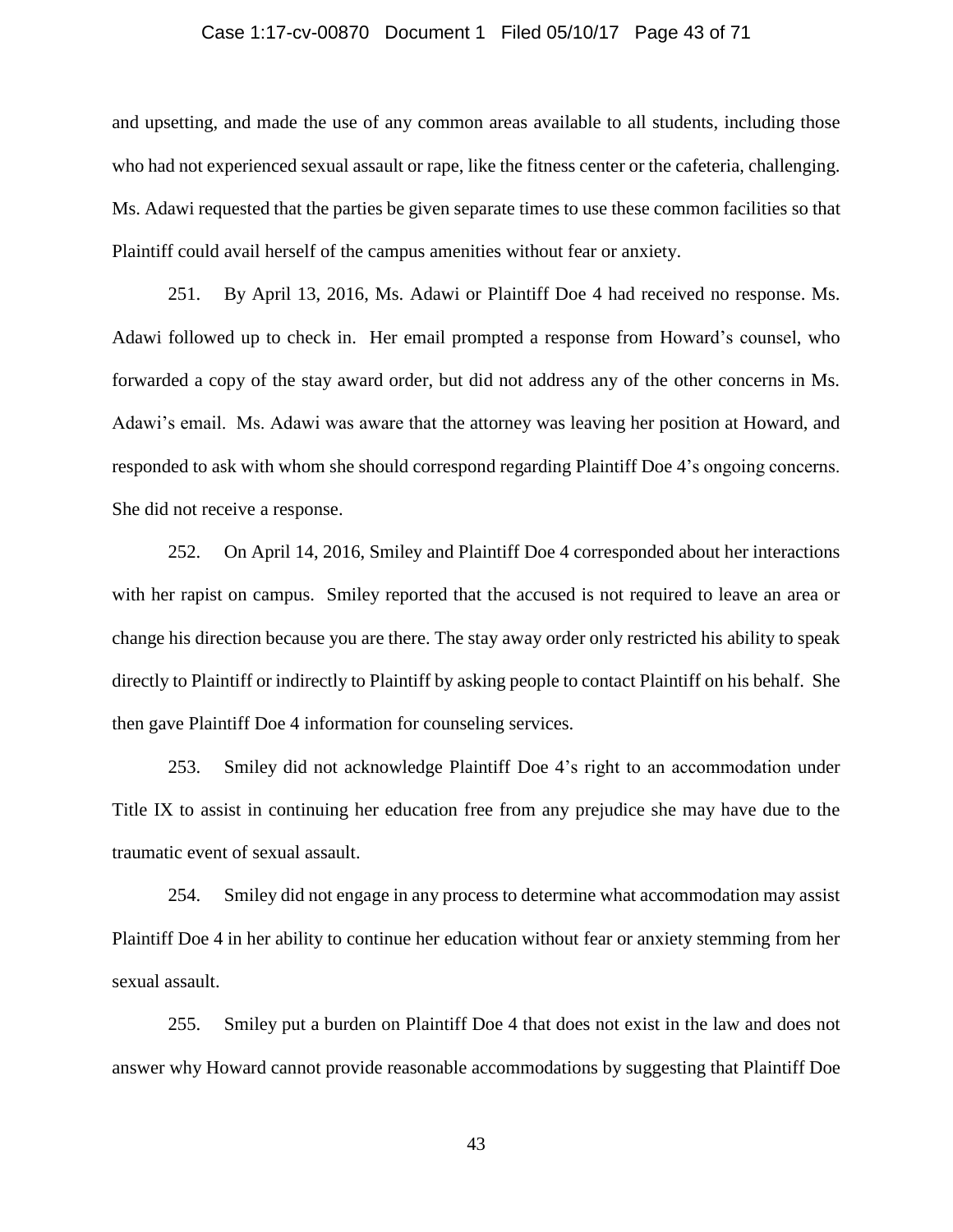and upsetting, and made the use of any common areas available to all students, including those who had not experienced sexual assault or rape, like the fitness center or the cafeteria, challenging. Ms. Adawi requested that the parties be given separate times to use these common facilities so that Plaintiff could avail herself of the campus amenities without fear or anxiety.

251. By April 13, 2016, Ms. Adawi or Plaintiff Doe 4 had received no response. Ms. Adawi followed up to check in. Her email prompted a response from Howard's counsel, who forwarded a copy of the stay award order, but did not address any of the other concerns in Ms. Adawi's email. Ms. Adawi was aware that the attorney was leaving her position at Howard, and responded to ask with whom she should correspond regarding Plaintiff Doe 4's ongoing concerns. She did not receive a response.

252. On April 14, 2016, Smiley and Plaintiff Doe 4 corresponded about her interactions with her rapist on campus. Smiley reported that the accused is not required to leave an area or change his direction because you are there. The stay away order only restricted his ability to speak directly to Plaintiff or indirectly to Plaintiff by asking people to contact Plaintiff on his behalf. She then gave Plaintiff Doe 4 information for counseling services.

253. Smiley did not acknowledge Plaintiff Doe 4's right to an accommodation under Title IX to assist in continuing her education free from any prejudice she may have due to the traumatic event of sexual assault.

254. Smiley did not engage in any process to determine what accommodation may assist Plaintiff Doe 4 in her ability to continue her education without fear or anxiety stemming from her sexual assault.

255. Smiley put a burden on Plaintiff Doe 4 that does not exist in the law and does not answer why Howard cannot provide reasonable accommodations by suggesting that Plaintiff Doe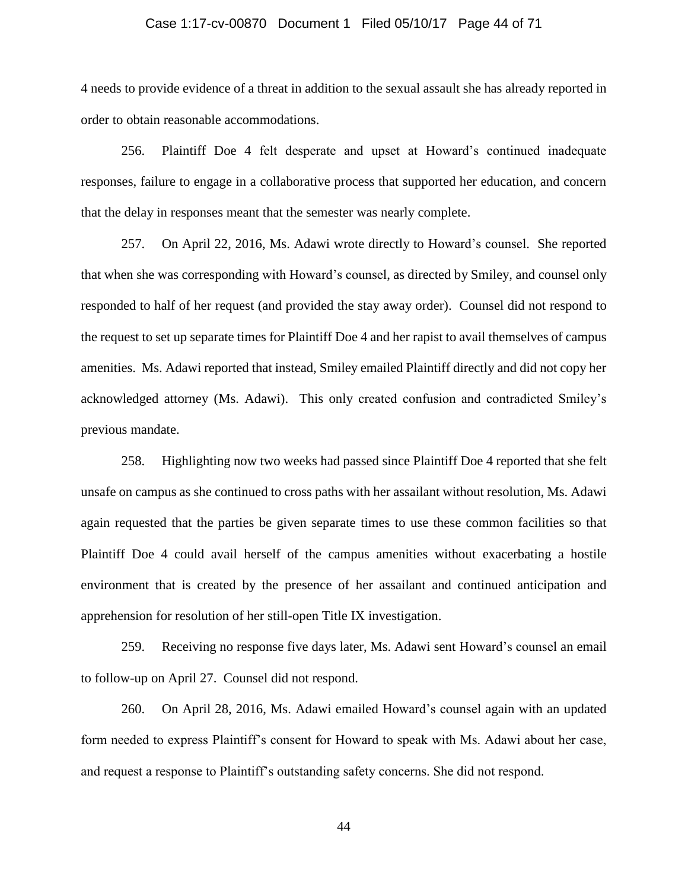4 needs to provide evidence of a threat in addition to the sexual assault she has already reported in order to obtain reasonable accommodations.

256. Plaintiff Doe 4 felt desperate and upset at Howard's continued inadequate responses, failure to engage in a collaborative process that supported her education, and concern that the delay in responses meant that the semester was nearly complete.

257. On April 22, 2016, Ms. Adawi wrote directly to Howard's counsel. She reported that when she was corresponding with Howard's counsel, as directed by Smiley, and counsel only responded to half of her request (and provided the stay away order). Counsel did not respond to the request to set up separate times for Plaintiff Doe 4 and her rapist to avail themselves of campus amenities. Ms. Adawi reported that instead, Smiley emailed Plaintiff directly and did not copy her acknowledged attorney (Ms. Adawi). This only created confusion and contradicted Smiley's previous mandate.

258. Highlighting now two weeks had passed since Plaintiff Doe 4 reported that she felt unsafe on campus as she continued to cross paths with her assailant without resolution, Ms. Adawi again requested that the parties be given separate times to use these common facilities so that Plaintiff Doe 4 could avail herself of the campus amenities without exacerbating a hostile environment that is created by the presence of her assailant and continued anticipation and apprehension for resolution of her still-open Title IX investigation.

259. Receiving no response five days later, Ms. Adawi sent Howard's counsel an email to follow-up on April 27. Counsel did not respond.

260. On April 28, 2016, Ms. Adawi emailed Howard's counsel again with an updated form needed to express Plaintiff's consent for Howard to speak with Ms. Adawi about her case, and request a response to Plaintiff's outstanding safety concerns. She did not respond.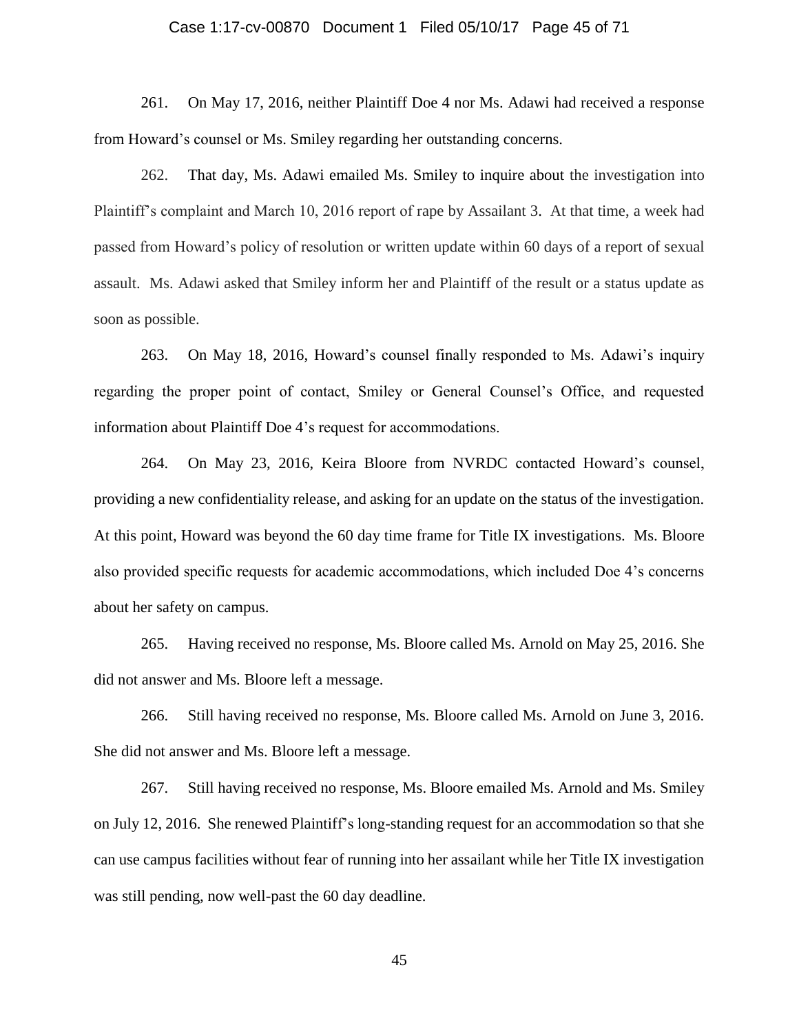261. On May 17, 2016, neither Plaintiff Doe 4 nor Ms. Adawi had received a response from Howard's counsel or Ms. Smiley regarding her outstanding concerns.

262. That day, Ms. Adawi emailed Ms. Smiley to inquire about the investigation into Plaintiff's complaint and March 10, 2016 report of rape by Assailant 3. At that time, a week had passed from Howard's policy of resolution or written update within 60 days of a report of sexual assault. Ms. Adawi asked that Smiley inform her and Plaintiff of the result or a status update as soon as possible.

263. On May 18, 2016, Howard's counsel finally responded to Ms. Adawi's inquiry regarding the proper point of contact, Smiley or General Counsel's Office, and requested information about Plaintiff Doe 4's request for accommodations.

264. On May 23, 2016, Keira Bloore from NVRDC contacted Howard's counsel, providing a new confidentiality release, and asking for an update on the status of the investigation. At this point, Howard was beyond the 60 day time frame for Title IX investigations. Ms. Bloore also provided specific requests for academic accommodations, which included Doe 4's concerns about her safety on campus.

265. Having received no response, Ms. Bloore called Ms. Arnold on May 25, 2016. She did not answer and Ms. Bloore left a message.

266. Still having received no response, Ms. Bloore called Ms. Arnold on June 3, 2016. She did not answer and Ms. Bloore left a message.

267. Still having received no response, Ms. Bloore emailed Ms. Arnold and Ms. Smiley on July 12, 2016. She renewed Plaintiff's long-standing request for an accommodation so that she can use campus facilities without fear of running into her assailant while her Title IX investigation was still pending, now well-past the 60 day deadline.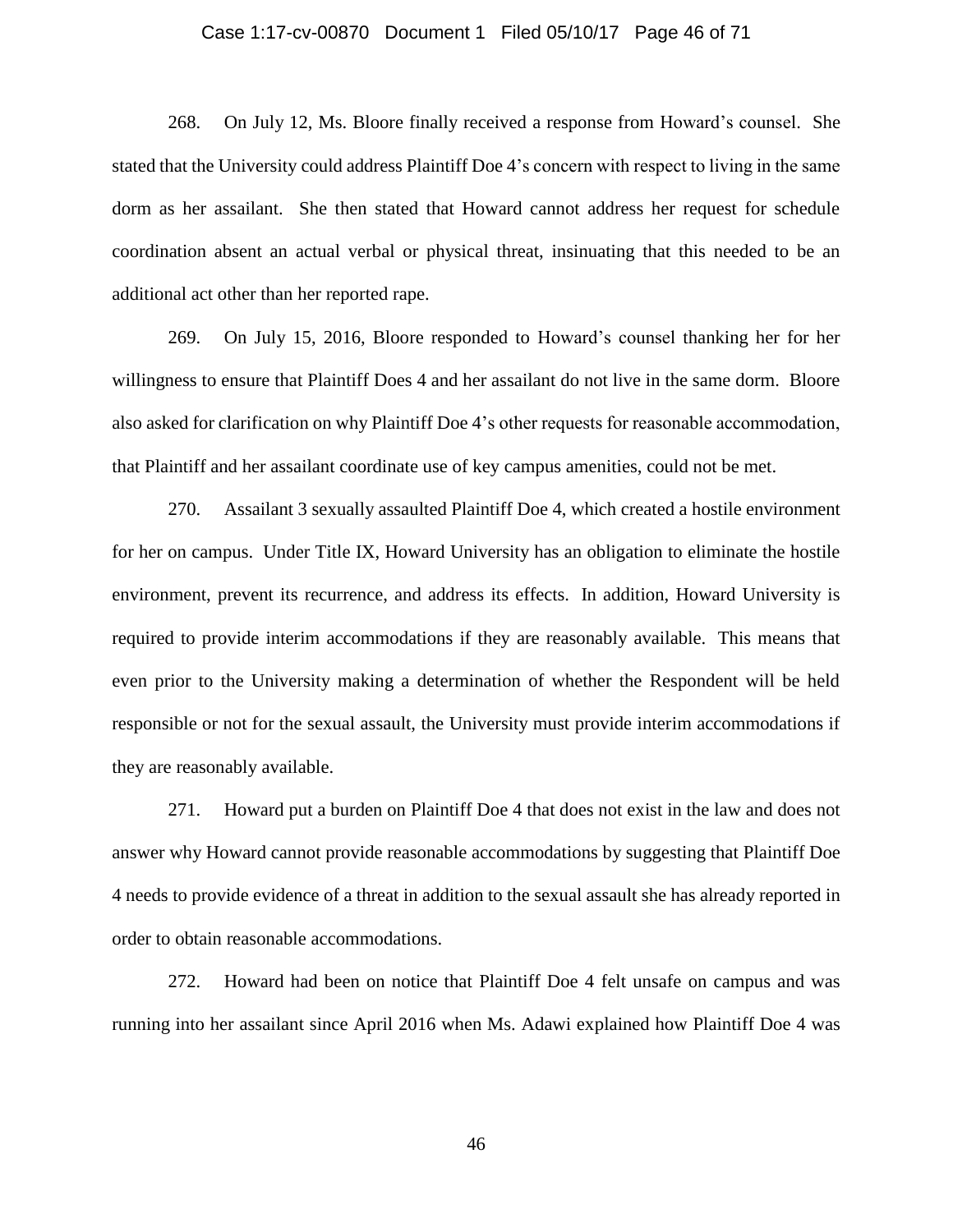268. On July 12, Ms. Bloore finally received a response from Howard's counsel. She stated that the University could address Plaintiff Doe 4's concern with respect to living in the same dorm as her assailant. She then stated that Howard cannot address her request for schedule coordination absent an actual verbal or physical threat, insinuating that this needed to be an additional act other than her reported rape.

269. On July 15, 2016, Bloore responded to Howard's counsel thanking her for her willingness to ensure that Plaintiff Does 4 and her assailant do not live in the same dorm. Bloore also asked for clarification on why Plaintiff Doe 4's other requests for reasonable accommodation, that Plaintiff and her assailant coordinate use of key campus amenities, could not be met.

270. Assailant 3 sexually assaulted Plaintiff Doe 4, which created a hostile environment for her on campus. Under Title IX, Howard University has an obligation to eliminate the hostile environment, prevent its recurrence, and address its effects. In addition, Howard University is required to provide interim accommodations if they are reasonably available. This means that even prior to the University making a determination of whether the Respondent will be held responsible or not for the sexual assault, the University must provide interim accommodations if they are reasonably available.

271. Howard put a burden on Plaintiff Doe 4 that does not exist in the law and does not answer why Howard cannot provide reasonable accommodations by suggesting that Plaintiff Doe 4 needs to provide evidence of a threat in addition to the sexual assault she has already reported in order to obtain reasonable accommodations.

272. Howard had been on notice that Plaintiff Doe 4 felt unsafe on campus and was running into her assailant since April 2016 when Ms. Adawi explained how Plaintiff Doe 4 was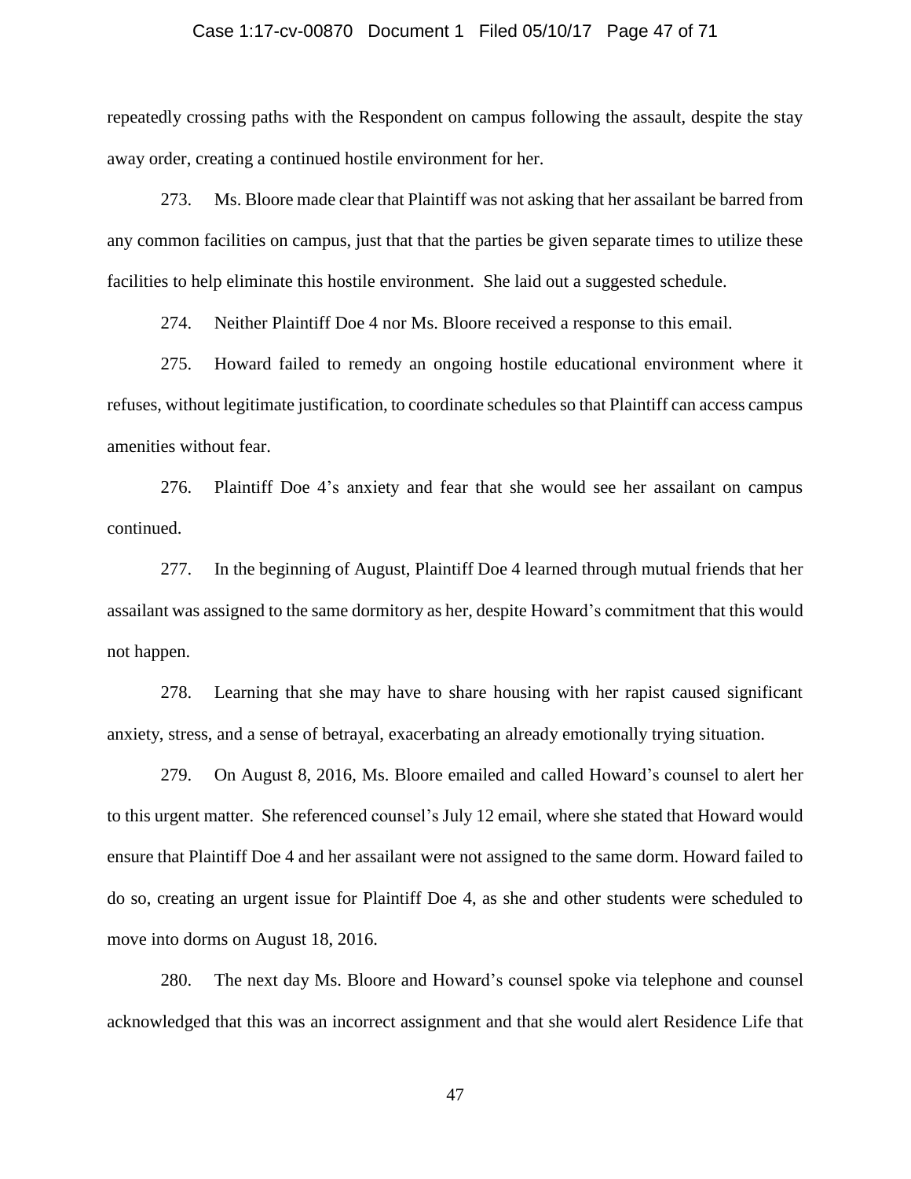repeatedly crossing paths with the Respondent on campus following the assault, despite the stay away order, creating a continued hostile environment for her.

273. Ms. Bloore made clear that Plaintiff was not asking that her assailant be barred from any common facilities on campus, just that that the parties be given separate times to utilize these facilities to help eliminate this hostile environment. She laid out a suggested schedule.

274. Neither Plaintiff Doe 4 nor Ms. Bloore received a response to this email.

275. Howard failed to remedy an ongoing hostile educational environment where it refuses, without legitimate justification, to coordinate schedules so that Plaintiff can access campus amenities without fear.

276. Plaintiff Doe 4's anxiety and fear that she would see her assailant on campus continued.

277. In the beginning of August, Plaintiff Doe 4 learned through mutual friends that her assailant was assigned to the same dormitory as her, despite Howard's commitment that this would not happen.

278. Learning that she may have to share housing with her rapist caused significant anxiety, stress, and a sense of betrayal, exacerbating an already emotionally trying situation.

279. On August 8, 2016, Ms. Bloore emailed and called Howard's counsel to alert her to this urgent matter. She referenced counsel's July 12 email, where she stated that Howard would ensure that Plaintiff Doe 4 and her assailant were not assigned to the same dorm. Howard failed to do so, creating an urgent issue for Plaintiff Doe 4, as she and other students were scheduled to move into dorms on August 18, 2016.

280. The next day Ms. Bloore and Howard's counsel spoke via telephone and counsel acknowledged that this was an incorrect assignment and that she would alert Residence Life that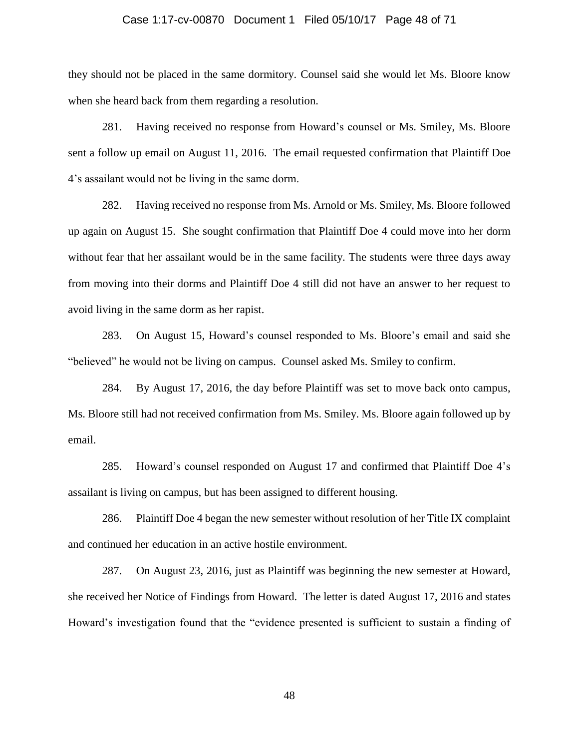they should not be placed in the same dormitory. Counsel said she would let Ms. Bloore know when she heard back from them regarding a resolution.

281. Having received no response from Howard's counsel or Ms. Smiley, Ms. Bloore sent a follow up email on August 11, 2016. The email requested confirmation that Plaintiff Doe 4's assailant would not be living in the same dorm.

282. Having received no response from Ms. Arnold or Ms. Smiley, Ms. Bloore followed up again on August 15. She sought confirmation that Plaintiff Doe 4 could move into her dorm without fear that her assailant would be in the same facility. The students were three days away from moving into their dorms and Plaintiff Doe 4 still did not have an answer to her request to avoid living in the same dorm as her rapist.

283. On August 15, Howard's counsel responded to Ms. Bloore's email and said she "believed" he would not be living on campus. Counsel asked Ms. Smiley to confirm.

284. By August 17, 2016, the day before Plaintiff was set to move back onto campus, Ms. Bloore still had not received confirmation from Ms. Smiley. Ms. Bloore again followed up by email.

285. Howard's counsel responded on August 17 and confirmed that Plaintiff Doe 4's assailant is living on campus, but has been assigned to different housing.

286. Plaintiff Doe 4 began the new semester without resolution of her Title IX complaint and continued her education in an active hostile environment.

287. On August 23, 2016, just as Plaintiff was beginning the new semester at Howard, she received her Notice of Findings from Howard. The letter is dated August 17, 2016 and states Howard's investigation found that the "evidence presented is sufficient to sustain a finding of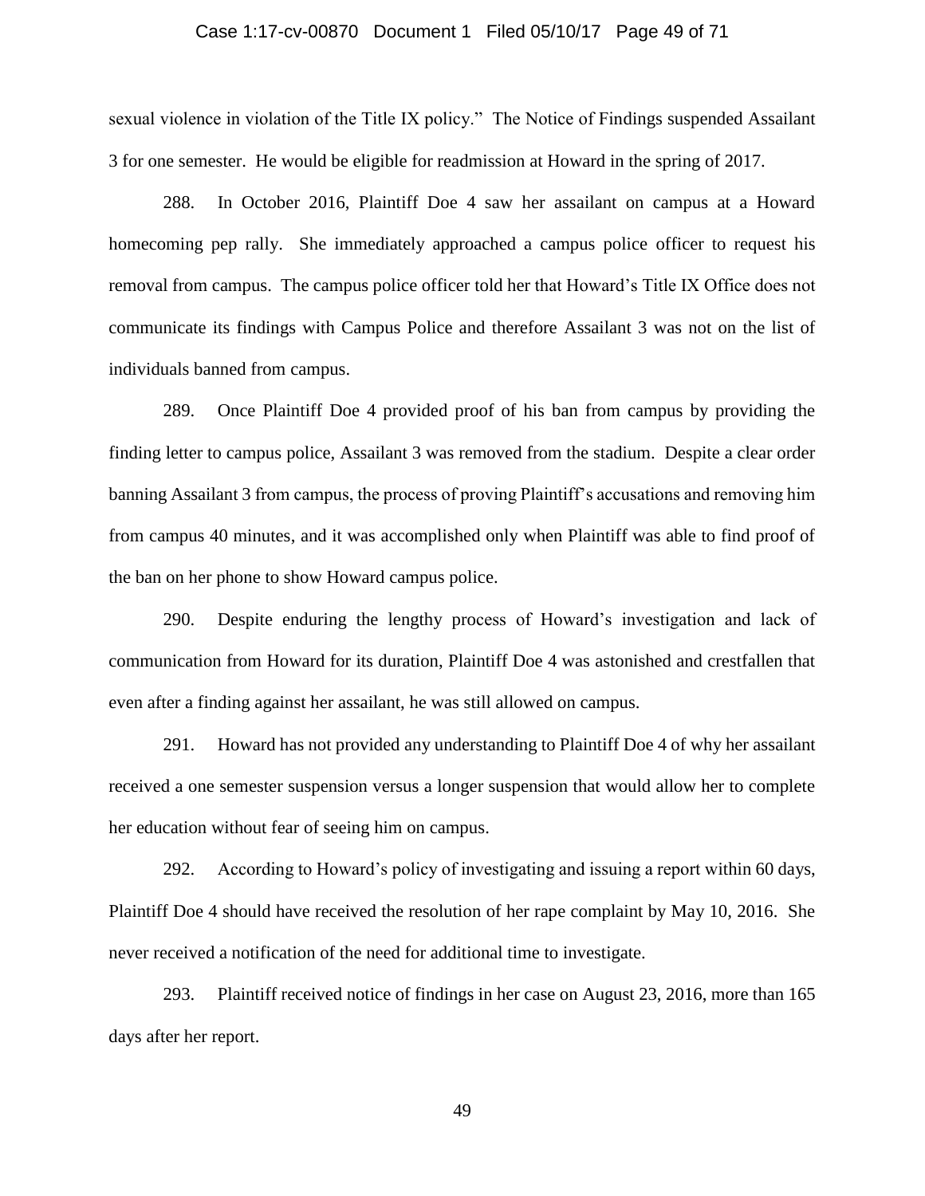sexual violence in violation of the Title IX policy." The Notice of Findings suspended Assailant 3 for one semester. He would be eligible for readmission at Howard in the spring of 2017.

288. In October 2016, Plaintiff Doe 4 saw her assailant on campus at a Howard homecoming pep rally. She immediately approached a campus police officer to request his removal from campus. The campus police officer told her that Howard's Title IX Office does not communicate its findings with Campus Police and therefore Assailant 3 was not on the list of individuals banned from campus.

289. Once Plaintiff Doe 4 provided proof of his ban from campus by providing the finding letter to campus police, Assailant 3 was removed from the stadium. Despite a clear order banning Assailant 3 from campus, the process of proving Plaintiff's accusations and removing him from campus 40 minutes, and it was accomplished only when Plaintiff was able to find proof of the ban on her phone to show Howard campus police.

290. Despite enduring the lengthy process of Howard's investigation and lack of communication from Howard for its duration, Plaintiff Doe 4 was astonished and crestfallen that even after a finding against her assailant, he was still allowed on campus.

291. Howard has not provided any understanding to Plaintiff Doe 4 of why her assailant received a one semester suspension versus a longer suspension that would allow her to complete her education without fear of seeing him on campus.

292. According to Howard's policy of investigating and issuing a report within 60 days, Plaintiff Doe 4 should have received the resolution of her rape complaint by May 10, 2016. She never received a notification of the need for additional time to investigate.

293. Plaintiff received notice of findings in her case on August 23, 2016, more than 165 days after her report.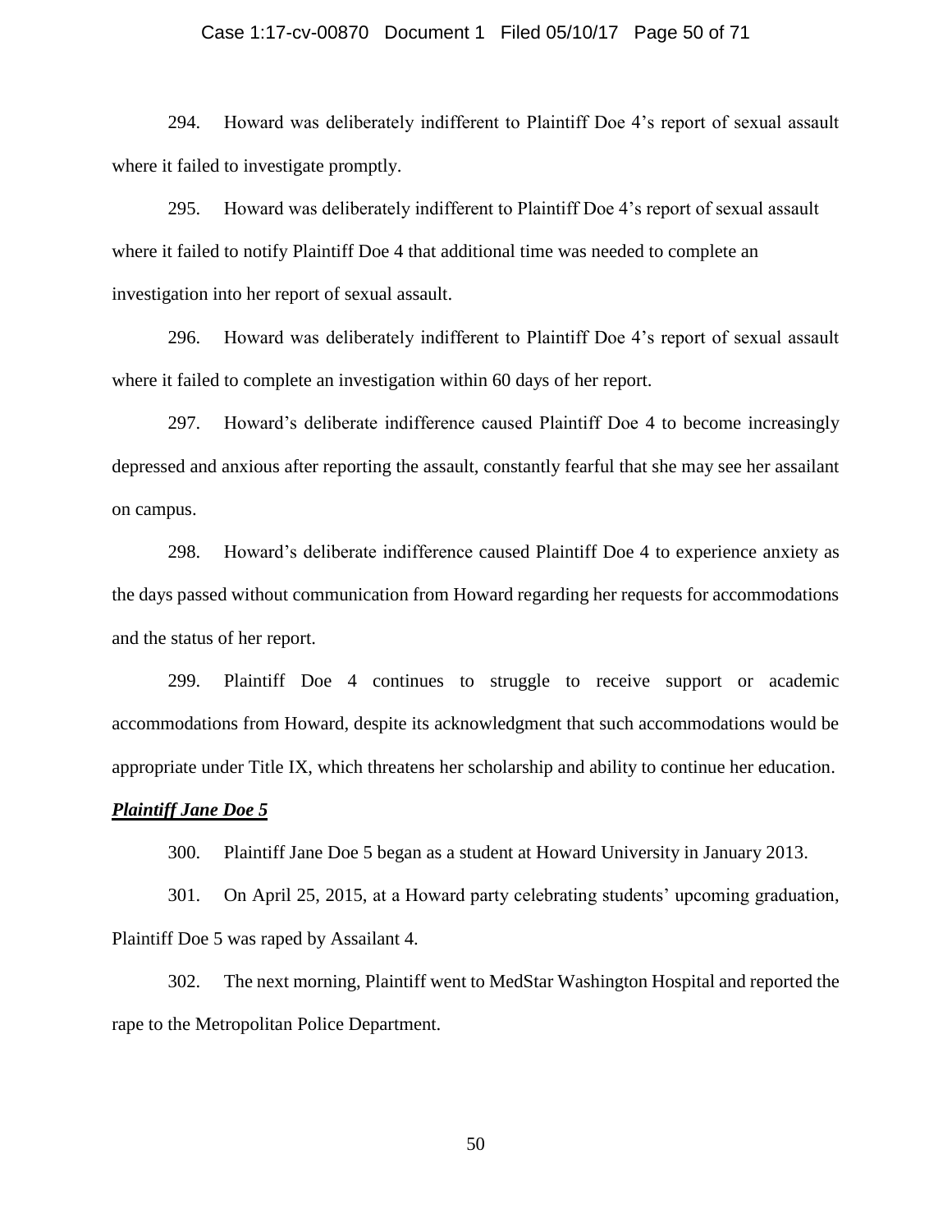294. Howard was deliberately indifferent to Plaintiff Doe 4's report of sexual assault where it failed to investigate promptly.

295. Howard was deliberately indifferent to Plaintiff Doe 4's report of sexual assault where it failed to notify Plaintiff Doe 4 that additional time was needed to complete an investigation into her report of sexual assault.

296. Howard was deliberately indifferent to Plaintiff Doe 4's report of sexual assault where it failed to complete an investigation within 60 days of her report.

297. Howard's deliberate indifference caused Plaintiff Doe 4 to become increasingly depressed and anxious after reporting the assault, constantly fearful that she may see her assailant on campus.

298. Howard's deliberate indifference caused Plaintiff Doe 4 to experience anxiety as the days passed without communication from Howard regarding her requests for accommodations and the status of her report.

299. Plaintiff Doe 4 continues to struggle to receive support or academic accommodations from Howard, despite its acknowledgment that such accommodations would be appropriate under Title IX, which threatens her scholarship and ability to continue her education.

***Plaintiff Jane Doe 5***

300. Plaintiff Jane Doe 5 began as a student at Howard University in January 2013.

301. On April 25, 2015, at a Howard party celebrating students' upcoming graduation, Plaintiff Doe 5 was raped by Assailant 4.

302. The next morning, Plaintiff went to MedStar Washington Hospital and reported the rape to the Metropolitan Police Department.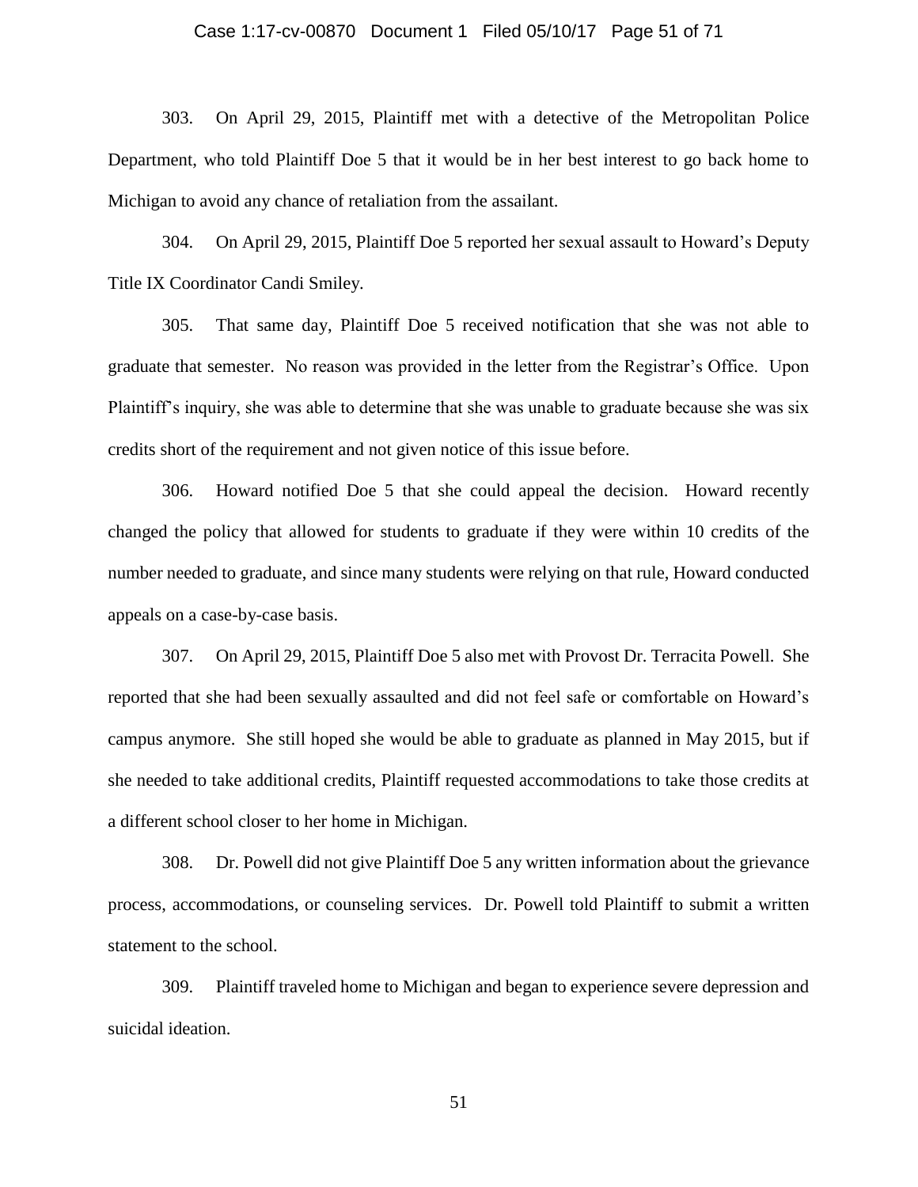303. On April 29, 2015, Plaintiff met with a detective of the Metropolitan Police Department, who told Plaintiff Doe 5 that it would be in her best interest to go back home to Michigan to avoid any chance of retaliation from the assailant.

304. On April 29, 2015, Plaintiff Doe 5 reported her sexual assault to Howard's Deputy Title IX Coordinator Candi Smiley.

305. That same day, Plaintiff Doe 5 received notification that she was not able to graduate that semester. No reason was provided in the letter from the Registrar's Office. Upon Plaintiff's inquiry, she was able to determine that she was unable to graduate because she was six credits short of the requirement and not given notice of this issue before.

306. Howard notified Doe 5 that she could appeal the decision. Howard recently changed the policy that allowed for students to graduate if they were within 10 credits of the number needed to graduate, and since many students were relying on that rule, Howard conducted appeals on a case-by-case basis.

307. On April 29, 2015, Plaintiff Doe 5 also met with Provost Dr. Terracita Powell. She reported that she had been sexually assaulted and did not feel safe or comfortable on Howard's campus anymore. She still hoped she would be able to graduate as planned in May 2015, but if she needed to take additional credits, Plaintiff requested accommodations to take those credits at a different school closer to her home in Michigan.

308. Dr. Powell did not give Plaintiff Doe 5 any written information about the grievance process, accommodations, or counseling services. Dr. Powell told Plaintiff to submit a written statement to the school.

309. Plaintiff traveled home to Michigan and began to experience severe depression and suicidal ideation.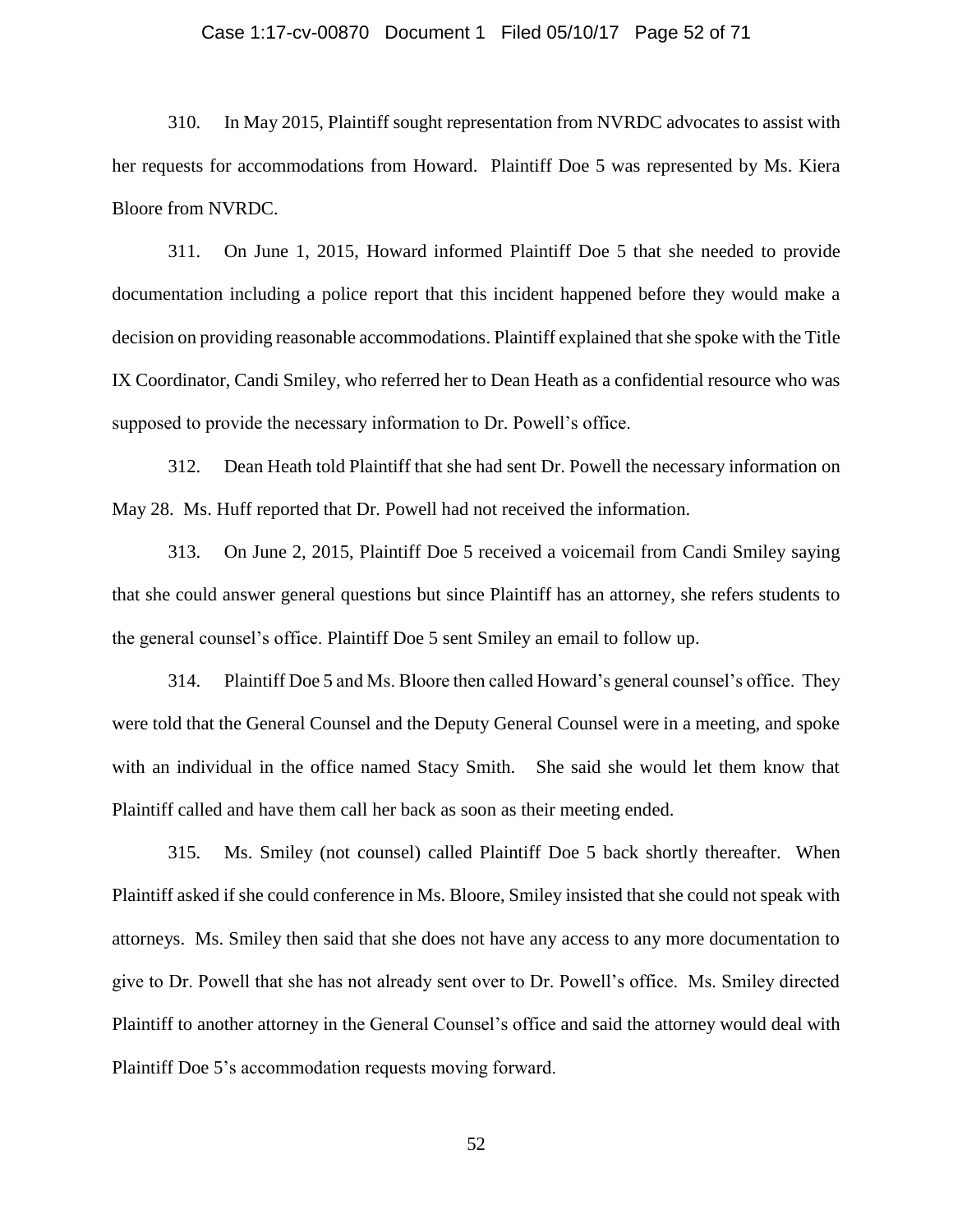310. In May 2015, Plaintiff sought representation from NVRDC advocates to assist with her requests for accommodations from Howard. Plaintiff Doe 5 was represented by Ms. Kiera Bloore from NVRDC.

311. On June 1, 2015, Howard informed Plaintiff Doe 5 that she needed to provide documentation including a police report that this incident happened before they would make a decision on providing reasonable accommodations. Plaintiff explained that she spoke with the Title IX Coordinator, Candi Smiley, who referred her to Dean Heath as a confidential resource who was supposed to provide the necessary information to Dr. Powell's office.

312. Dean Heath told Plaintiff that she had sent Dr. Powell the necessary information on May 28. Ms. Huff reported that Dr. Powell had not received the information.

313. On June 2, 2015, Plaintiff Doe 5 received a voicemail from Candi Smiley saying that she could answer general questions but since Plaintiff has an attorney, she refers students to the general counsel's office. Plaintiff Doe 5 sent Smiley an email to follow up.

314. Plaintiff Doe 5 and Ms. Bloore then called Howard's general counsel's office. They were told that the General Counsel and the Deputy General Counsel were in a meeting, and spoke with an individual in the office named Stacy Smith. She said she would let them know that Plaintiff called and have them call her back as soon as their meeting ended.

315. Ms. Smiley (not counsel) called Plaintiff Doe 5 back shortly thereafter. When Plaintiff asked if she could conference in Ms. Bloore, Smiley insisted that she could not speak with attorneys. Ms. Smiley then said that she does not have any access to any more documentation to give to Dr. Powell that she has not already sent over to Dr. Powell's office. Ms. Smiley directed Plaintiff to another attorney in the General Counsel's office and said the attorney would deal with Plaintiff Doe 5's accommodation requests moving forward.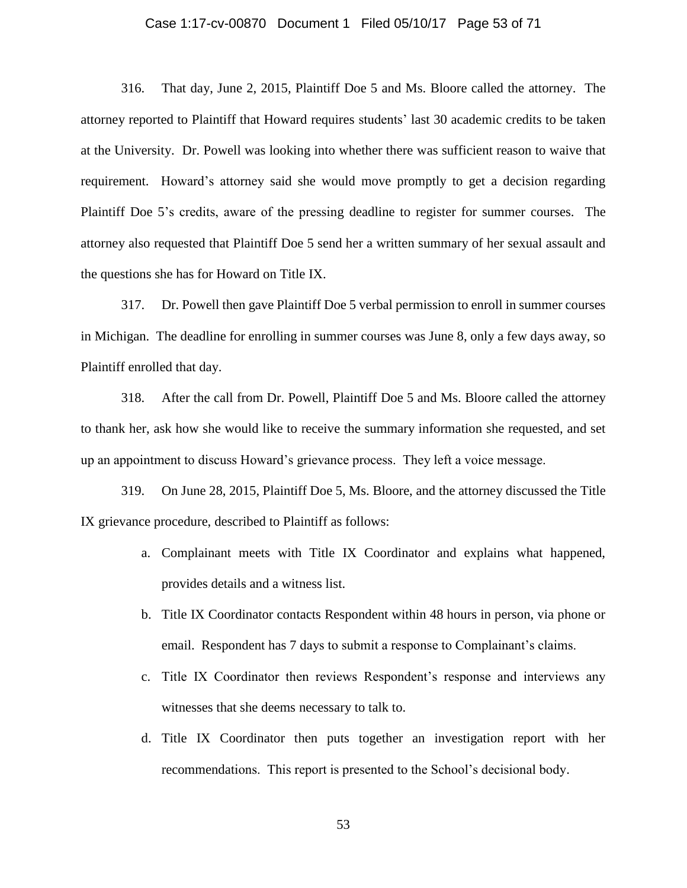316. That day, June 2, 2015, Plaintiff Doe 5 and Ms. Bloore called the attorney. The attorney reported to Plaintiff that Howard requires students' last 30 academic credits to be taken at the University. Dr. Powell was looking into whether there was sufficient reason to waive that requirement. Howard's attorney said she would move promptly to get a decision regarding Plaintiff Doe 5's credits, aware of the pressing deadline to register for summer courses. The attorney also requested that Plaintiff Doe 5 send her a written summary of her sexual assault and the questions she has for Howard on Title IX.

317. Dr. Powell then gave Plaintiff Doe 5 verbal permission to enroll in summer courses in Michigan. The deadline for enrolling in summer courses was June 8, only a few days away, so Plaintiff enrolled that day.

318. After the call from Dr. Powell, Plaintiff Doe 5 and Ms. Bloore called the attorney to thank her, ask how she would like to receive the summary information she requested, and set up an appointment to discuss Howard's grievance process. They left a voice message.

319. On June 28, 2015, Plaintiff Doe 5, Ms. Bloore, and the attorney discussed the Title IX grievance procedure, described to Plaintiff as follows:

a. Complainant meets with Title IX Coordinator and explains what happened, provides details and a witness list.

b. Title IX Coordinator contacts Respondent within 48 hours in person, via phone or email. Respondent has 7 days to submit a response to Complainant's claims.

c. Title IX Coordinator then reviews Respondent's response and interviews any witnesses that she deems necessary to talk to.

d. Title IX Coordinator then puts together an investigation report with her recommendations. This report is presented to the School's decisional body.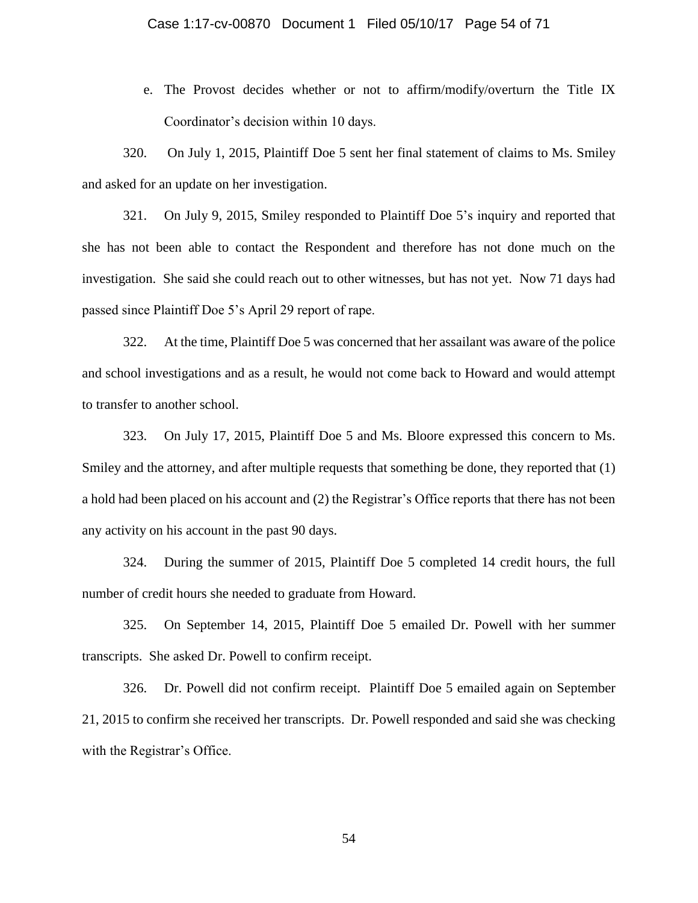e. The Provost decides whether or not to affirm/modify/overturn the Title IX Coordinator's decision within 10 days.

320. On July 1, 2015, Plaintiff Doe 5 sent her final statement of claims to Ms. Smiley and asked for an update on her investigation.

321. On July 9, 2015, Smiley responded to Plaintiff Doe 5's inquiry and reported that she has not been able to contact the Respondent and therefore has not done much on the investigation. She said she could reach out to other witnesses, but has not yet. Now 71 days had passed since Plaintiff Doe 5's April 29 report of rape.

322. At the time, Plaintiff Doe 5 was concerned that her assailant was aware of the police and school investigations and as a result, he would not come back to Howard and would attempt to transfer to another school.

323. On July 17, 2015, Plaintiff Doe 5 and Ms. Bloore expressed this concern to Ms. Smiley and the attorney, and after multiple requests that something be done, they reported that (1) a hold had been placed on his account and (2) the Registrar's Office reports that there has not been any activity on his account in the past 90 days.

324. During the summer of 2015, Plaintiff Doe 5 completed 14 credit hours, the full number of credit hours she needed to graduate from Howard.

325. On September 14, 2015, Plaintiff Doe 5 emailed Dr. Powell with her summer transcripts. She asked Dr. Powell to confirm receipt.

326. Dr. Powell did not confirm receipt. Plaintiff Doe 5 emailed again on September 21, 2015 to confirm she received her transcripts. Dr. Powell responded and said she was checking with the Registrar's Office.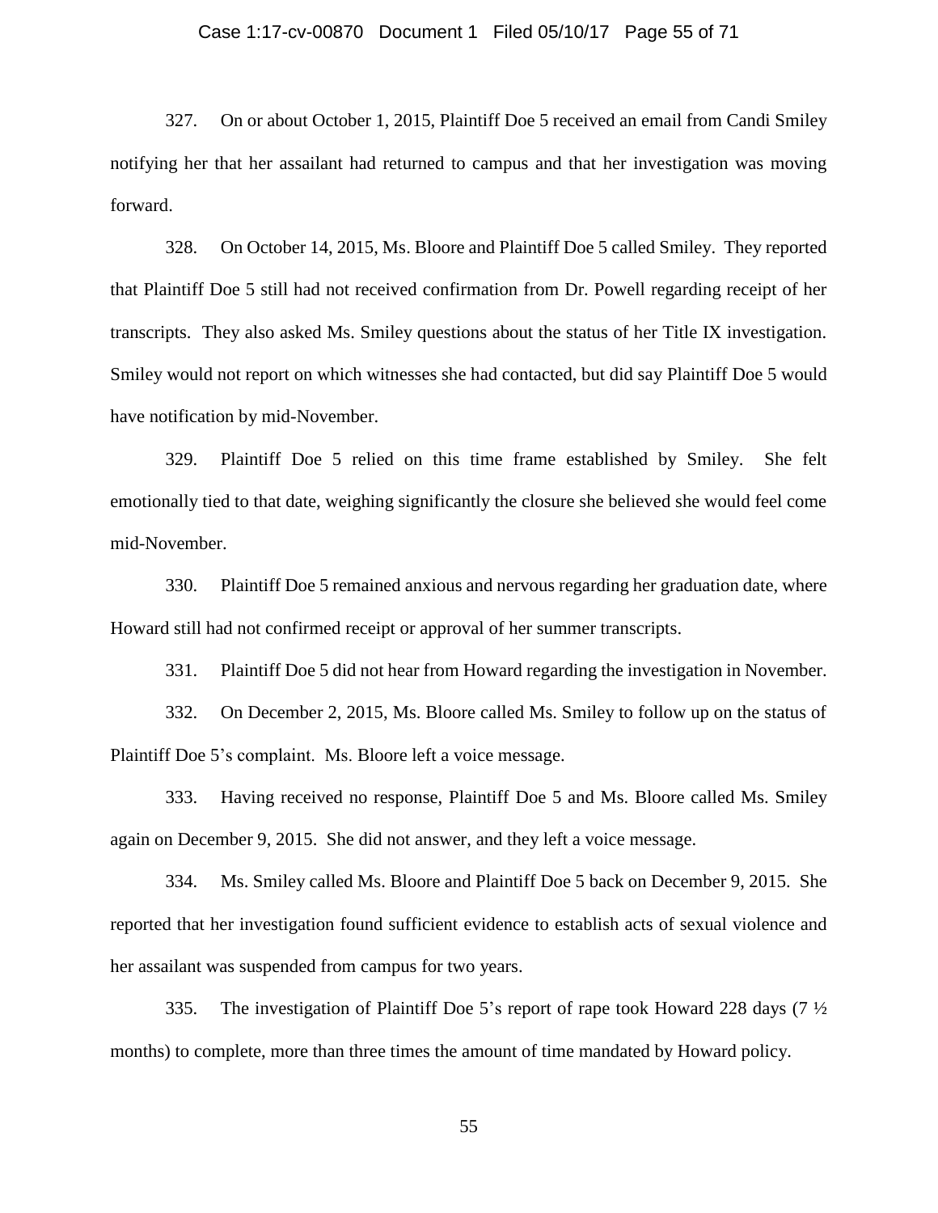327. On or about October 1, 2015, Plaintiff Doe 5 received an email from Candi Smiley notifying her that her assailant had returned to campus and that her investigation was moving forward.

328. On October 14, 2015, Ms. Bloore and Plaintiff Doe 5 called Smiley. They reported that Plaintiff Doe 5 still had not received confirmation from Dr. Powell regarding receipt of her transcripts. They also asked Ms. Smiley questions about the status of her Title IX investigation. Smiley would not report on which witnesses she had contacted, but did say Plaintiff Doe 5 would have notification by mid-November.

329. Plaintiff Doe 5 relied on this time frame established by Smiley. She felt emotionally tied to that date, weighing significantly the closure she believed she would feel come mid-November.

330. Plaintiff Doe 5 remained anxious and nervous regarding her graduation date, where Howard still had not confirmed receipt or approval of her summer transcripts.

331. Plaintiff Doe 5 did not hear from Howard regarding the investigation in November.

332. On December 2, 2015, Ms. Bloore called Ms. Smiley to follow up on the status of Plaintiff Doe 5's complaint. Ms. Bloore left a voice message.

333. Having received no response, Plaintiff Doe 5 and Ms. Bloore called Ms. Smiley again on December 9, 2015. She did not answer, and they left a voice message.

334. Ms. Smiley called Ms. Bloore and Plaintiff Doe 5 back on December 9, 2015. She reported that her investigation found sufficient evidence to establish acts of sexual violence and her assailant was suspended from campus for two years.

335. The investigation of Plaintiff Doe 5's report of rape took Howard 228 days (7 ½ months) to complete, more than three times the amount of time mandated by Howard policy.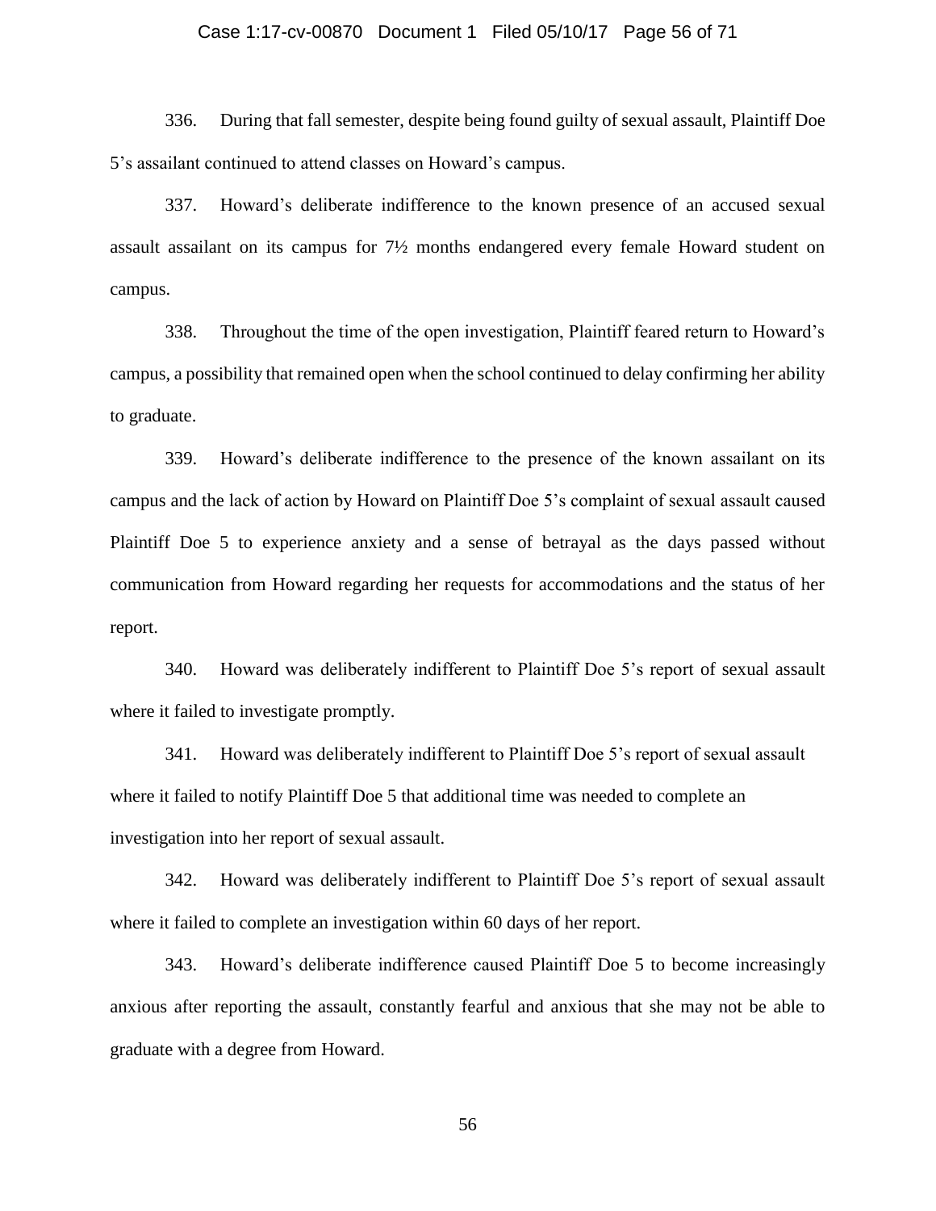336. During that fall semester, despite being found guilty of sexual assault, Plaintiff Doe 5's assailant continued to attend classes on Howard's campus.

337. Howard's deliberate indifference to the known presence of an accused sexual assault assailant on its campus for 7½ months endangered every female Howard student on campus.

338. Throughout the time of the open investigation, Plaintiff feared return to Howard's campus, a possibility that remained open when the school continued to delay confirming her ability to graduate.

339. Howard's deliberate indifference to the presence of the known assailant on its campus and the lack of action by Howard on Plaintiff Doe 5's complaint of sexual assault caused Plaintiff Doe 5 to experience anxiety and a sense of betrayal as the days passed without communication from Howard regarding her requests for accommodations and the status of her report.

340. Howard was deliberately indifferent to Plaintiff Doe 5's report of sexual assault where it failed to investigate promptly.

341. Howard was deliberately indifferent to Plaintiff Doe 5's report of sexual assault where it failed to notify Plaintiff Doe 5 that additional time was needed to complete an investigation into her report of sexual assault.

342. Howard was deliberately indifferent to Plaintiff Doe 5's report of sexual assault where it failed to complete an investigation within 60 days of her report.

343. Howard's deliberate indifference caused Plaintiff Doe 5 to become increasingly anxious after reporting the assault, constantly fearful and anxious that she may not be able to graduate with a degree from Howard.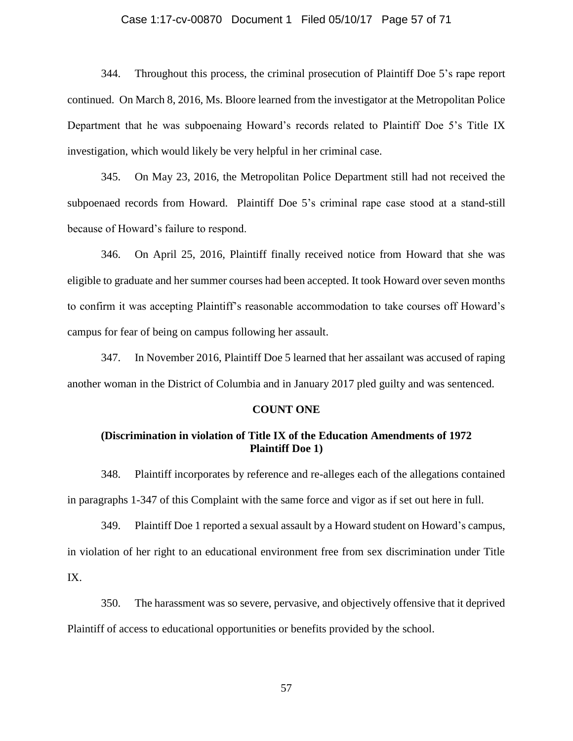344. Throughout this process, the criminal prosecution of Plaintiff Doe 5's rape report continued. On March 8, 2016, Ms. Bloore learned from the investigator at the Metropolitan Police Department that he was subpoenaing Howard's records related to Plaintiff Doe 5's Title IX investigation, which would likely be very helpful in her criminal case.

345. On May 23, 2016, the Metropolitan Police Department still had not received the subpoenaed records from Howard. Plaintiff Doe 5's criminal rape case stood at a stand-still because of Howard's failure to respond.

346. On April 25, 2016, Plaintiff finally received notice from Howard that she was eligible to graduate and her summer courses had been accepted. It took Howard over seven months to confirm it was accepting Plaintiff's reasonable accommodation to take courses off Howard's campus for fear of being on campus following her assault.

347. In November 2016, Plaintiff Doe 5 learned that her assailant was accused of raping another woman in the District of Columbia and in January 2017 pled guilty and was sentenced.

## COUNT ONE

### (Discrimination in violation of Title IX of the Education Amendments of 1972 Plaintiff Doe 1)

348. Plaintiff incorporates by reference and re-alleges each of the allegations contained in paragraphs 1-347 of this Complaint with the same force and vigor as if set out here in full.

349. Plaintiff Doe 1 reported a sexual assault by a Howard student on Howard's campus, in violation of her right to an educational environment free from sex discrimination under Title IX.

350. The harassment was so severe, pervasive, and objectively offensive that it deprived Plaintiff of access to educational opportunities or benefits provided by the school.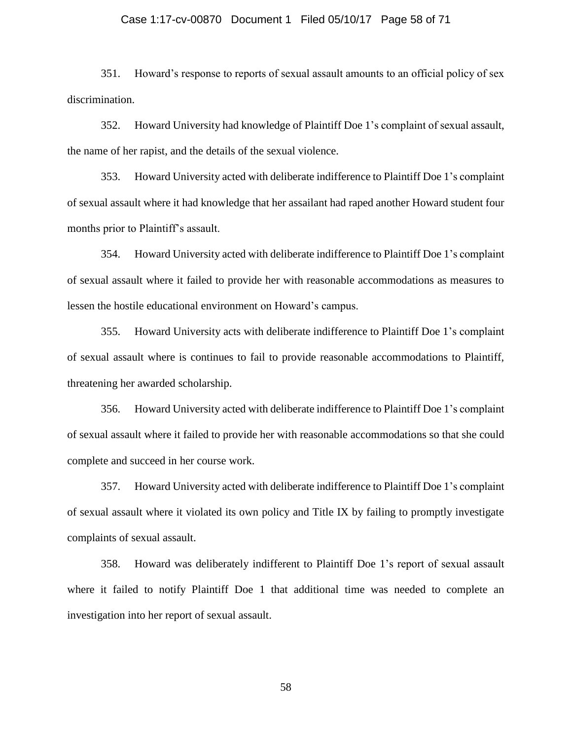351. Howard's response to reports of sexual assault amounts to an official policy of sex discrimination.

352. Howard University had knowledge of Plaintiff Doe 1's complaint of sexual assault, the name of her rapist, and the details of the sexual violence.

353. Howard University acted with deliberate indifference to Plaintiff Doe 1's complaint of sexual assault where it had knowledge that her assailant had raped another Howard student four months prior to Plaintiff's assault.

354. Howard University acted with deliberate indifference to Plaintiff Doe 1's complaint of sexual assault where it failed to provide her with reasonable accommodations as measures to lessen the hostile educational environment on Howard's campus.

355. Howard University acts with deliberate indifference to Plaintiff Doe 1's complaint of sexual assault where is continues to fail to provide reasonable accommodations to Plaintiff, threatening her awarded scholarship.

356. Howard University acted with deliberate indifference to Plaintiff Doe 1's complaint of sexual assault where it failed to provide her with reasonable accommodations so that she could complete and succeed in her course work.

357. Howard University acted with deliberate indifference to Plaintiff Doe 1's complaint of sexual assault where it violated its own policy and Title IX by failing to promptly investigate complaints of sexual assault.

358. Howard was deliberately indifferent to Plaintiff Doe 1's report of sexual assault where it failed to notify Plaintiff Doe 1 that additional time was needed to complete an investigation into her report of sexual assault.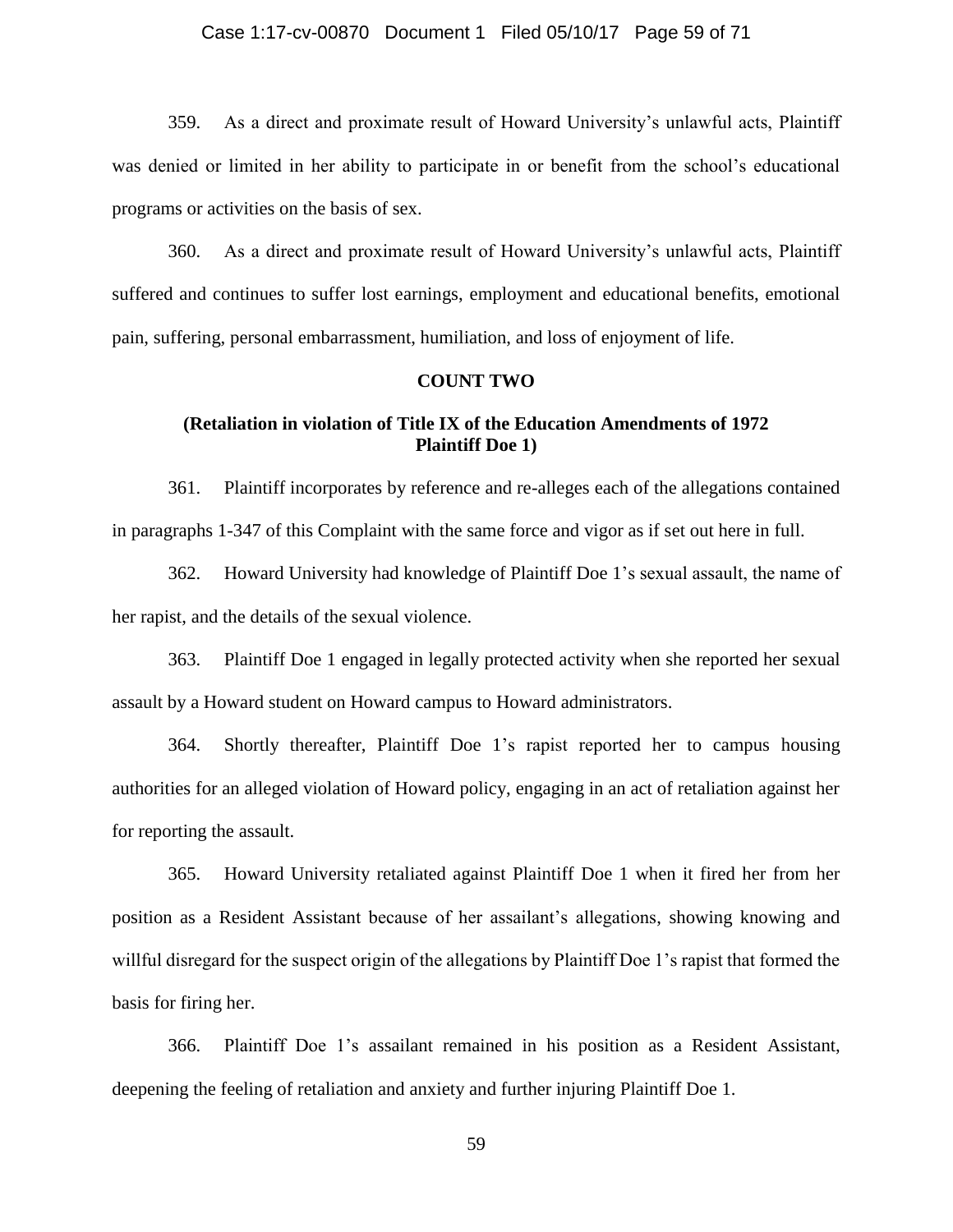359. As a direct and proximate result of Howard University's unlawful acts, Plaintiff was denied or limited in her ability to participate in or benefit from the school's educational programs or activities on the basis of sex.

360. As a direct and proximate result of Howard University's unlawful acts, Plaintiff suffered and continues to suffer lost earnings, employment and educational benefits, emotional pain, suffering, personal embarrassment, humiliation, and loss of enjoyment of life.

## COUNT TWO

### (Retaliation in violation of Title IX of the Education Amendments of 1972 Plaintiff Doe 1)

361. Plaintiff incorporates by reference and re-alleges each of the allegations contained in paragraphs 1-347 of this Complaint with the same force and vigor as if set out here in full.

362. Howard University had knowledge of Plaintiff Doe 1's sexual assault, the name of her rapist, and the details of the sexual violence.

363. Plaintiff Doe 1 engaged in legally protected activity when she reported her sexual assault by a Howard student on Howard campus to Howard administrators.

364. Shortly thereafter, Plaintiff Doe 1's rapist reported her to campus housing authorities for an alleged violation of Howard policy, engaging in an act of retaliation against her for reporting the assault.

365. Howard University retaliated against Plaintiff Doe 1 when it fired her from her position as a Resident Assistant because of her assailant's allegations, showing knowing and willful disregard for the suspect origin of the allegations by Plaintiff Doe 1's rapist that formed the basis for firing her.

366. Plaintiff Doe 1's assailant remained in his position as a Resident Assistant, deepening the feeling of retaliation and anxiety and further injuring Plaintiff Doe 1.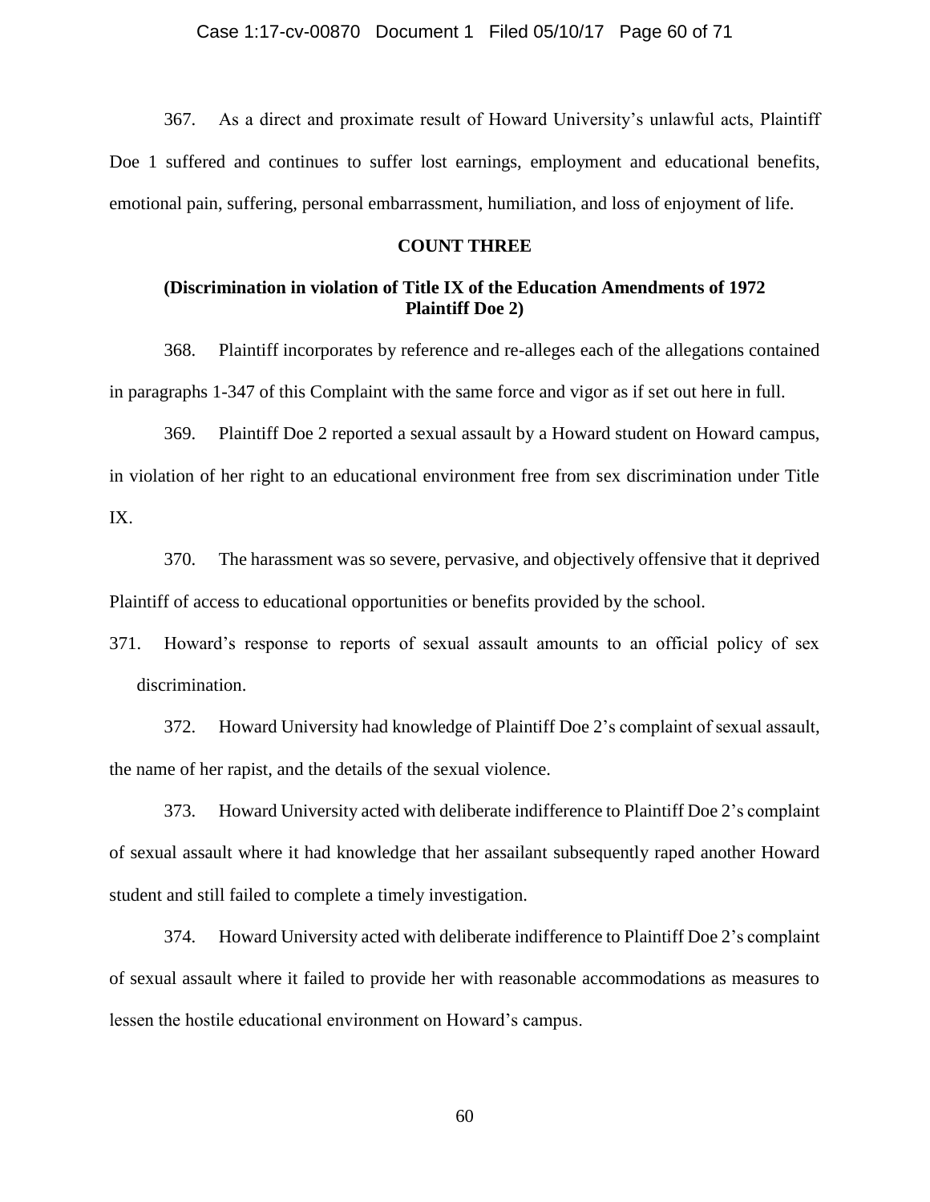367. As a direct and proximate result of Howard University's unlawful acts, Plaintiff Doe 1 suffered and continues to suffer lost earnings, employment and educational benefits, emotional pain, suffering, personal embarrassment, humiliation, and loss of enjoyment of life.

## COUNT THREE

### (Discrimination in violation of Title IX of the Education Amendments of 1972 Plaintiff Doe 2)

368. Plaintiff incorporates by reference and re-alleges each of the allegations contained in paragraphs 1-347 of this Complaint with the same force and vigor as if set out here in full.

369. Plaintiff Doe 2 reported a sexual assault by a Howard student on Howard campus, in violation of her right to an educational environment free from sex discrimination under Title IX.

370. The harassment was so severe, pervasive, and objectively offensive that it deprived Plaintiff of access to educational opportunities or benefits provided by the school.

371. Howard's response to reports of sexual assault amounts to an official policy of sex discrimination.

372. Howard University had knowledge of Plaintiff Doe 2's complaint of sexual assault, the name of her rapist, and the details of the sexual violence.

373. Howard University acted with deliberate indifference to Plaintiff Doe 2's complaint of sexual assault where it had knowledge that her assailant subsequently raped another Howard student and still failed to complete a timely investigation.

374. Howard University acted with deliberate indifference to Plaintiff Doe 2's complaint of sexual assault where it failed to provide her with reasonable accommodations as measures to lessen the hostile educational environment on Howard's campus.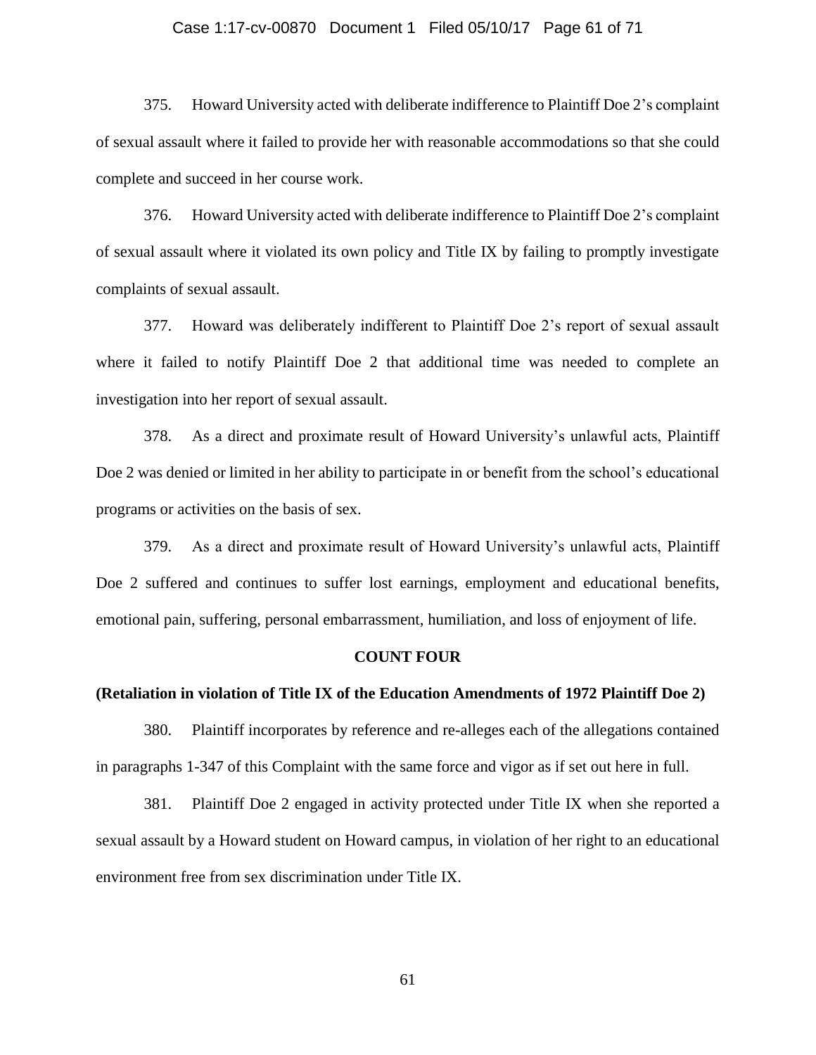375. Howard University acted with deliberate indifference to Plaintiff Doe 2's complaint of sexual assault where it failed to provide her with reasonable accommodations so that she could complete and succeed in her course work.

376. Howard University acted with deliberate indifference to Plaintiff Doe 2's complaint of sexual assault where it violated its own policy and Title IX by failing to promptly investigate complaints of sexual assault.

377. Howard was deliberately indifferent to Plaintiff Doe 2's report of sexual assault where it failed to notify Plaintiff Doe 2 that additional time was needed to complete an investigation into her report of sexual assault.

378. As a direct and proximate result of Howard University's unlawful acts, Plaintiff Doe 2 was denied or limited in her ability to participate in or benefit from the school's educational programs or activities on the basis of sex.

379. As a direct and proximate result of Howard University's unlawful acts, Plaintiff Doe 2 suffered and continues to suffer lost earnings, employment and educational benefits, emotional pain, suffering, personal embarrassment, humiliation, and loss of enjoyment of life.

**COUNT FOUR**

**(Retaliation in violation of Title IX of the Education Amendments of 1972 Plaintiff Doe 2)**

380. Plaintiff incorporates by reference and re-alleges each of the allegations contained in paragraphs 1-347 of this Complaint with the same force and vigor as if set out here in full.

381. Plaintiff Doe 2 engaged in activity protected under Title IX when she reported a sexual assault by a Howard student on Howard campus, in violation of her right to an educational environment free from sex discrimination under Title IX.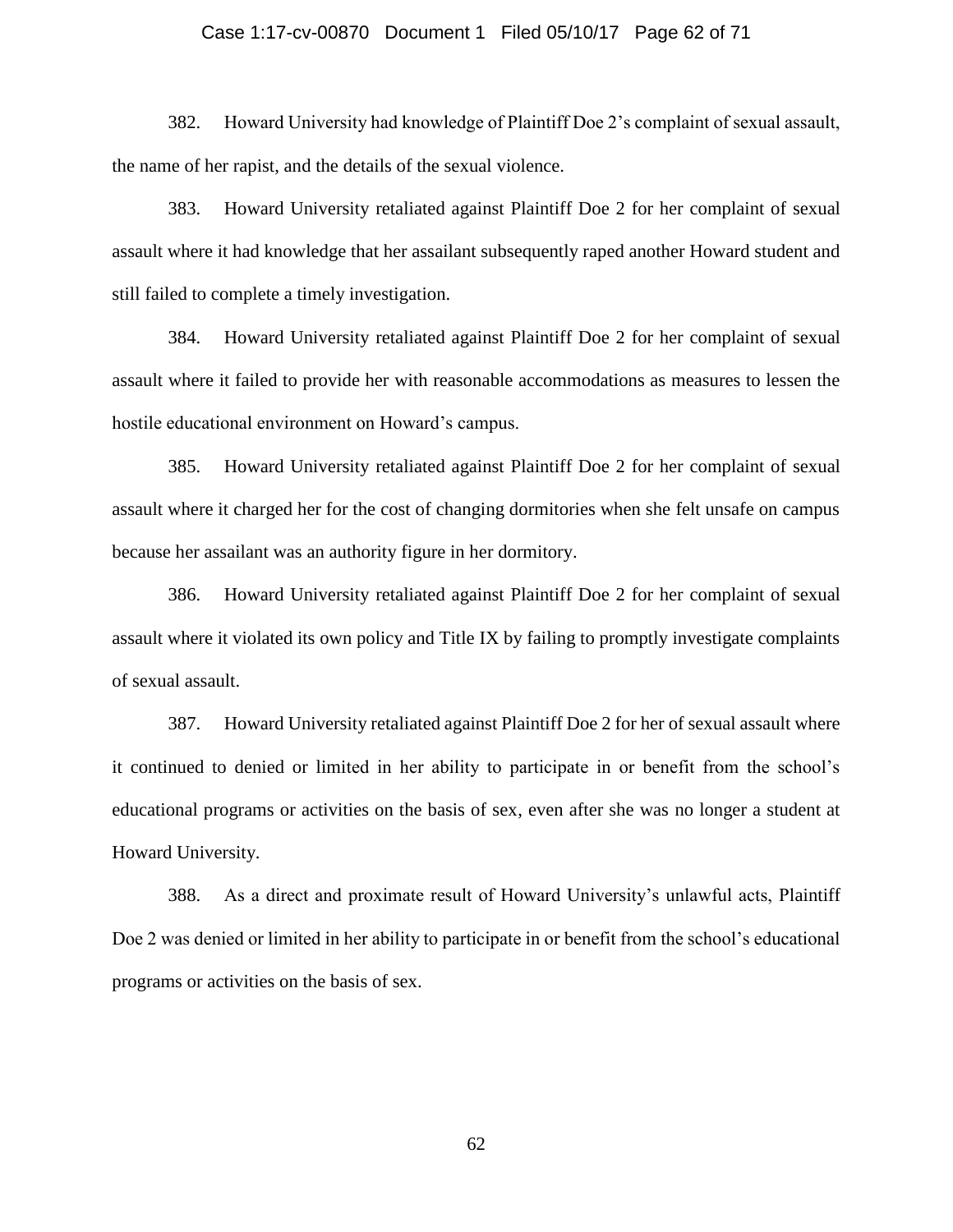382. Howard University had knowledge of Plaintiff Doe 2's complaint of sexual assault, the name of her rapist, and the details of the sexual violence.

383. Howard University retaliated against Plaintiff Doe 2 for her complaint of sexual assault where it had knowledge that her assailant subsequently raped another Howard student and still failed to complete a timely investigation.

384. Howard University retaliated against Plaintiff Doe 2 for her complaint of sexual assault where it failed to provide her with reasonable accommodations as measures to lessen the hostile educational environment on Howard's campus.

385. Howard University retaliated against Plaintiff Doe 2 for her complaint of sexual assault where it charged her for the cost of changing dormitories when she felt unsafe on campus because her assailant was an authority figure in her dormitory.

386. Howard University retaliated against Plaintiff Doe 2 for her complaint of sexual assault where it violated its own policy and Title IX by failing to promptly investigate complaints of sexual assault.

387. Howard University retaliated against Plaintiff Doe 2 for her of sexual assault where it continued to denied or limited in her ability to participate in or benefit from the school's educational programs or activities on the basis of sex, even after she was no longer a student at Howard University.

388. As a direct and proximate result of Howard University's unlawful acts, Plaintiff Doe 2 was denied or limited in her ability to participate in or benefit from the school's educational programs or activities on the basis of sex.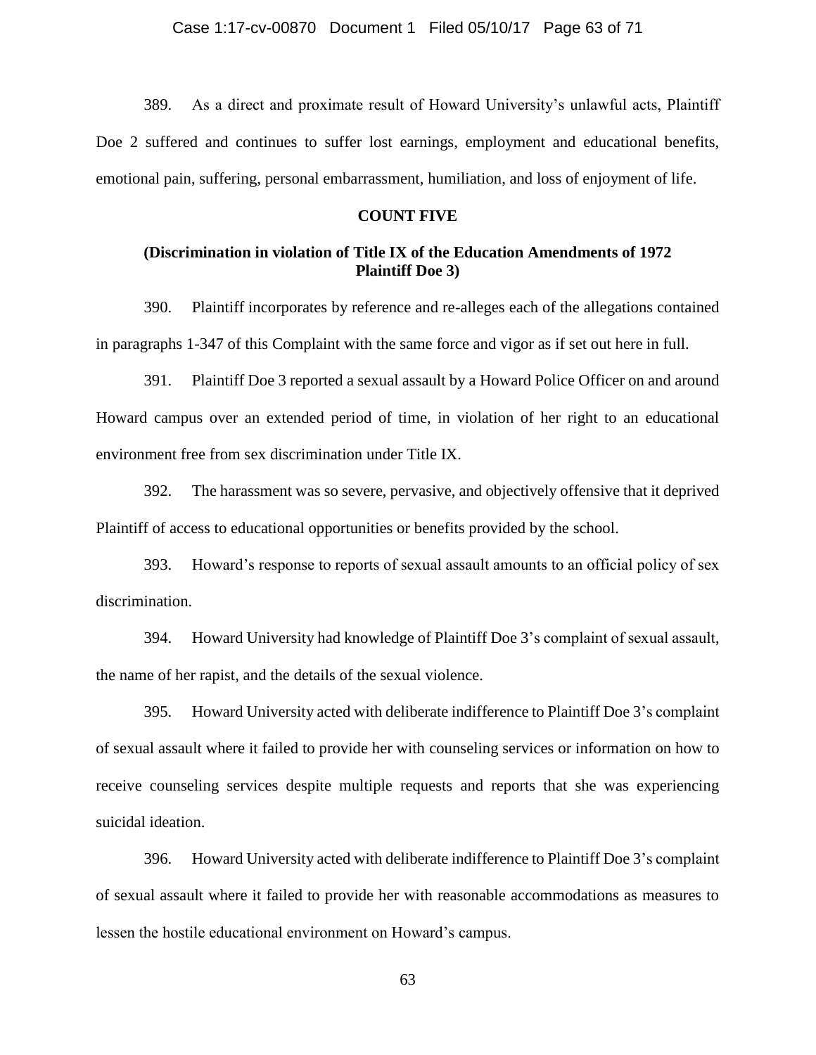389. As a direct and proximate result of Howard University's unlawful acts, Plaintiff Doe 2 suffered and continues to suffer lost earnings, employment and educational benefits, emotional pain, suffering, personal embarrassment, humiliation, and loss of enjoyment of life.

**COUNT FIVE**

**(Discrimination in violation of Title IX of the Education Amendments of 1972 Plaintiff Doe 3)**

390. Plaintiff incorporates by reference and re-alleges each of the allegations contained in paragraphs 1-347 of this Complaint with the same force and vigor as if set out here in full.

391. Plaintiff Doe 3 reported a sexual assault by a Howard Police Officer on and around Howard campus over an extended period of time, in violation of her right to an educational environment free from sex discrimination under Title IX.

392. The harassment was so severe, pervasive, and objectively offensive that it deprived Plaintiff of access to educational opportunities or benefits provided by the school.

393. Howard's response to reports of sexual assault amounts to an official policy of sex discrimination.

394. Howard University had knowledge of Plaintiff Doe 3's complaint of sexual assault, the name of her rapist, and the details of the sexual violence.

395. Howard University acted with deliberate indifference to Plaintiff Doe 3's complaint of sexual assault where it failed to provide her with counseling services or information on how to receive counseling services despite multiple requests and reports that she was experiencing suicidal ideation.

396. Howard University acted with deliberate indifference to Plaintiff Doe 3's complaint of sexual assault where it failed to provide her with reasonable accommodations as measures to lessen the hostile educational environment on Howard's campus.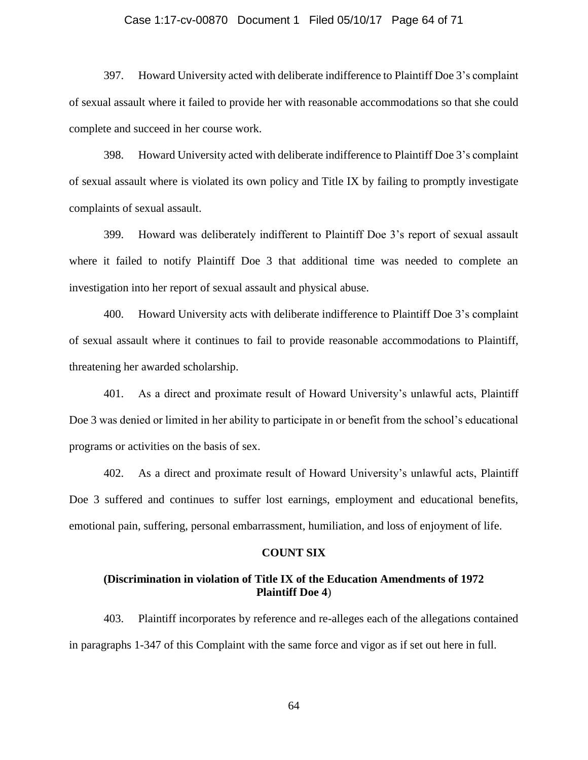397. Howard University acted with deliberate indifference to Plaintiff Doe 3's complaint of sexual assault where it failed to provide her with reasonable accommodations so that she could complete and succeed in her course work.

398. Howard University acted with deliberate indifference to Plaintiff Doe 3's complaint of sexual assault where is violated its own policy and Title IX by failing to promptly investigate complaints of sexual assault.

399. Howard was deliberately indifferent to Plaintiff Doe 3's report of sexual assault where it failed to notify Plaintiff Doe 3 that additional time was needed to complete an investigation into her report of sexual assault and physical abuse.

400. Howard University acts with deliberate indifference to Plaintiff Doe 3's complaint of sexual assault where it continues to fail to provide reasonable accommodations to Plaintiff, threatening her awarded scholarship.

401. As a direct and proximate result of Howard University's unlawful acts, Plaintiff Doe 3 was denied or limited in her ability to participate in or benefit from the school's educational programs or activities on the basis of sex.

402. As a direct and proximate result of Howard University's unlawful acts, Plaintiff Doe 3 suffered and continues to suffer lost earnings, employment and educational benefits, emotional pain, suffering, personal embarrassment, humiliation, and loss of enjoyment of life.

**COUNT SIX**

**(Discrimination in violation of Title IX of the Education Amendments of 1972 Plaintiff Doe 4)**

403. Plaintiff incorporates by reference and re-alleges each of the allegations contained in paragraphs 1-347 of this Complaint with the same force and vigor as if set out here in full.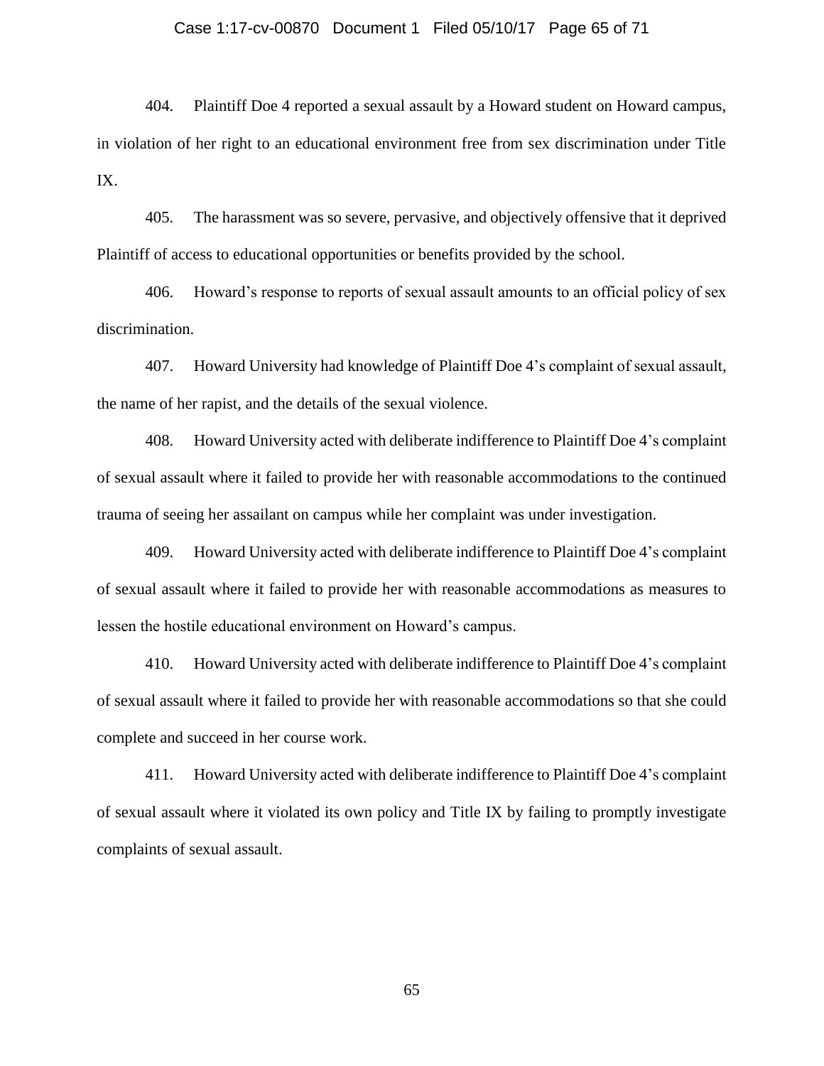404. Plaintiff Doe 4 reported a sexual assault by a Howard student on Howard campus, in violation of her right to an educational environment free from sex discrimination under Title IX.

405. The harassment was so severe, pervasive, and objectively offensive that it deprived Plaintiff of access to educational opportunities or benefits provided by the school.

406. Howard's response to reports of sexual assault amounts to an official policy of sex discrimination.

407. Howard University had knowledge of Plaintiff Doe 4's complaint of sexual assault, the name of her rapist, and the details of the sexual violence.

408. Howard University acted with deliberate indifference to Plaintiff Doe 4's complaint of sexual assault where it failed to provide her with reasonable accommodations to the continued trauma of seeing her assailant on campus while her complaint was under investigation.

409. Howard University acted with deliberate indifference to Plaintiff Doe 4's complaint of sexual assault where it failed to provide her with reasonable accommodations as measures to lessen the hostile educational environment on Howard's campus.

410. Howard University acted with deliberate indifference to Plaintiff Doe 4's complaint of sexual assault where it failed to provide her with reasonable accommodations so that she could complete and succeed in her course work.

411. Howard University acted with deliberate indifference to Plaintiff Doe 4's complaint of sexual assault where it violated its own policy and Title IX by failing to promptly investigate complaints of sexual assault.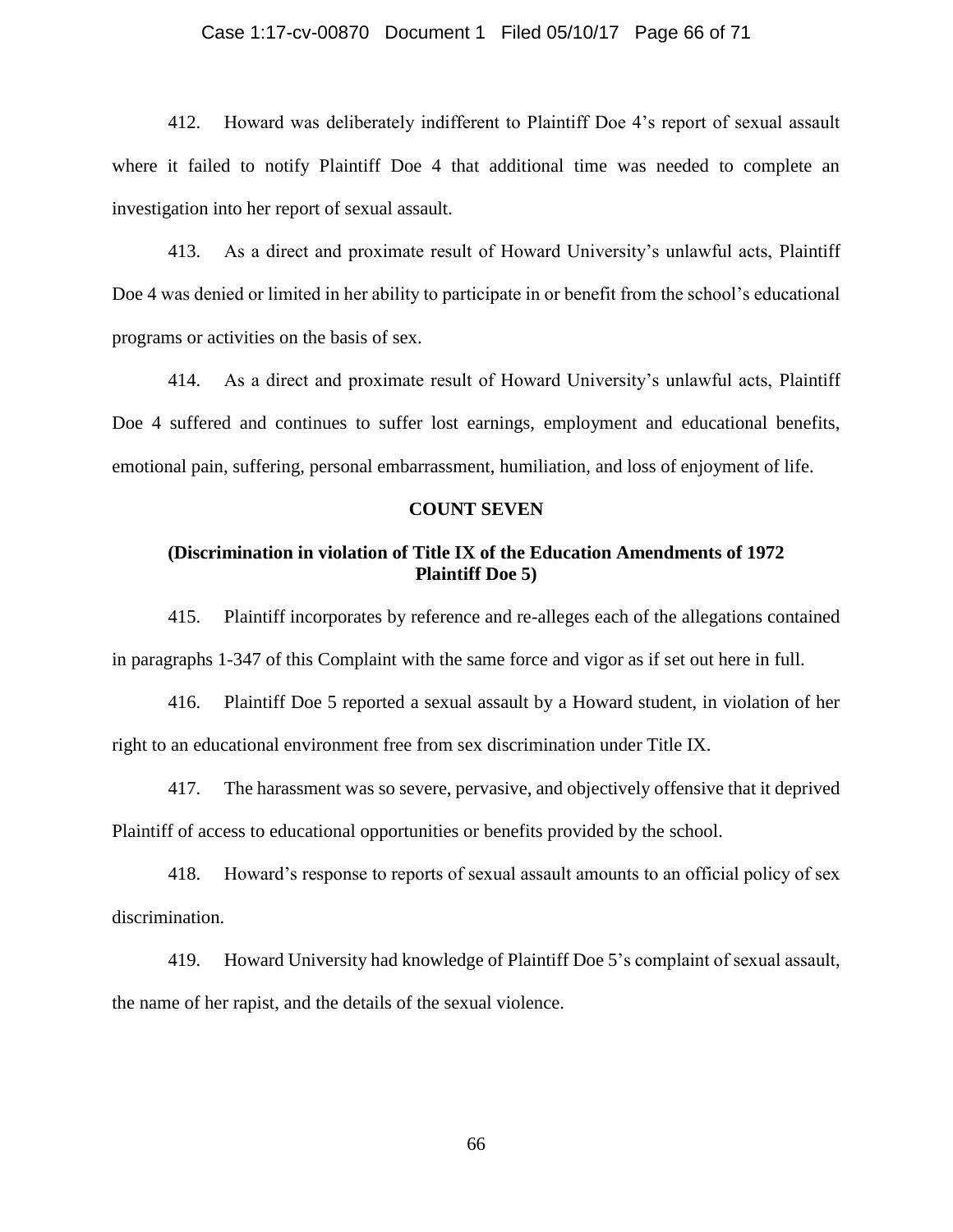412. Howard was deliberately indifferent to Plaintiff Doe 4's report of sexual assault where it failed to notify Plaintiff Doe 4 that additional time was needed to complete an investigation into her report of sexual assault.

413. As a direct and proximate result of Howard University's unlawful acts, Plaintiff Doe 4 was denied or limited in her ability to participate in or benefit from the school's educational programs or activities on the basis of sex.

414. As a direct and proximate result of Howard University's unlawful acts, Plaintiff Doe 4 suffered and continues to suffer lost earnings, employment and educational benefits, emotional pain, suffering, personal embarrassment, humiliation, and loss of enjoyment of life.

**COUNT SEVEN**

**(Discrimination in violation of Title IX of the Education Amendments of 1972 Plaintiff Doe 5)**

415. Plaintiff incorporates by reference and re-alleges each of the allegations contained in paragraphs 1-347 of this Complaint with the same force and vigor as if set out here in full.

416. Plaintiff Doe 5 reported a sexual assault by a Howard student, in violation of her right to an educational environment free from sex discrimination under Title IX.

417. The harassment was so severe, pervasive, and objectively offensive that it deprived Plaintiff of access to educational opportunities or benefits provided by the school.

418. Howard's response to reports of sexual assault amounts to an official policy of sex discrimination.

419. Howard University had knowledge of Plaintiff Doe 5's complaint of sexual assault, the name of her rapist, and the details of the sexual violence.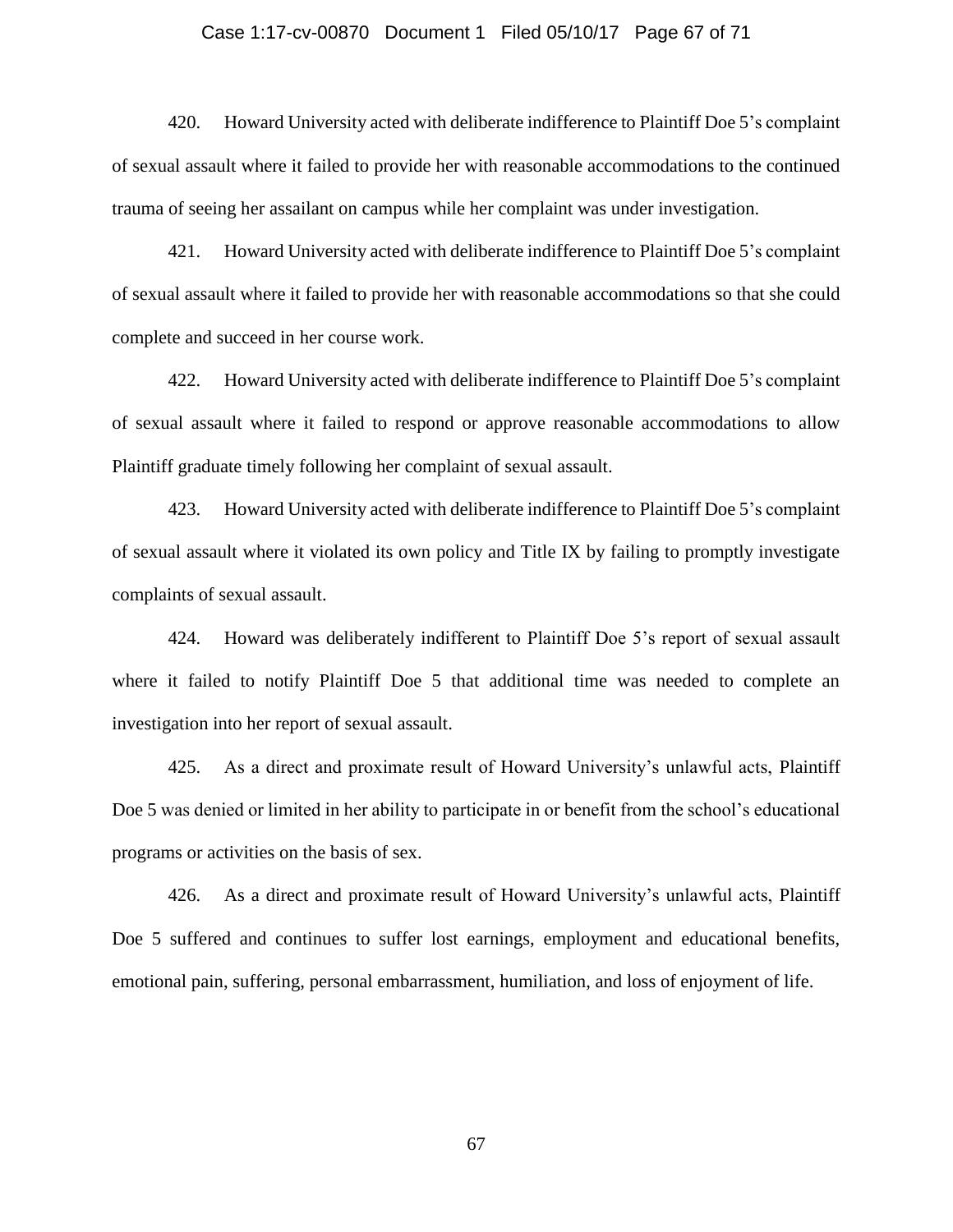420. Howard University acted with deliberate indifference to Plaintiff Doe 5's complaint of sexual assault where it failed to provide her with reasonable accommodations to the continued trauma of seeing her assailant on campus while her complaint was under investigation.

421. Howard University acted with deliberate indifference to Plaintiff Doe 5's complaint of sexual assault where it failed to provide her with reasonable accommodations so that she could complete and succeed in her course work.

422. Howard University acted with deliberate indifference to Plaintiff Doe 5's complaint of sexual assault where it failed to respond or approve reasonable accommodations to allow Plaintiff graduate timely following her complaint of sexual assault.

423. Howard University acted with deliberate indifference to Plaintiff Doe 5's complaint of sexual assault where it violated its own policy and Title IX by failing to promptly investigate complaints of sexual assault.

424. Howard was deliberately indifferent to Plaintiff Doe 5's report of sexual assault where it failed to notify Plaintiff Doe 5 that additional time was needed to complete an investigation into her report of sexual assault.

425. As a direct and proximate result of Howard University's unlawful acts, Plaintiff Doe 5 was denied or limited in her ability to participate in or benefit from the school's educational programs or activities on the basis of sex.

426. As a direct and proximate result of Howard University's unlawful acts, Plaintiff Doe 5 suffered and continues to suffer lost earnings, employment and educational benefits, emotional pain, suffering, personal embarrassment, humiliation, and loss of enjoyment of life.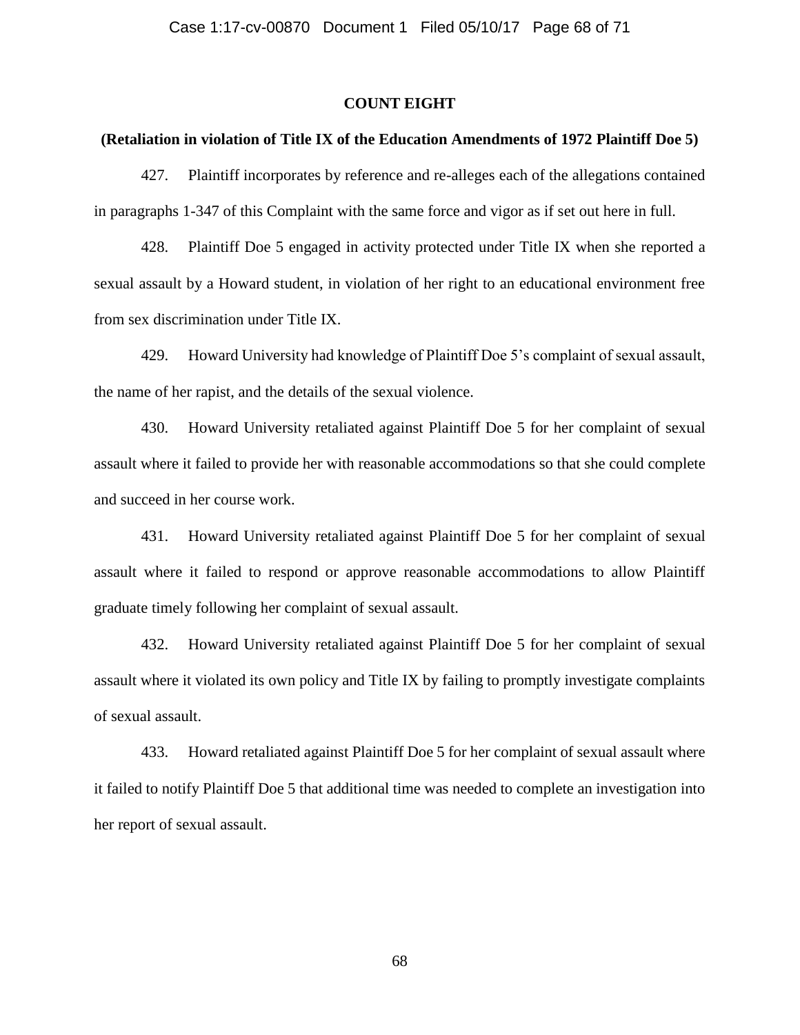## COUNT EIGHT

**(Retaliation in violation of Title IX of the Education Amendments of 1972 Plaintiff Doe 5)**

427. Plaintiff incorporates by reference and re-alleges each of the allegations contained in paragraphs 1-347 of this Complaint with the same force and vigor as if set out here in full.

428. Plaintiff Doe 5 engaged in activity protected under Title IX when she reported a sexual assault by a Howard student, in violation of her right to an educational environment free from sex discrimination under Title IX.

429. Howard University had knowledge of Plaintiff Doe 5's complaint of sexual assault, the name of her rapist, and the details of the sexual violence.

430. Howard University retaliated against Plaintiff Doe 5 for her complaint of sexual assault where it failed to provide her with reasonable accommodations so that she could complete and succeed in her course work.

431. Howard University retaliated against Plaintiff Doe 5 for her complaint of sexual assault where it failed to respond or approve reasonable accommodations to allow Plaintiff graduate timely following her complaint of sexual assault.

432. Howard University retaliated against Plaintiff Doe 5 for her complaint of sexual assault where it violated its own policy and Title IX by failing to promptly investigate complaints of sexual assault.

433. Howard retaliated against Plaintiff Doe 5 for her complaint of sexual assault where it failed to notify Plaintiff Doe 5 that additional time was needed to complete an investigation into her report of sexual assault.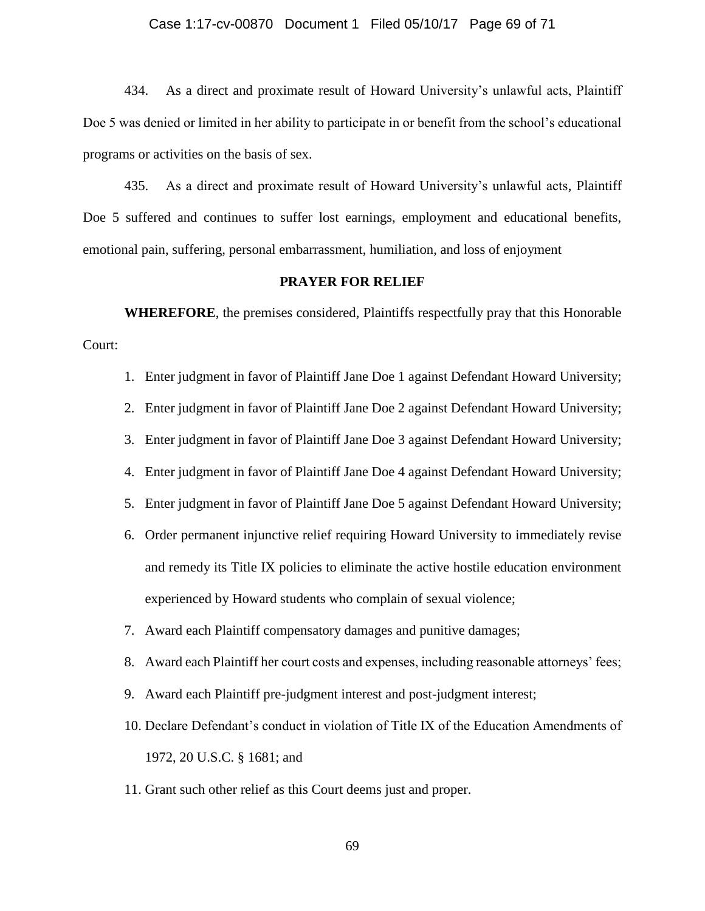434. As a direct and proximate result of Howard University's unlawful acts, Plaintiff Doe 5 was denied or limited in her ability to participate in or benefit from the school's educational programs or activities on the basis of sex.

435. As a direct and proximate result of Howard University's unlawful acts, Plaintiff Doe 5 suffered and continues to suffer lost earnings, employment and educational benefits, emotional pain, suffering, personal embarrassment, humiliation, and loss of enjoyment

## PRAYER FOR RELIEF

**WHEREFORE**, the premises considered, Plaintiffs respectfully pray that this Honorable Court:

1. Enter judgment in favor of Plaintiff Jane Doe 1 against Defendant Howard University;
2. Enter judgment in favor of Plaintiff Jane Doe 2 against Defendant Howard University;
3. Enter judgment in favor of Plaintiff Jane Doe 3 against Defendant Howard University;
4. Enter judgment in favor of Plaintiff Jane Doe 4 against Defendant Howard University;
5. Enter judgment in favor of Plaintiff Jane Doe 5 against Defendant Howard University;
6. Order permanent injunctive relief requiring Howard University to immediately revise and remedy its Title IX policies to eliminate the active hostile education environment experienced by Howard students who complain of sexual violence;
7. Award each Plaintiff compensatory damages and punitive damages;
8. Award each Plaintiff her court costs and expenses, including reasonable attorneys' fees;
9. Award each Plaintiff pre-judgment interest and post-judgment interest;
10. Declare Defendant's conduct in violation of Title IX of the Education Amendments of 1972, 20 U.S.C. § 1681; and
11. Grant such other relief as this Court deems just and proper.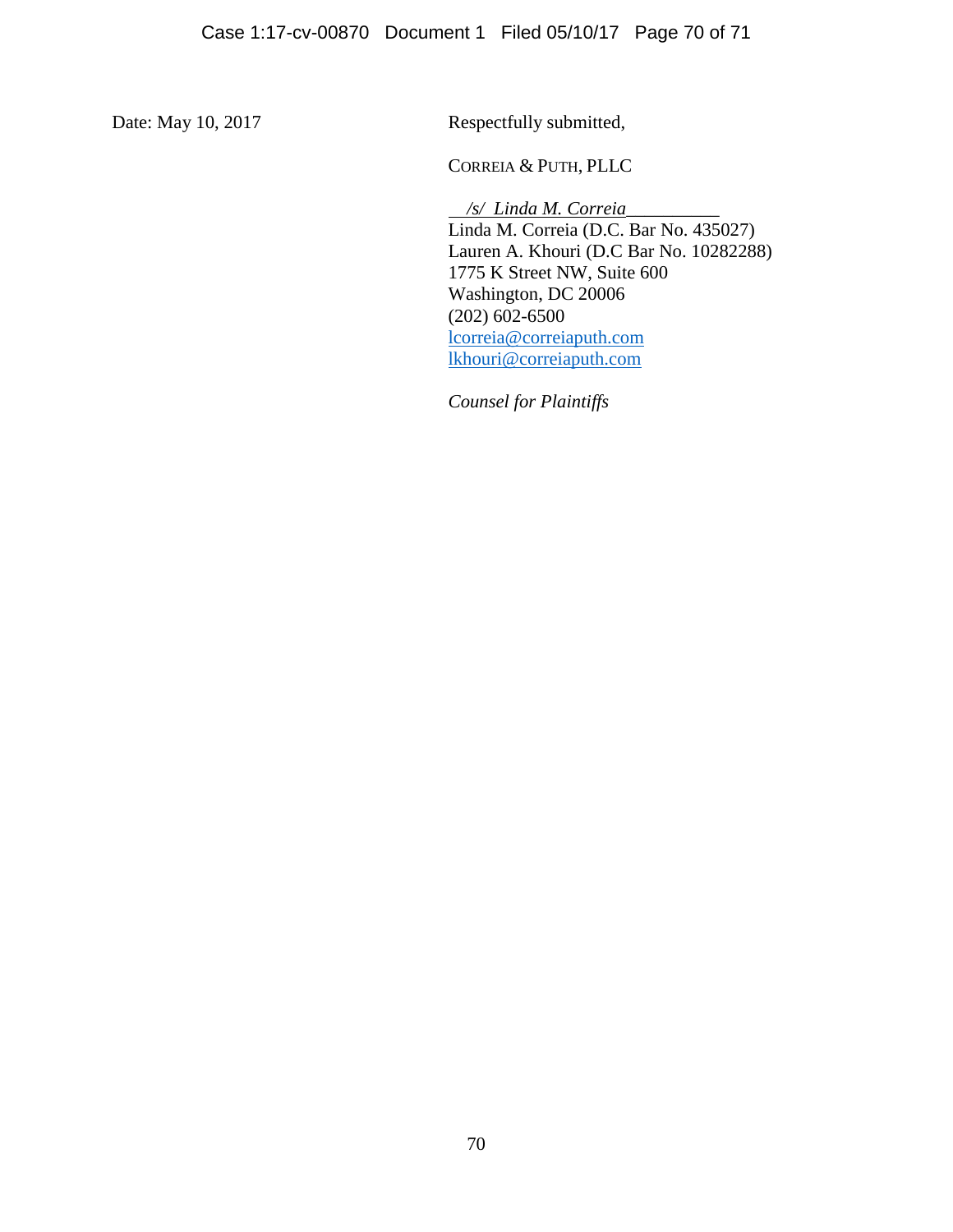Date: May 10, 2017

Respectfully submitted,

CORREIA & PUTH, PLLC

*/s/ Linda M. Correia*

Linda M. Correia (D.C. Bar No. 435027)
Lauren A. Khouri (D.C Bar No. 10282288)
1775 K Street NW, Suite 600
Washington, DC 20006
(202) 602-6500
lcorreia@correiaputh.com
lkhouri@correiaputh.com

*Counsel for Plaintiffs*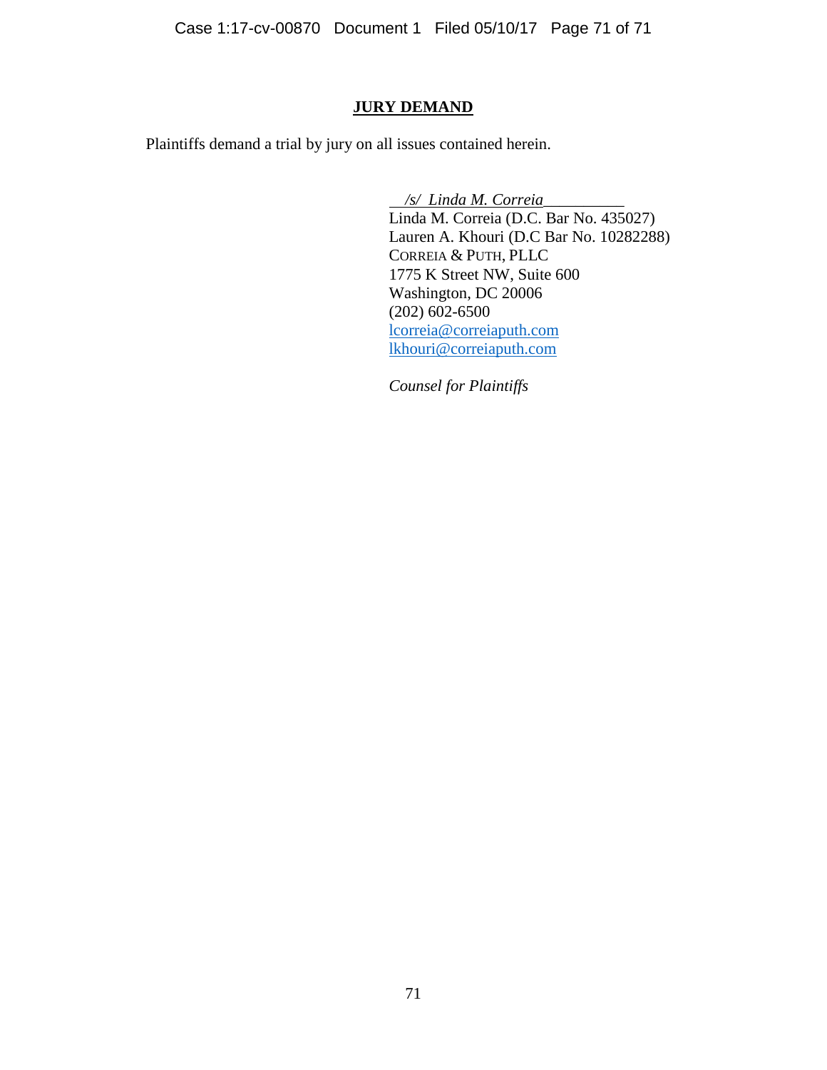**JURY DEMAND**

Plaintiffs demand a trial by jury on all issues contained herein.

*/s/ Linda M. Correia*
Linda M. Correia (D.C. Bar No. 435027)
Lauren A. Khouri (D.C Bar No. 10282288)
CORREIA & PUTH, PLLC
1775 K Street NW, Suite 600
Washington, DC 20006
(202) 602-6500
lcorreia@correiaputh.com
lkhouri@correiaputh.com

*Counsel for Plaintiffs*